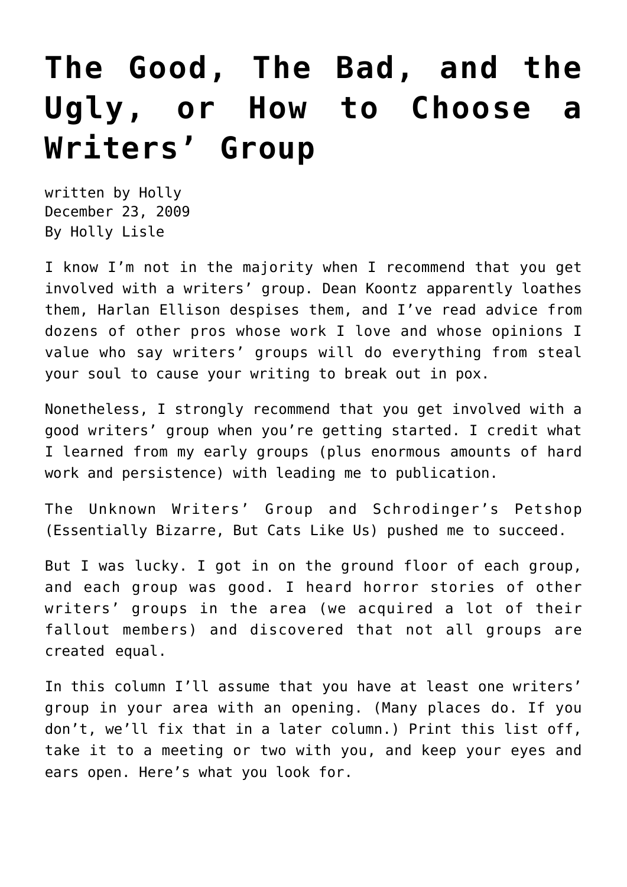# The Good, The Bad, and the Ugly, or How to Choose a Writers' Group

written by Holly
December 23, 2009
By Holly Lisle

I know I'm not in the majority when I recommend that you get involved with a writers' group. Dean Koontz apparently loathes them, Harlan Ellison despises them, and I've read advice from dozens of other pros whose work I love and whose opinions I value who say writers' groups will do everything from steal your soul to cause your writing to break out in pox.

Nonetheless, I strongly recommend that you get involved with a good writers' group when you're getting started. I credit what I learned from my early groups (plus enormous amounts of hard work and persistence) with leading me to publication.

The Unknown Writers' Group and Schrodinger's Petshop (Essentially Bizarre, But Cats Like Us) pushed me to succeed.

But I was lucky. I got in on the ground floor of each group, and each group was good. I heard horror stories of other writers' groups in the area (we acquired a lot of their fallout members) and discovered that not all groups are created equal.

In this column I'll assume that you have at least one writers' group in your area with an opening. (Many places do. If you don't, we'll fix that in a later column.) Print this list off, take it to a meeting or two with you, and keep your eyes and ears open. Here's what you look for.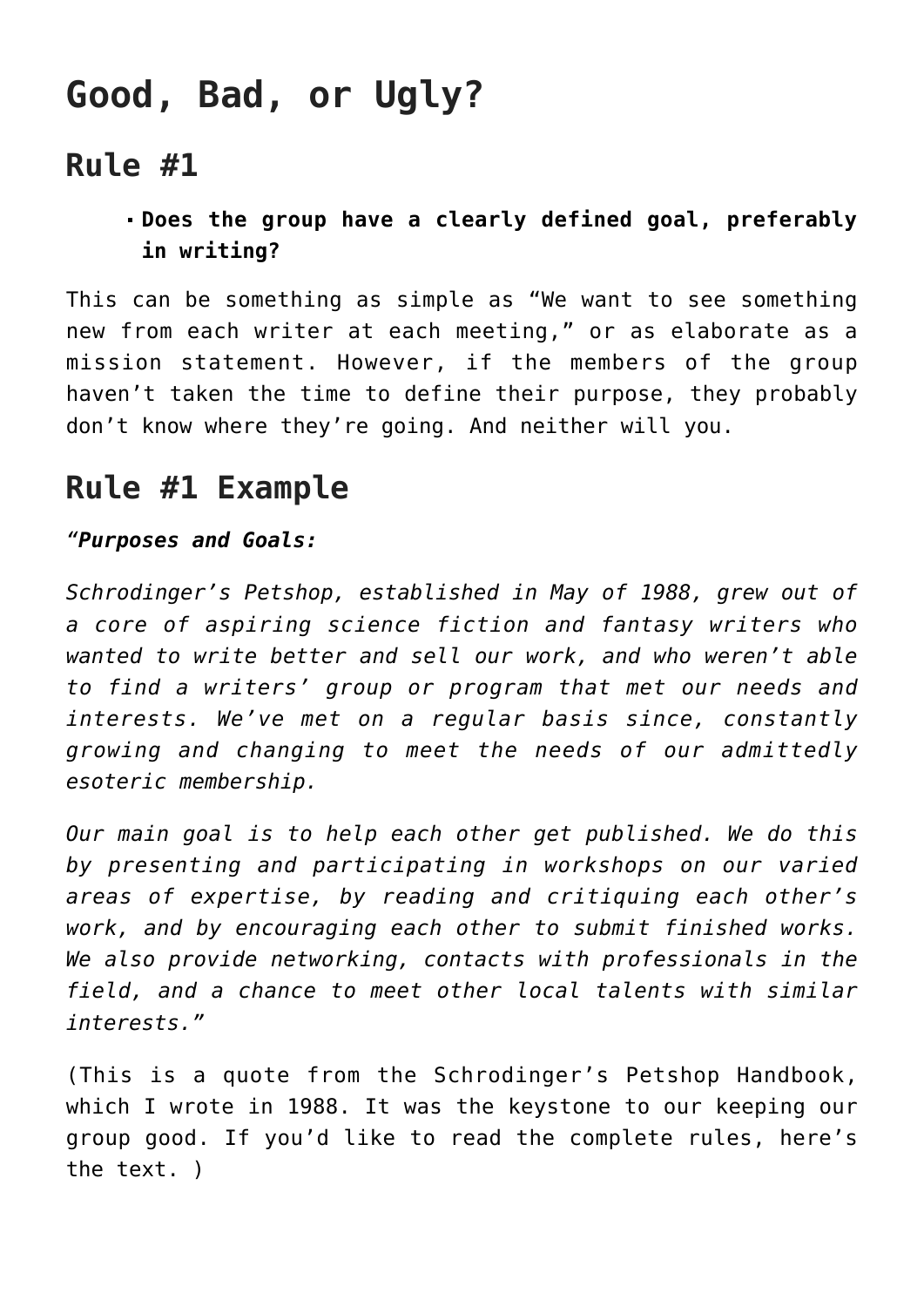# Good, Bad, or Ugly?

## Rule #1

- **Does the group have a clearly defined goal, preferably in writing?**

This can be something as simple as "We want to see something new from each writer at each meeting," or as elaborate as a mission statement. However, if the members of the group haven't taken the time to define their purpose, they probably don't know where they're going. And neither will you.

## Rule #1 Example

*"**Purposes and Goals:***

*Schrodinger's Petshop, established in May of 1988, grew out of a core of aspiring science fiction and fantasy writers who wanted to write better and sell our work, and who weren't able to find a writers' group or program that met our needs and interests. We've met on a regular basis since, constantly growing and changing to meet the needs of our admittedly esoteric membership.*

*Our main goal is to help each other get published. We do this by presenting and participating in workshops on our varied areas of expertise, by reading and critiquing each other's work, and by encouraging each other to submit finished works. We also provide networking, contacts with professionals in the field, and a chance to meet other local talents with similar interests."*

(This is a quote from the Schrodinger's Petshop Handbook, which I wrote in 1988. It was the keystone to our keeping our group good. If you'd like to read the complete rules, here's the text. )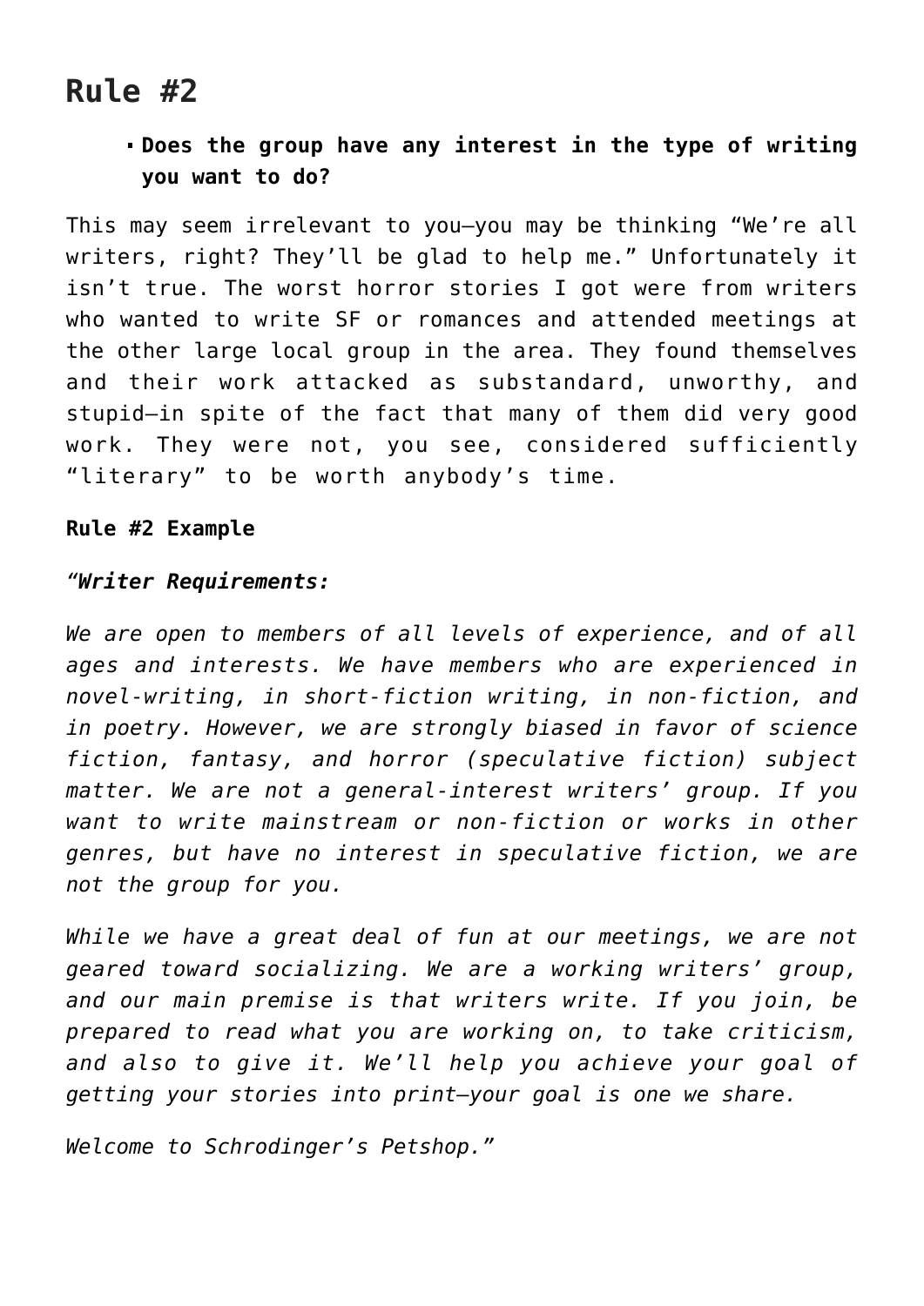## Rule #2

- **Does the group have any interest in the type of writing you want to do?**

This may seem irrelevant to you—you may be thinking "We're all writers, right? They'll be glad to help me." Unfortunately it isn't true. The worst horror stories I got were from writers who wanted to write SF or romances and attended meetings at the other large local group in the area. They found themselves and their work attacked as substandard, unworthy, and stupid—in spite of the fact that many of them did very good work. They were not, you see, considered sufficiently "literary" to be worth anybody's time.

**Rule #2 Example**

*"**Writer Requirements:***

*We are open to members of all levels of experience, and of all ages and interests. We have members who are experienced in novel-writing, in short-fiction writing, in non-fiction, and in poetry. However, we are strongly biased in favor of science fiction, fantasy, and horror (speculative fiction) subject matter. We are not a general-interest writers' group. If you want to write mainstream or non-fiction or works in other genres, but have no interest in speculative fiction, we are not the group for you.*

*While we have a great deal of fun at our meetings, we are not geared toward socializing. We are a working writers' group, and our main premise is that writers write. If you join, be prepared to read what you are working on, to take criticism, and also to give it. We'll help you achieve your goal of getting your stories into print—your goal is one we share.*

*Welcome to Schrodinger's Petshop."*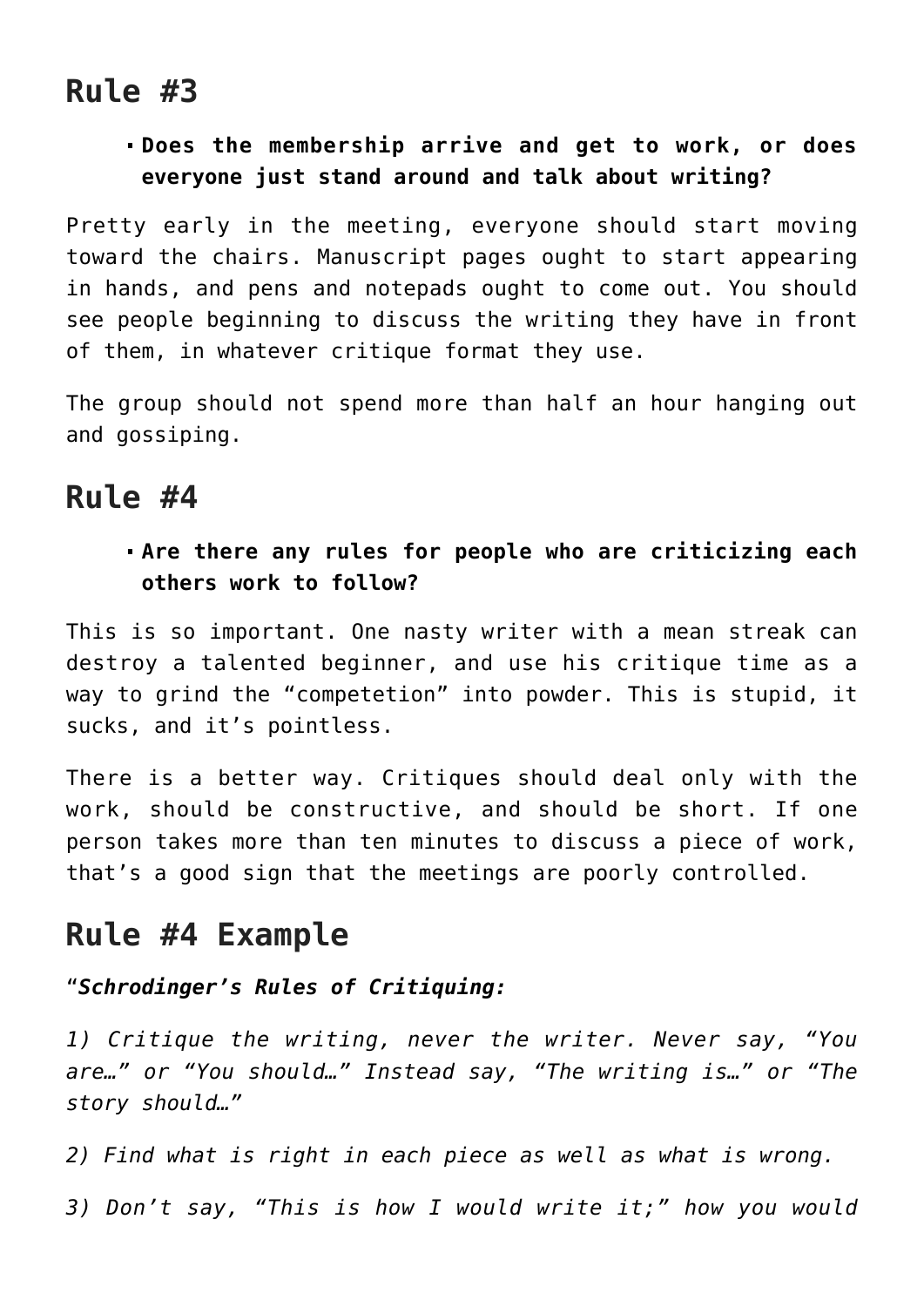## Rule #3

- **Does the membership arrive and get to work, or does everyone just stand around and talk about writing?**

Pretty early in the meeting, everyone should start moving toward the chairs. Manuscript pages ought to start appearing in hands, and pens and notepads ought to come out. You should see people beginning to discuss the writing they have in front of them, in whatever critique format they use.

The group should not spend more than half an hour hanging out and gossiping.

## Rule #4

- **Are there any rules for people who are criticizing each others work to follow?**

This is so important. One nasty writer with a mean streak can destroy a talented beginner, and use his critique time as a way to grind the "competetion" into powder. This is stupid, it sucks, and it's pointless.

There is a better way. Critiques should deal only with the work, should be constructive, and should be short. If one person takes more than ten minutes to discuss a piece of work, that's a good sign that the meetings are poorly controlled.

## Rule #4 Example

"***Schrodinger's Rules of Critiquing:***

*1) Critique the writing, never the writer. Never say, "You are…" or "You should…" Instead say, "The writing is…" or "The story should…"*

*2) Find what is right in each piece as well as what is wrong.*

*3) Don't say, "This is how I would write it;" how you would*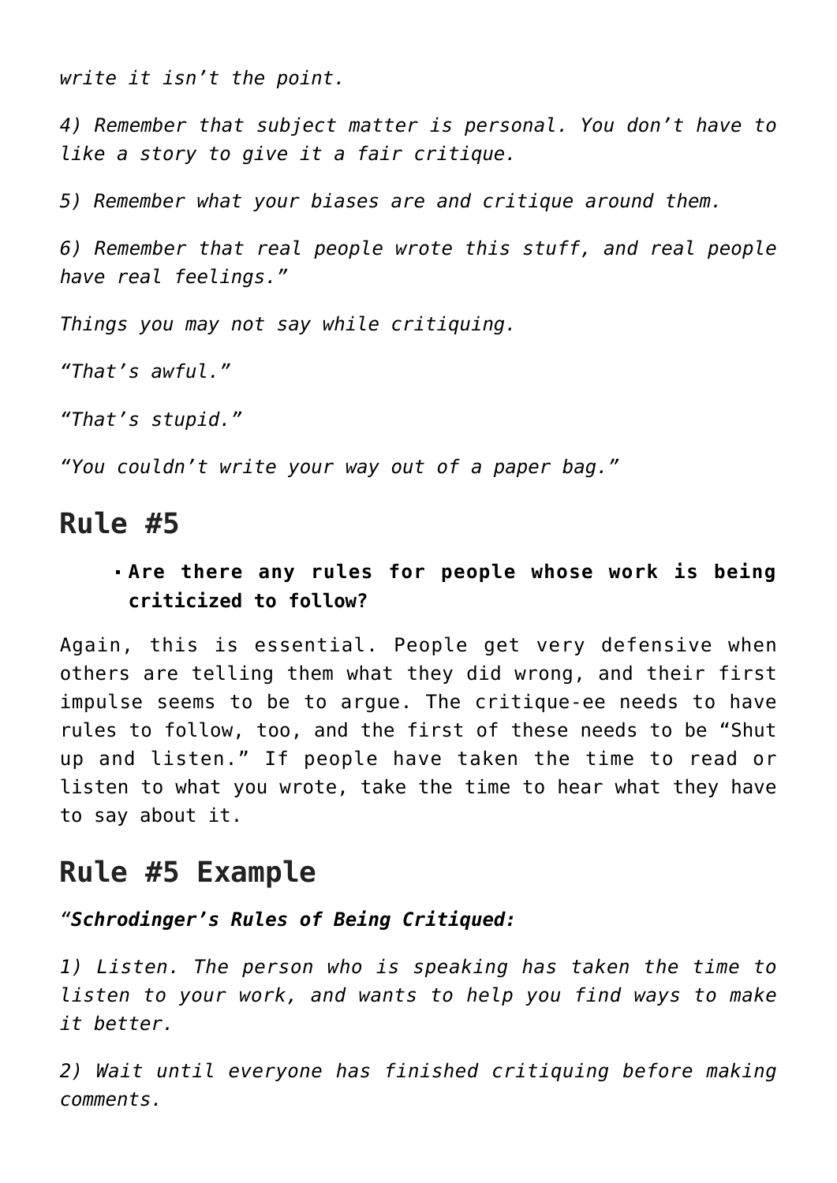*write it isn't the point.*

*4) Remember that subject matter is personal. You don't have to like a story to give it a fair critique.*

*5) Remember what your biases are and critique around them.*

*6) Remember that real people wrote this stuff, and real people have real feelings."*

*Things you may not say while critiquing.*

*"That's awful."*

*"That's stupid."*

*"You couldn't write your way out of a paper bag."*

## Rule #5

- **Are there any rules for people whose work is being criticized to follow?**

Again, this is essential. People get very defensive when others are telling them what they did wrong, and their first impulse seems to be to argue. The critique-ee needs to have rules to follow, too, and the first of these needs to be "Shut up and listen." If people have taken the time to read or listen to what you wrote, take the time to hear what they have to say about it.

## Rule #5 Example

*"**Schrodinger's Rules of Being Critiqued:***

*1) Listen. The person who is speaking has taken the time to listen to your work, and wants to help you find ways to make it better.*

*2) Wait until everyone has finished critiquing before making comments.*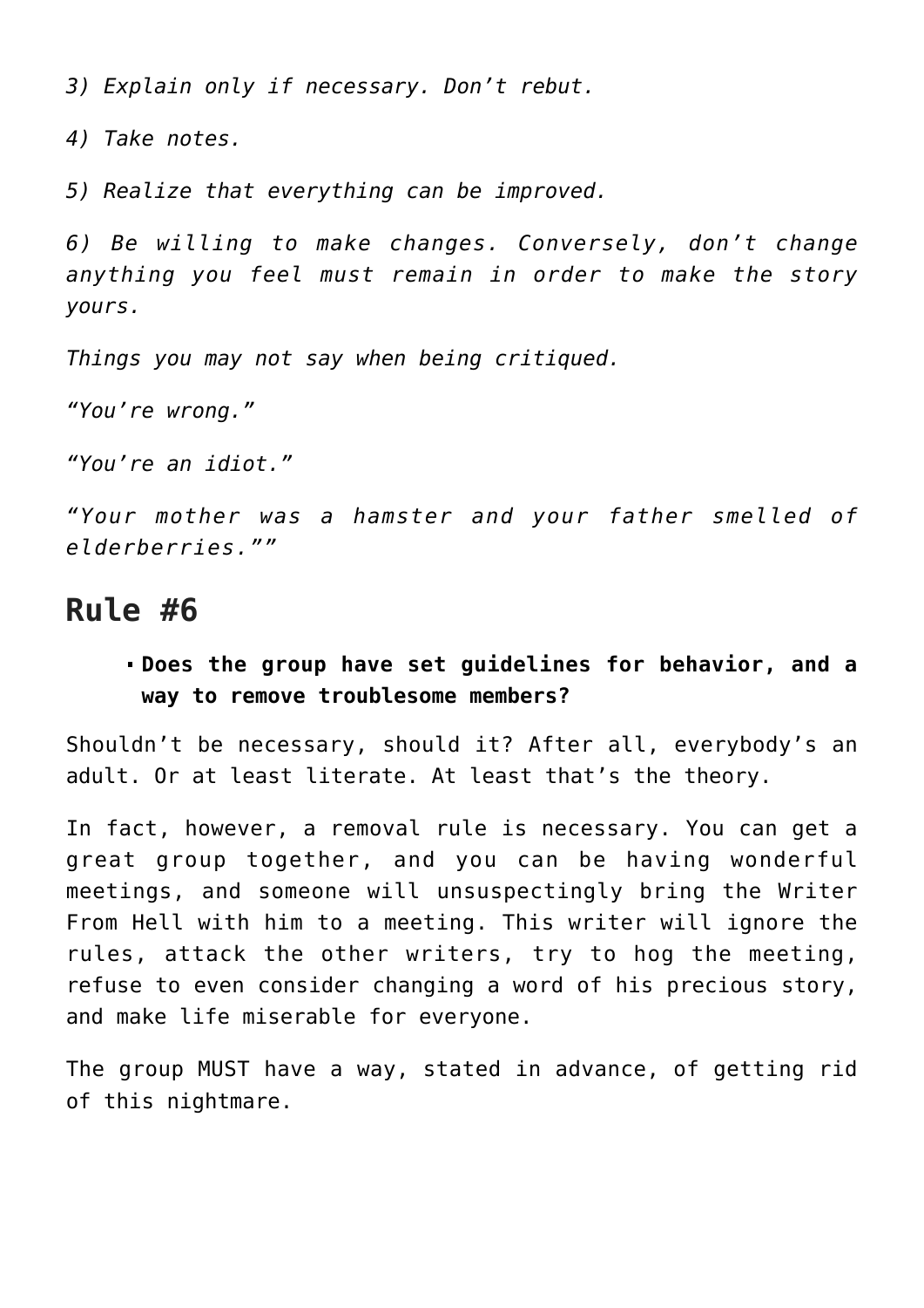*3) Explain only if necessary. Don't rebut.*

*4) Take notes.*

*5) Realize that everything can be improved.*

*6) Be willing to make changes. Conversely, don't change anything you feel must remain in order to make the story yours.*

*Things you may not say when being critiqued.*

*"You're wrong."*

*"You're an idiot."*

*"Your mother was a hamster and your father smelled of elderberries.""*

## Rule #6

- **Does the group have set guidelines for behavior, and a way to remove troublesome members?**

Shouldn't be necessary, should it? After all, everybody's an adult. Or at least literate. At least that's the theory.

In fact, however, a removal rule is necessary. You can get a great group together, and you can be having wonderful meetings, and someone will unsuspectingly bring the Writer From Hell with him to a meeting. This writer will ignore the rules, attack the other writers, try to hog the meeting, refuse to even consider changing a word of his precious story, and make life miserable for everyone.

The group MUST have a way, stated in advance, of getting rid of this nightmare.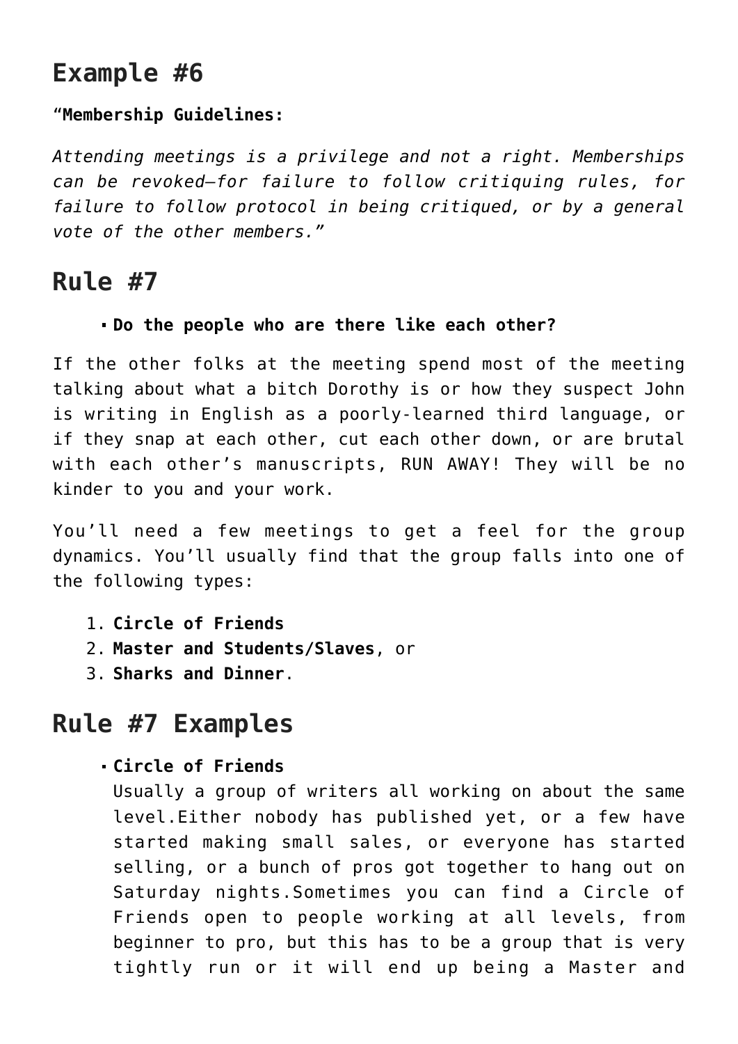## Example #6

"**Membership Guidelines:**

*Attending meetings is a privilege and not a right. Memberships can be revoked—for failure to follow critiquing rules, for failure to follow protocol in being critiqued, or by a general vote of the other members."*

## Rule #7

- **Do the people who are there like each other?**

If the other folks at the meeting spend most of the meeting talking about what a bitch Dorothy is or how they suspect John is writing in English as a poorly-learned third language, or if they snap at each other, cut each other down, or are brutal with each other's manuscripts, RUN AWAY! They will be no kinder to you and your work.

You'll need a few meetings to get a feel for the group dynamics. You'll usually find that the group falls into one of the following types:

1. **Circle of Friends**
2. **Master and Students/Slaves**, or
3. **Sharks and Dinner**.

## Rule #7 Examples

- **Circle of Friends**
  Usually a group of writers all working on about the same level.Either nobody has published yet, or a few have started making small sales, or everyone has started selling, or a bunch of pros got together to hang out on Saturday nights.Sometimes you can find a Circle of Friends open to people working at all levels, from beginner to pro, but this has to be a group that is very tightly run or it will end up being a Master and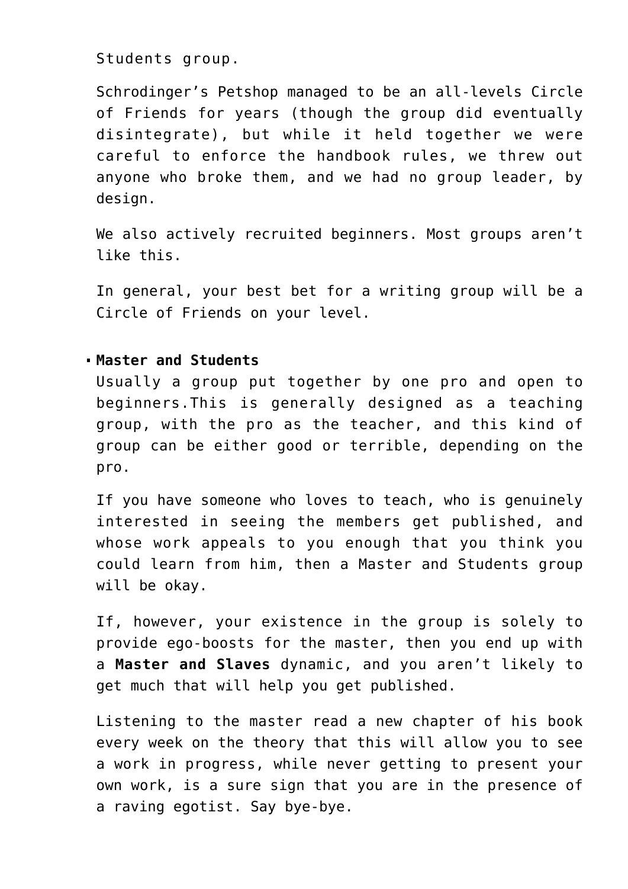Students group.

Schrodinger’s Petshop managed to be an all-levels Circle of Friends for years (though the group did eventually disintegrate), but while it held together we were careful to enforce the handbook rules, we threw out anyone who broke them, and we had no group leader, by design.

We also actively recruited beginners. Most groups aren’t like this.

In general, your best bet for a writing group will be a Circle of Friends on your level.

- **Master and Students**
  Usually a group put together by one pro and open to beginners.This is generally designed as a teaching group, with the pro as the teacher, and this kind of group can be either good or terrible, depending on the pro.

  If you have someone who loves to teach, who is genuinely interested in seeing the members get published, and whose work appeals to you enough that you think you could learn from him, then a Master and Students group will be okay.

  If, however, your existence in the group is solely to provide ego-boosts for the master, then you end up with a **Master and Slaves** dynamic, and you aren’t likely to get much that will help you get published.

  Listening to the master read a new chapter of his book every week on the theory that this will allow you to see a work in progress, while never getting to present your own work, is a sure sign that you are in the presence of a raving egotist. Say bye-bye.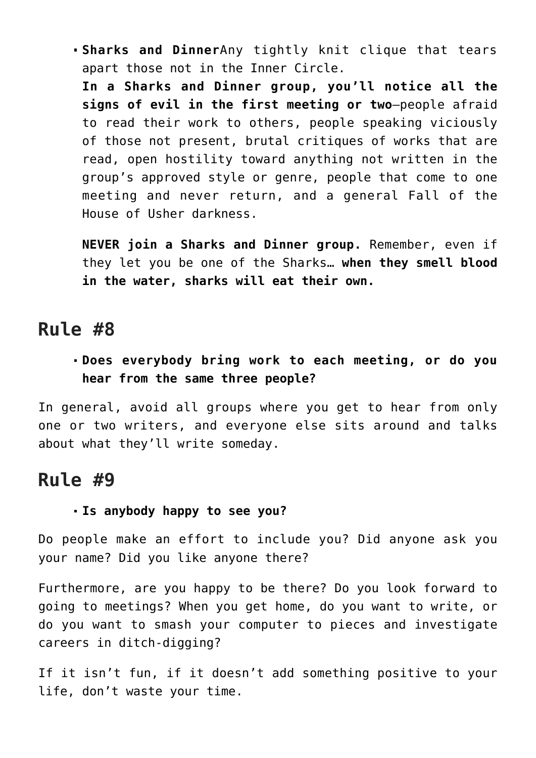- **Sharks and Dinner**Any tightly knit clique that tears apart those not in the Inner Circle.
  **In a Sharks and Dinner group, you'll notice all the signs of evil in the first meeting or two**—people afraid to read their work to others, people speaking viciously of those not present, brutal critiques of works that are read, open hostility toward anything not written in the group's approved style or genre, people that come to one meeting and never return, and a general Fall of the House of Usher darkness.

  **NEVER join a Sharks and Dinner group.** Remember, even if they let you be one of the Sharks… **when they smell blood in the water, sharks will eat their own.**

## Rule #8

- **Does everybody bring work to each meeting, or do you hear from the same three people?**

In general, avoid all groups where you get to hear from only one or two writers, and everyone else sits around and talks about what they'll write someday.

## Rule #9

- **Is anybody happy to see you?**

Do people make an effort to include you? Did anyone ask you your name? Did you like anyone there?

Furthermore, are you happy to be there? Do you look forward to going to meetings? When you get home, do you want to write, or do you want to smash your computer to pieces and investigate careers in ditch-digging?

If it isn't fun, if it doesn't add something positive to your life, don't waste your time.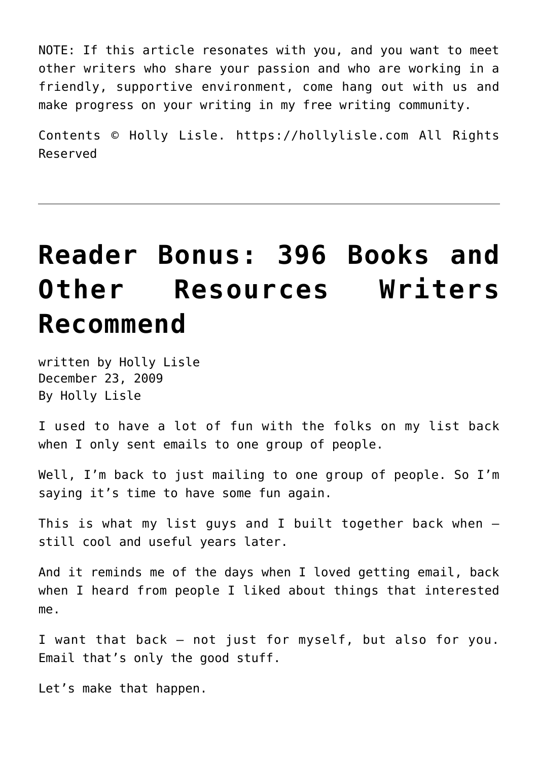NOTE: If this article resonates with you, and you want to meet other writers who share your passion and who are working in a friendly, supportive environment, come hang out with us and make progress on your writing in my free writing community.

Contents © Holly Lisle. https://hollylisle.com All Rights Reserved

---

# Reader Bonus: 396 Books and Other Resources Writers Recommend

written by Holly Lisle
December 23, 2009
By Holly Lisle

I used to have a lot of fun with the folks on my list back when I only sent emails to one group of people.

Well, I'm back to just mailing to one group of people. So I'm saying it's time to have some fun again.

This is what my list guys and I built together back when — still cool and useful years later.

And it reminds me of the days when I loved getting email, back when I heard from people I liked about things that interested me.

I want that back — not just for myself, but also for you. Email that's only the good stuff.

Let's make that happen.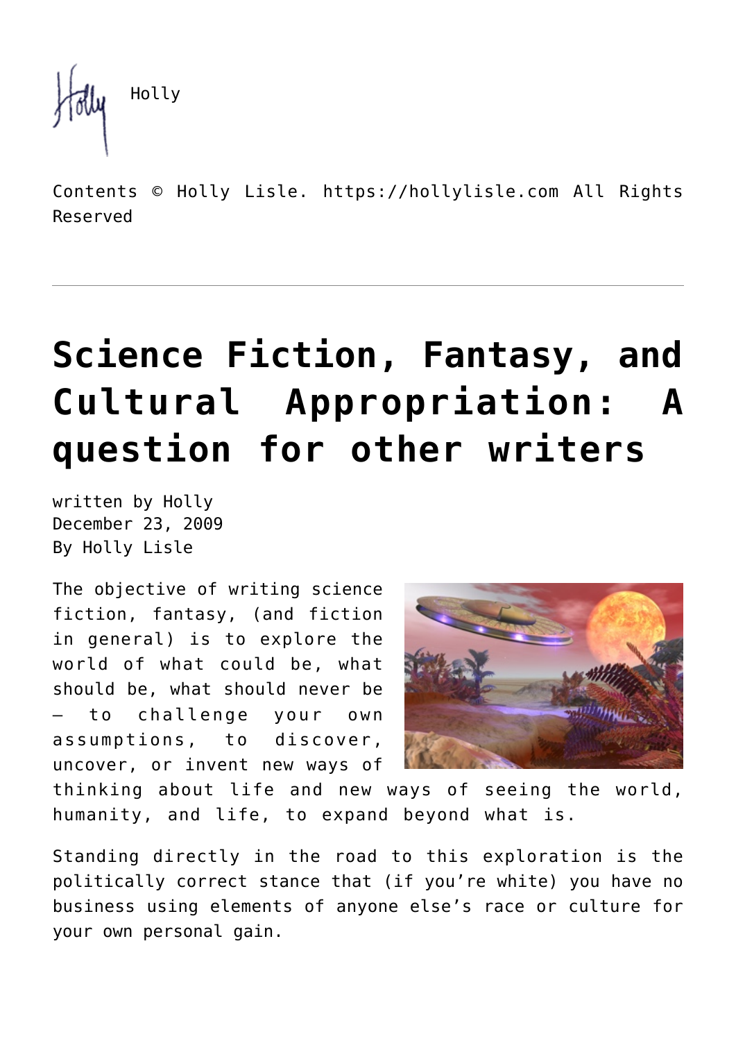Holly

Contents © Holly Lisle. https://hollylisle.com All Rights Reserved

---

# Science Fiction, Fantasy, and Cultural Appropriation: A question for other writers

written by Holly
December 23, 2009
By Holly Lisle

The objective of writing science fiction, fantasy, (and fiction in general) is to explore the world of what could be, what should be, what should never be — to challenge your own assumptions, to discover, uncover, or invent new ways of thinking about life and new ways of seeing the world, humanity, and life, to expand beyond what is.

Standing directly in the road to this exploration is the politically correct stance that (if you're white) you have no business using elements of anyone else's race or culture for your own personal gain.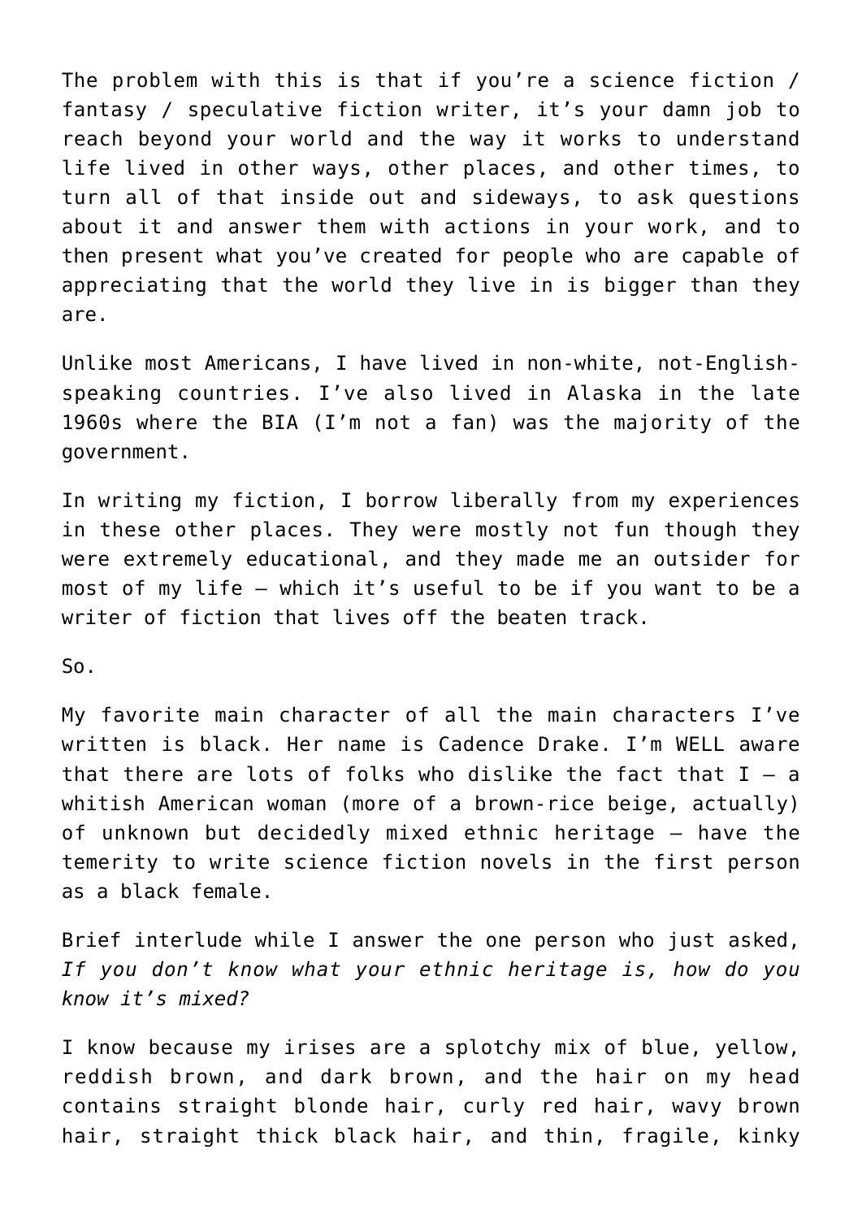The problem with this is that if you're a science fiction / fantasy / speculative fiction writer, it's your damn job to reach beyond your world and the way it works to understand life lived in other ways, other places, and other times, to turn all of that inside out and sideways, to ask questions about it and answer them with actions in your work, and to then present what you've created for people who are capable of appreciating that the world they live in is bigger than they are.

Unlike most Americans, I have lived in non-white, not-English-speaking countries. I've also lived in Alaska in the late 1960s where the BIA (I'm not a fan) was the majority of the government.

In writing my fiction, I borrow liberally from my experiences in these other places. They were mostly not fun though they were extremely educational, and they made me an outsider for most of my life — which it's useful to be if you want to be a writer of fiction that lives off the beaten track.

So.

My favorite main character of all the main characters I've written is black. Her name is Cadence Drake. I'm WELL aware that there are lots of folks who dislike the fact that I — a whitish American woman (more of a brown-rice beige, actually) of unknown but decidedly mixed ethnic heritage — have the temerity to write science fiction novels in the first person as a black female.

Brief interlude while I answer the one person who just asked, *If you don't know what your ethnic heritage is, how do you know it's mixed?*

I know because my irises are a splotchy mix of blue, yellow, reddish brown, and dark brown, and the hair on my head contains straight blonde hair, curly red hair, wavy brown hair, straight thick black hair, and thin, fragile, kinky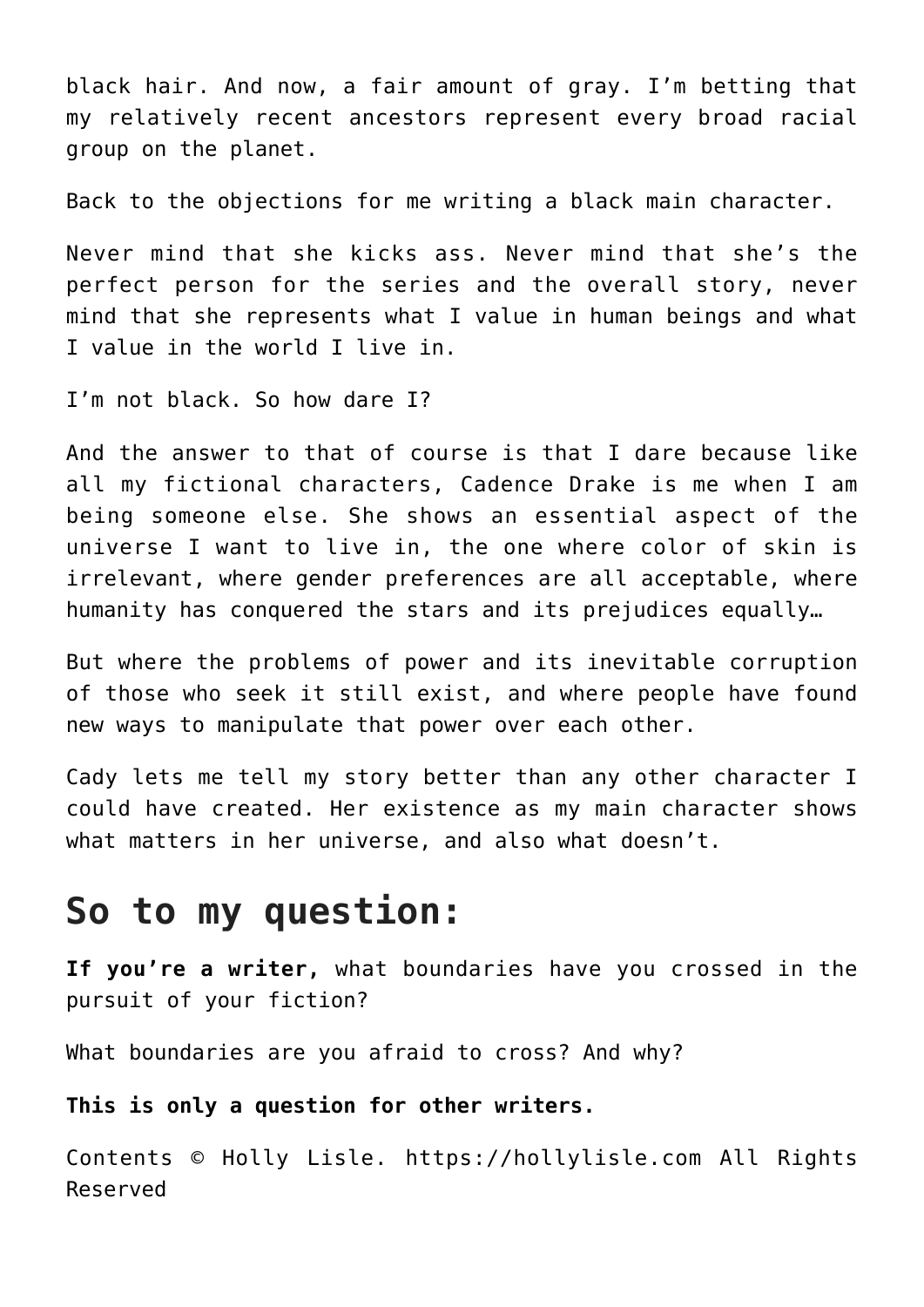black hair. And now, a fair amount of gray. I'm betting that my relatively recent ancestors represent every broad racial group on the planet.

Back to the objections for me writing a black main character.

Never mind that she kicks ass. Never mind that she's the perfect person for the series and the overall story, never mind that she represents what I value in human beings and what I value in the world I live in.

I'm not black. So how dare I?

And the answer to that of course is that I dare because like all my fictional characters, Cadence Drake is me when I am being someone else. She shows an essential aspect of the universe I want to live in, the one where color of skin is irrelevant, where gender preferences are all acceptable, where humanity has conquered the stars and its prejudices equally…

But where the problems of power and its inevitable corruption of those who seek it still exist, and where people have found new ways to manipulate that power over each other.

Cady lets me tell my story better than any other character I could have created. Her existence as my main character shows what matters in her universe, and also what doesn't.

## So to my question:

**If you're a writer,** what boundaries have you crossed in the pursuit of your fiction?

What boundaries are you afraid to cross? And why?

**This is only a question for other writers.**

Contents © Holly Lisle. https://hollylisle.com All Rights Reserved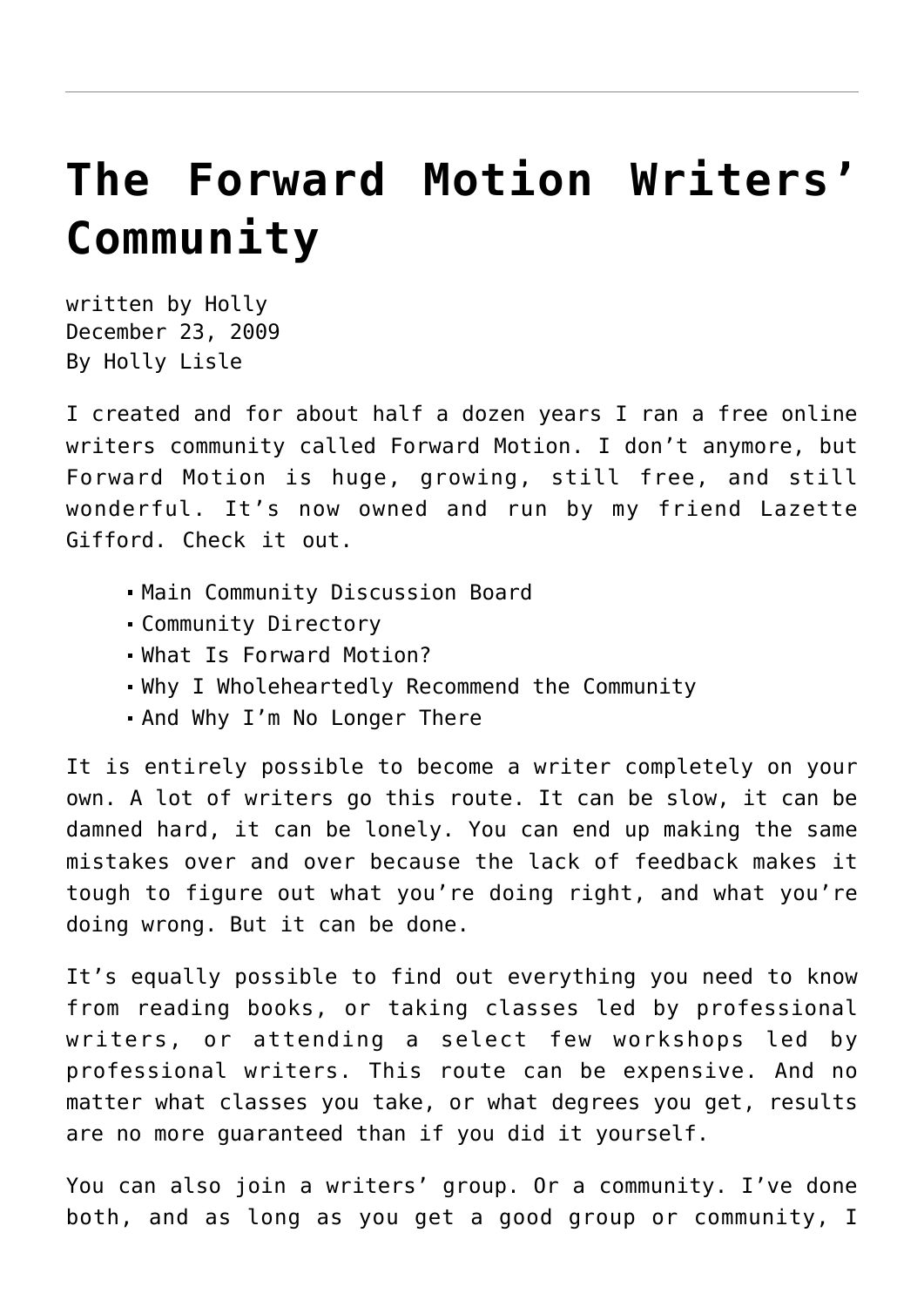# The Forward Motion Writers' Community

written by Holly
December 23, 2009
By Holly Lisle

I created and for about half a dozen years I ran a free online writers community called Forward Motion. I don't anymore, but Forward Motion is huge, growing, still free, and still wonderful. It's now owned and run by my friend Lazette Gifford. Check it out.

- Main Community Discussion Board
- Community Directory
- What Is Forward Motion?
- Why I Wholeheartedly Recommend the Community
- And Why I'm No Longer There

It is entirely possible to become a writer completely on your own. A lot of writers go this route. It can be slow, it can be damned hard, it can be lonely. You can end up making the same mistakes over and over because the lack of feedback makes it tough to figure out what you're doing right, and what you're doing wrong. But it can be done.

It's equally possible to find out everything you need to know from reading books, or taking classes led by professional writers, or attending a select few workshops led by professional writers. This route can be expensive. And no matter what classes you take, or what degrees you get, results are no more guaranteed than if you did it yourself.

You can also join a writers' group. Or a community. I've done both, and as long as you get a good group or community, I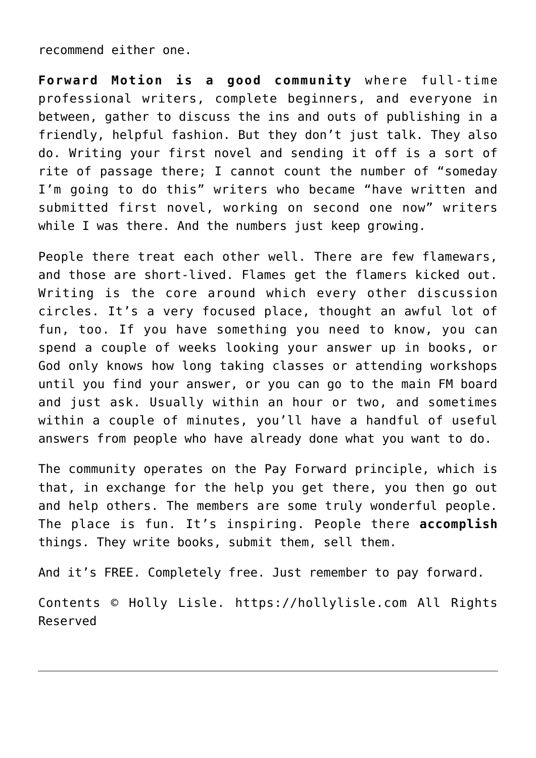recommend either one.

**Forward Motion is a good community** where full-time professional writers, complete beginners, and everyone in between, gather to discuss the ins and outs of publishing in a friendly, helpful fashion. But they don't just talk. They also do. Writing your first novel and sending it off is a sort of rite of passage there; I cannot count the number of "someday I'm going to do this" writers who became "have written and submitted first novel, working on second one now" writers while I was there. And the numbers just keep growing.

People there treat each other well. There are few flamewars, and those are short-lived. Flames get the flamers kicked out. Writing is the core around which every other discussion circles. It's a very focused place, thought an awful lot of fun, too. If you have something you need to know, you can spend a couple of weeks looking your answer up in books, or God only knows how long taking classes or attending workshops until you find your answer, or you can go to the main FM board and just ask. Usually within an hour or two, and sometimes within a couple of minutes, you'll have a handful of useful answers from people who have already done what you want to do.

The community operates on the Pay Forward principle, which is that, in exchange for the help you get there, you then go out and help others. The members are some truly wonderful people. The place is fun. It's inspiring. People there **accomplish** things. They write books, submit them, sell them.

And it's FREE. Completely free. Just remember to pay forward.

Contents © Holly Lisle. https://hollylisle.com All Rights Reserved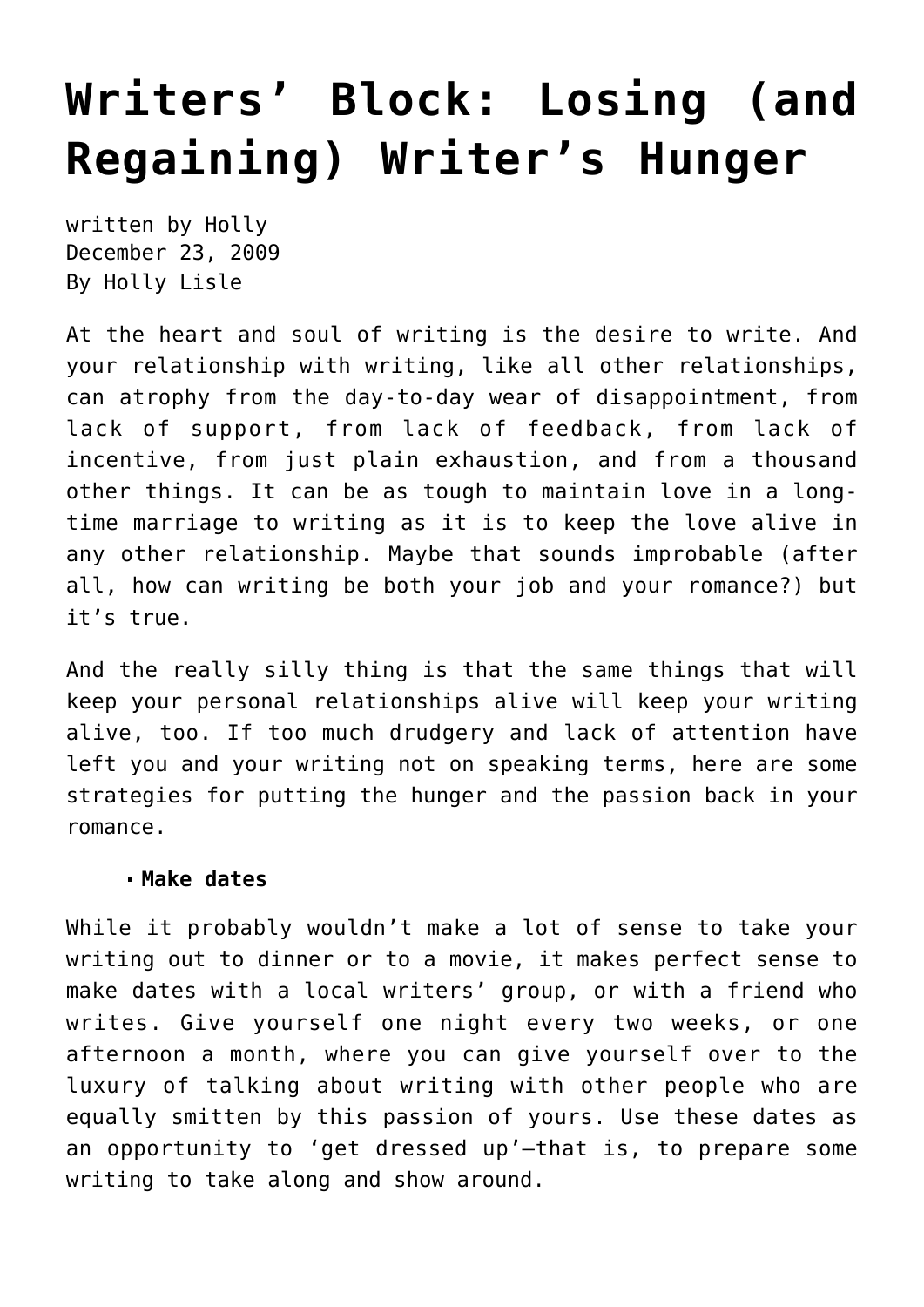# Writers' Block: Losing (and Regaining) Writer's Hunger

written by Holly
December 23, 2009
By Holly Lisle

At the heart and soul of writing is the desire to write. And your relationship with writing, like all other relationships, can atrophy from the day-to-day wear of disappointment, from lack of support, from lack of feedback, from lack of incentive, from just plain exhaustion, and from a thousand other things. It can be as tough to maintain love in a long-time marriage to writing as it is to keep the love alive in any other relationship. Maybe that sounds improbable (after all, how can writing be both your job and your romance?) but it's true.

And the really silly thing is that the same things that will keep your personal relationships alive will keep your writing alive, too. If too much drudgery and lack of attention have left you and your writing not on speaking terms, here are some strategies for putting the hunger and the passion back in your romance.

- **Make dates**

While it probably wouldn't make a lot of sense to take your writing out to dinner or to a movie, it makes perfect sense to make dates with a local writers' group, or with a friend who writes. Give yourself one night every two weeks, or one afternoon a month, where you can give yourself over to the luxury of talking about writing with other people who are equally smitten by this passion of yours. Use these dates as an opportunity to 'get dressed up'—that is, to prepare some writing to take along and show around.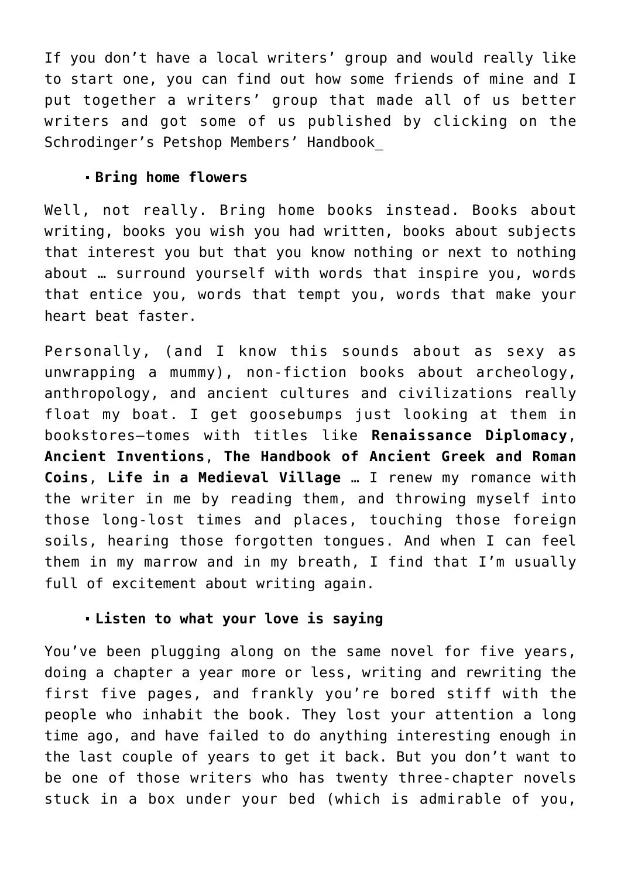If you don't have a local writers' group and would really like to start one, you can find out how some friends of mine and I put together a writers' group that made all of us better writers and got some of us published by clicking on the Schrodinger's Petshop Members' Handbook_

- **Bring home flowers**

Well, not really. Bring home books instead. Books about writing, books you wish you had written, books about subjects that interest you but that you know nothing or next to nothing about … surround yourself with words that inspire you, words that entice you, words that tempt you, words that make your heart beat faster.

Personally, (and I know this sounds about as sexy as unwrapping a mummy), non-fiction books about archeology, anthropology, and ancient cultures and civilizations really float my boat. I get goosebumps just looking at them in bookstores—tomes with titles like **Renaissance Diplomacy**, **Ancient Inventions**, **The Handbook of Ancient Greek and Roman Coins**, **Life in a Medieval Village** … I renew my romance with the writer in me by reading them, and throwing myself into those long-lost times and places, touching those foreign soils, hearing those forgotten tongues. And when I can feel them in my marrow and in my breath, I find that I'm usually full of excitement about writing again.

- **Listen to what your love is saying**

You've been plugging along on the same novel for five years, doing a chapter a year more or less, writing and rewriting the first five pages, and frankly you're bored stiff with the people who inhabit the book. They lost your attention a long time ago, and have failed to do anything interesting enough in the last couple of years to get it back. But you don't want to be one of those writers who has twenty three-chapter novels stuck in a box under your bed (which is admirable of you,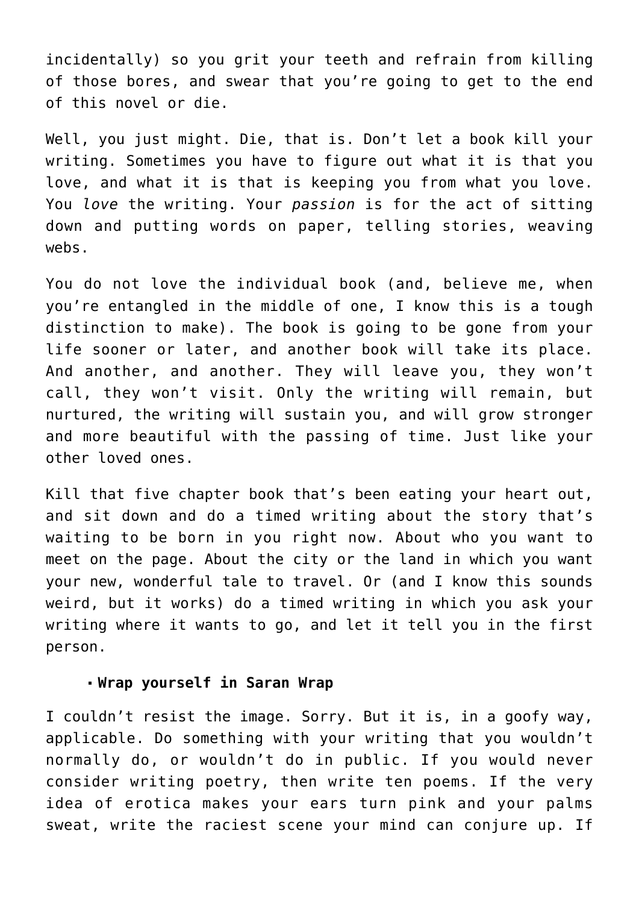incidentally) so you grit your teeth and refrain from killing of those bores, and swear that you're going to get to the end of this novel or die.

Well, you just might. Die, that is. Don't let a book kill your writing. Sometimes you have to figure out what it is that you love, and what it is that is keeping you from what you love. You *love* the writing. Your *passion* is for the act of sitting down and putting words on paper, telling stories, weaving webs.

You do not love the individual book (and, believe me, when you're entangled in the middle of one, I know this is a tough distinction to make). The book is going to be gone from your life sooner or later, and another book will take its place. And another, and another. They will leave you, they won't call, they won't visit. Only the writing will remain, but nurtured, the writing will sustain you, and will grow stronger and more beautiful with the passing of time. Just like your other loved ones.

Kill that five chapter book that's been eating your heart out, and sit down and do a timed writing about the story that's waiting to be born in you right now. About who you want to meet on the page. About the city or the land in which you want your new, wonderful tale to travel. Or (and I know this sounds weird, but it works) do a timed writing in which you ask your writing where it wants to go, and let it tell you in the first person.

- **Wrap yourself in Saran Wrap**

I couldn't resist the image. Sorry. But it is, in a goofy way, applicable. Do something with your writing that you wouldn't normally do, or wouldn't do in public. If you would never consider writing poetry, then write ten poems. If the very idea of erotica makes your ears turn pink and your palms sweat, write the raciest scene your mind can conjure up. If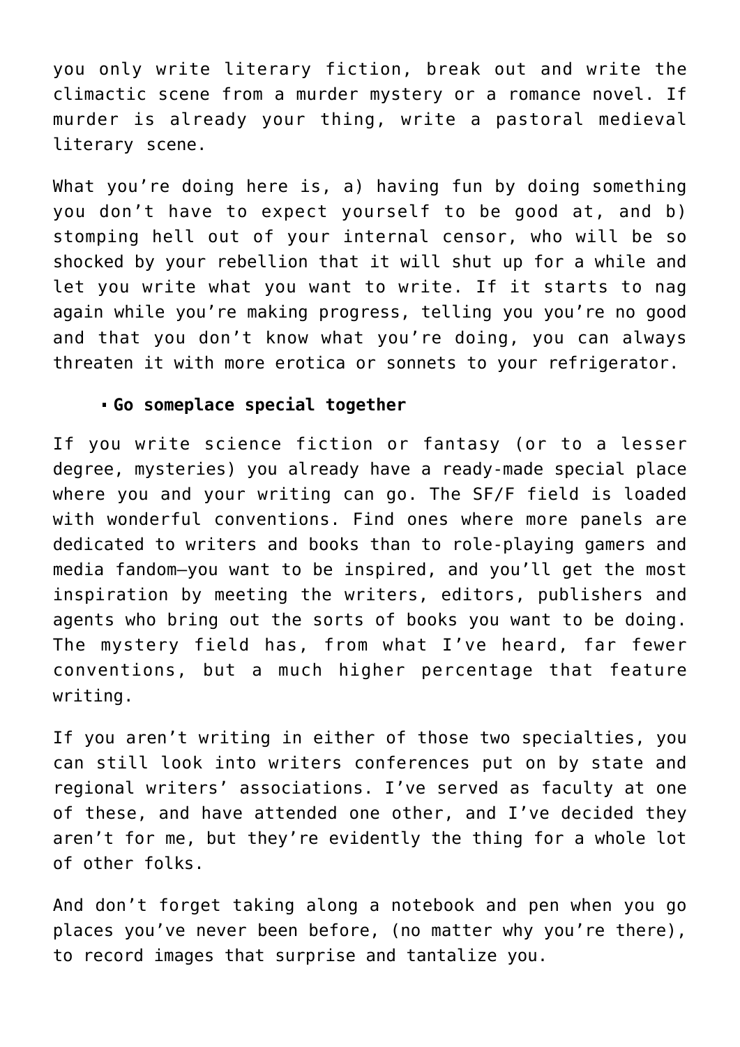you only write literary fiction, break out and write the climactic scene from a murder mystery or a romance novel. If murder is already your thing, write a pastoral medieval literary scene.

What you're doing here is, a) having fun by doing something you don't have to expect yourself to be good at, and b) stomping hell out of your internal censor, who will be so shocked by your rebellion that it will shut up for a while and let you write what you want to write. If it starts to nag again while you're making progress, telling you you're no good and that you don't know what you're doing, you can always threaten it with more erotica or sonnets to your refrigerator.

- **Go someplace special together**

If you write science fiction or fantasy (or to a lesser degree, mysteries) you already have a ready-made special place where you and your writing can go. The SF/F field is loaded with wonderful conventions. Find ones where more panels are dedicated to writers and books than to role-playing gamers and media fandom—you want to be inspired, and you'll get the most inspiration by meeting the writers, editors, publishers and agents who bring out the sorts of books you want to be doing. The mystery field has, from what I've heard, far fewer conventions, but a much higher percentage that feature writing.

If you aren't writing in either of those two specialties, you can still look into writers conferences put on by state and regional writers' associations. I've served as faculty at one of these, and have attended one other, and I've decided they aren't for me, but they're evidently the thing for a whole lot of other folks.

And don't forget taking along a notebook and pen when you go places you've never been before, (no matter why you're there), to record images that surprise and tantalize you.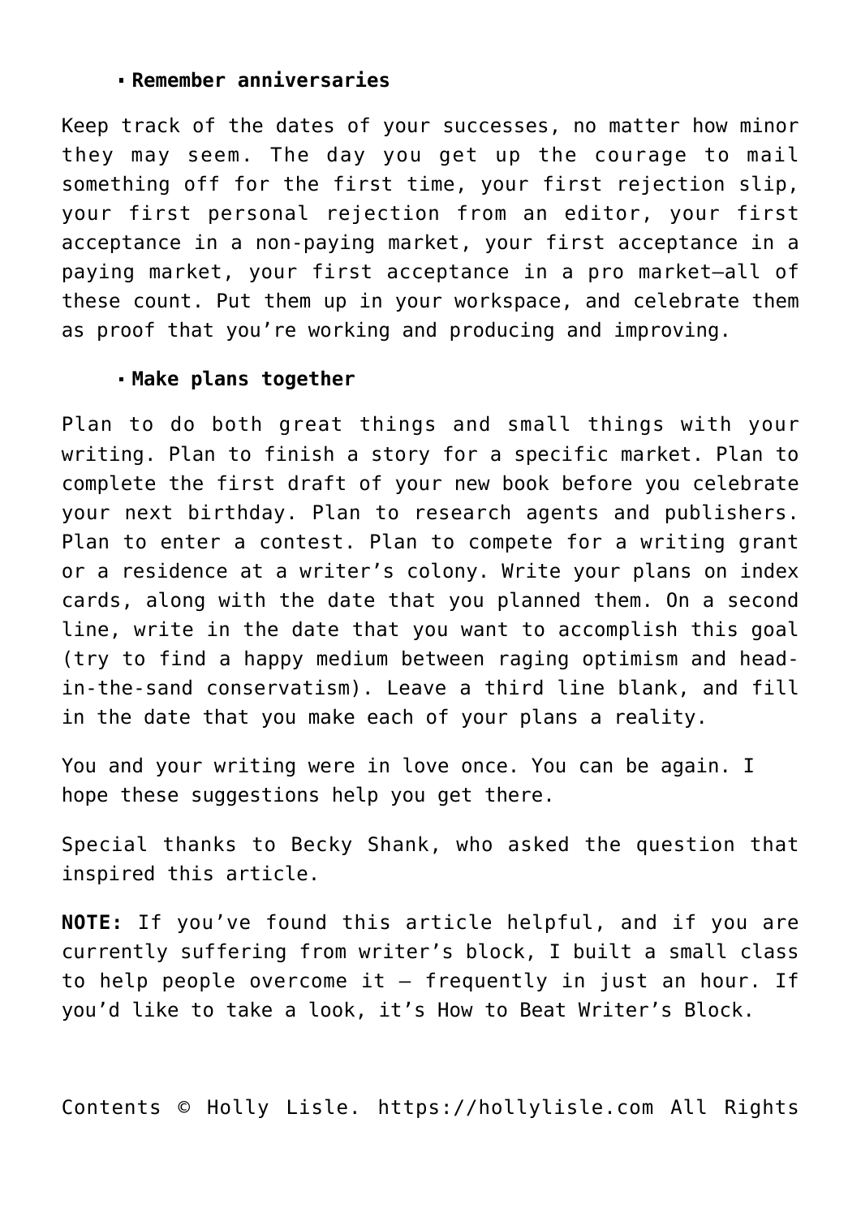- **Remember anniversaries**

Keep track of the dates of your successes, no matter how minor they may seem. The day you get up the courage to mail something off for the first time, your first rejection slip, your first personal rejection from an editor, your first acceptance in a non-paying market, your first acceptance in a paying market, your first acceptance in a pro market—all of these count. Put them up in your workspace, and celebrate them as proof that you're working and producing and improving.

- **Make plans together**

Plan to do both great things and small things with your writing. Plan to finish a story for a specific market. Plan to complete the first draft of your new book before you celebrate your next birthday. Plan to research agents and publishers. Plan to enter a contest. Plan to compete for a writing grant or a residence at a writer's colony. Write your plans on index cards, along with the date that you planned them. On a second line, write in the date that you want to accomplish this goal (try to find a happy medium between raging optimism and head-in-the-sand conservatism). Leave a third line blank, and fill in the date that you make each of your plans a reality.

You and your writing were in love once. You can be again. I hope these suggestions help you get there.

Special thanks to Becky Shank, who asked the question that inspired this article.

**NOTE:** If you've found this article helpful, and if you are currently suffering from writer's block, I built a small class to help people overcome it – frequently in just an hour. If you'd like to take a look, it's How to Beat Writer's Block.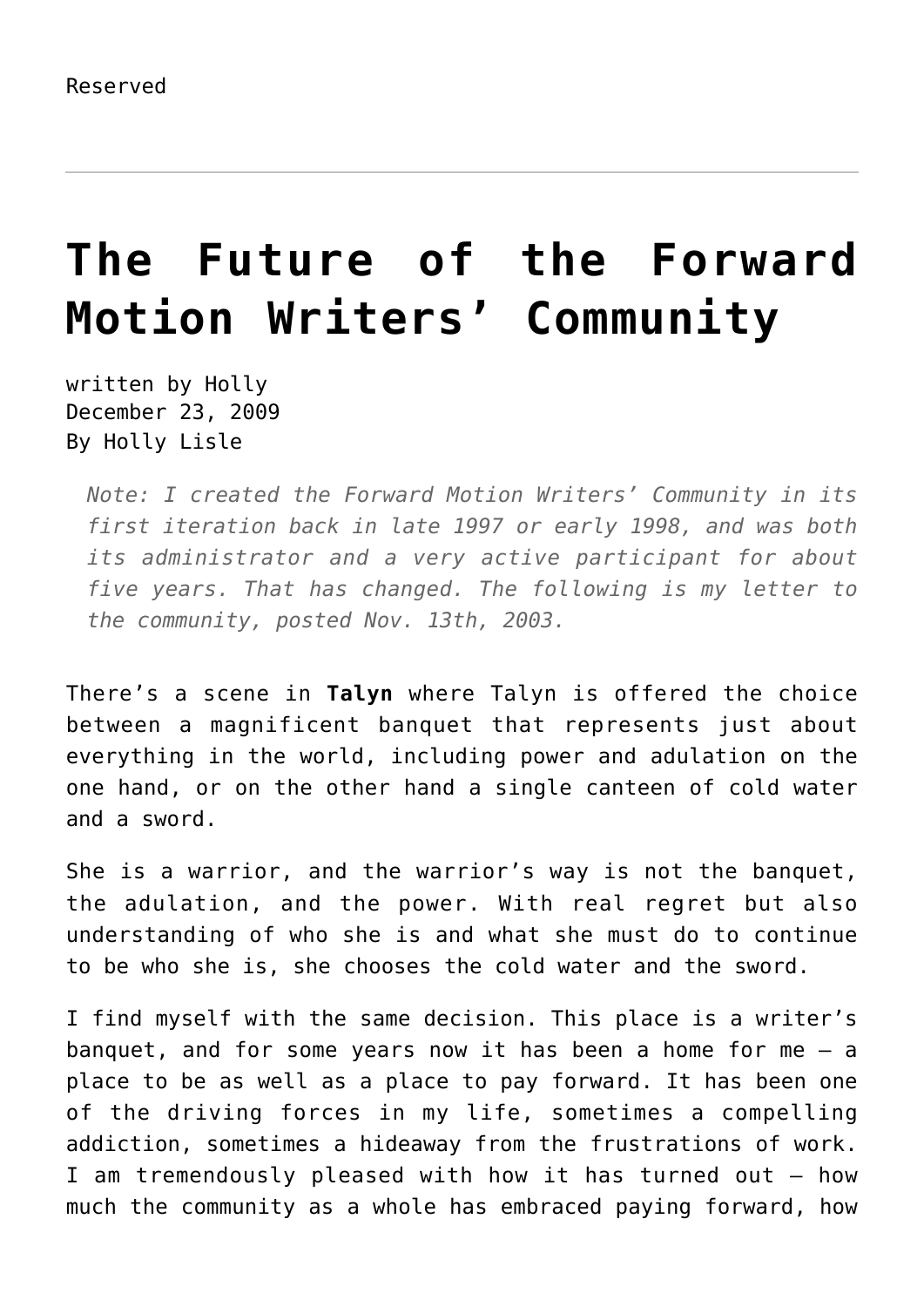Reserved

---

# The Future of the Forward Motion Writers' Community

written by Holly
December 23, 2009
By Holly Lisle

> *Note: I created the Forward Motion Writers' Community in its first iteration back in late 1997 or early 1998, and was both its administrator and a very active participant for about five years. That has changed. The following is my letter to the community, posted Nov. 13th, 2003.*

There's a scene in **Talyn** where Talyn is offered the choice between a magnificent banquet that represents just about everything in the world, including power and adulation on the one hand, or on the other hand a single canteen of cold water and a sword.

She is a warrior, and the warrior's way is not the banquet, the adulation, and the power. With real regret but also understanding of who she is and what she must do to continue to be who she is, she chooses the cold water and the sword.

I find myself with the same decision. This place is a writer's banquet, and for some years now it has been a home for me — a place to be as well as a place to pay forward. It has been one of the driving forces in my life, sometimes a compelling addiction, sometimes a hideaway from the frustrations of work. I am tremendously pleased with how it has turned out — how much the community as a whole has embraced paying forward, how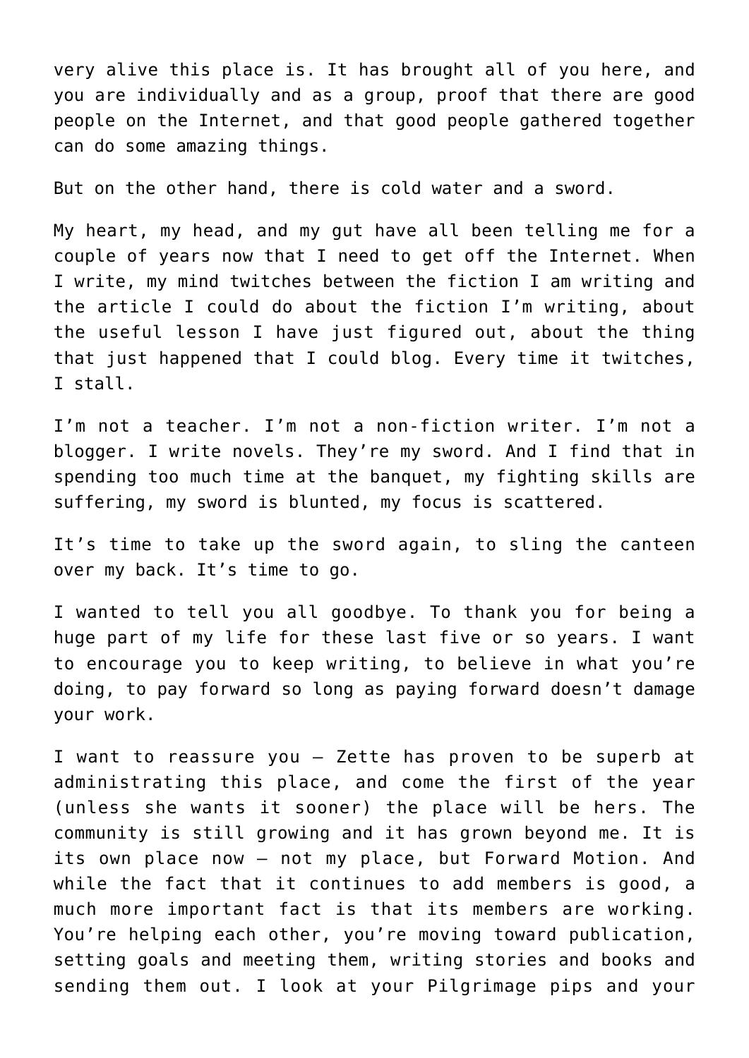very alive this place is. It has brought all of you here, and you are individually and as a group, proof that there are good people on the Internet, and that good people gathered together can do some amazing things.

But on the other hand, there is cold water and a sword.

My heart, my head, and my gut have all been telling me for a couple of years now that I need to get off the Internet. When I write, my mind twitches between the fiction I am writing and the article I could do about the fiction I'm writing, about the useful lesson I have just figured out, about the thing that just happened that I could blog. Every time it twitches, I stall.

I'm not a teacher. I'm not a non-fiction writer. I'm not a blogger. I write novels. They're my sword. And I find that in spending too much time at the banquet, my fighting skills are suffering, my sword is blunted, my focus is scattered.

It's time to take up the sword again, to sling the canteen over my back. It's time to go.

I wanted to tell you all goodbye. To thank you for being a huge part of my life for these last five or so years. I want to encourage you to keep writing, to believe in what you're doing, to pay forward so long as paying forward doesn't damage your work.

I want to reassure you — Zette has proven to be superb at administrating this place, and come the first of the year (unless she wants it sooner) the place will be hers. The community is still growing and it has grown beyond me. It is its own place now — not my place, but Forward Motion. And while the fact that it continues to add members is good, a much more important fact is that its members are working. You're helping each other, you're moving toward publication, setting goals and meeting them, writing stories and books and sending them out. I look at your Pilgrimage pips and your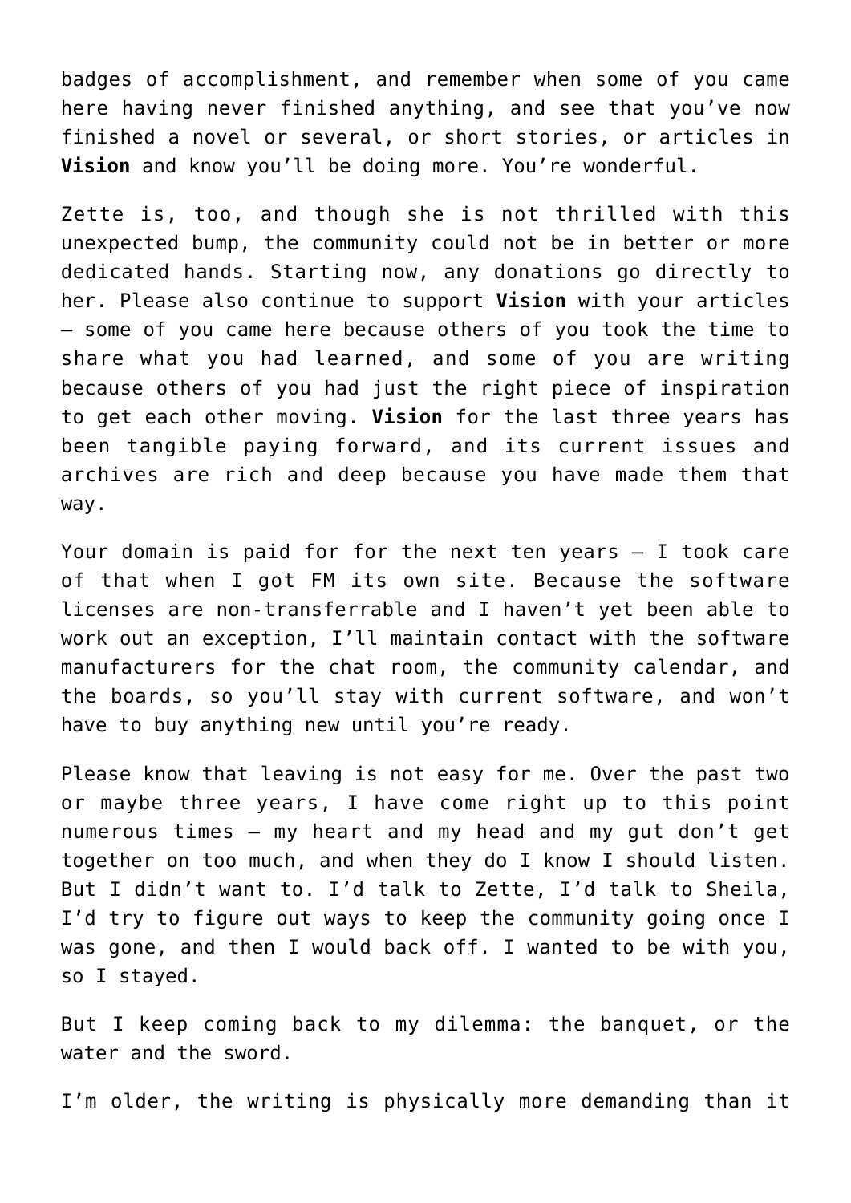badges of accomplishment, and remember when some of you came here having never finished anything, and see that you've now finished a novel or several, or short stories, or articles in **Vision** and know you'll be doing more. You're wonderful.

Zette is, too, and though she is not thrilled with this unexpected bump, the community could not be in better or more dedicated hands. Starting now, any donations go directly to her. Please also continue to support **Vision** with your articles – some of you came here because others of you took the time to share what you had learned, and some of you are writing because others of you had just the right piece of inspiration to get each other moving. **Vision** for the last three years has been tangible paying forward, and its current issues and archives are rich and deep because you have made them that way.

Your domain is paid for for the next ten years – I took care of that when I got FM its own site. Because the software licenses are non-transferrable and I haven't yet been able to work out an exception, I'll maintain contact with the software manufacturers for the chat room, the community calendar, and the boards, so you'll stay with current software, and won't have to buy anything new until you're ready.

Please know that leaving is not easy for me. Over the past two or maybe three years, I have come right up to this point numerous times – my heart and my head and my gut don't get together on too much, and when they do I know I should listen. But I didn't want to. I'd talk to Zette, I'd talk to Sheila, I'd try to figure out ways to keep the community going once I was gone, and then I would back off. I wanted to be with you, so I stayed.

But I keep coming back to my dilemma: the banquet, or the water and the sword.

I'm older, the writing is physically more demanding than it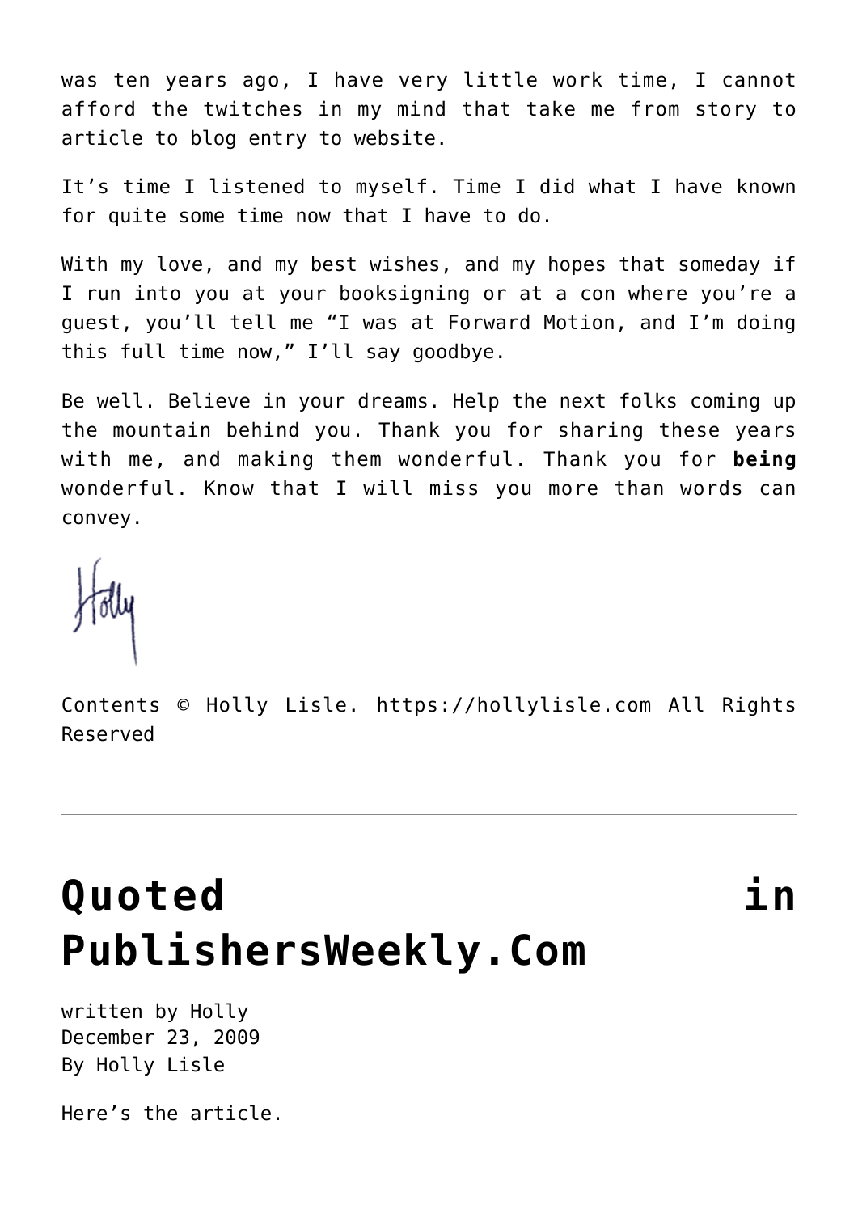was ten years ago, I have very little work time, I cannot afford the twitches in my mind that take me from story to article to blog entry to website.

It's time I listened to myself. Time I did what I have known for quite some time now that I have to do.

With my love, and my best wishes, and my hopes that someday if I run into you at your booksigning or at a con where you're a guest, you'll tell me "I was at Forward Motion, and I'm doing this full time now," I'll say goodbye.

Be well. Believe in your dreams. Help the next folks coming up the mountain behind you. Thank you for sharing these years with me, and making them wonderful. Thank you for **being** wonderful. Know that I will miss you more than words can convey.

Holly

Contents © Holly Lisle. https://hollylisle.com All Rights Reserved

---

# Quoted in PublishersWeekly.Com

written by Holly
December 23, 2009
By Holly Lisle

Here's the article.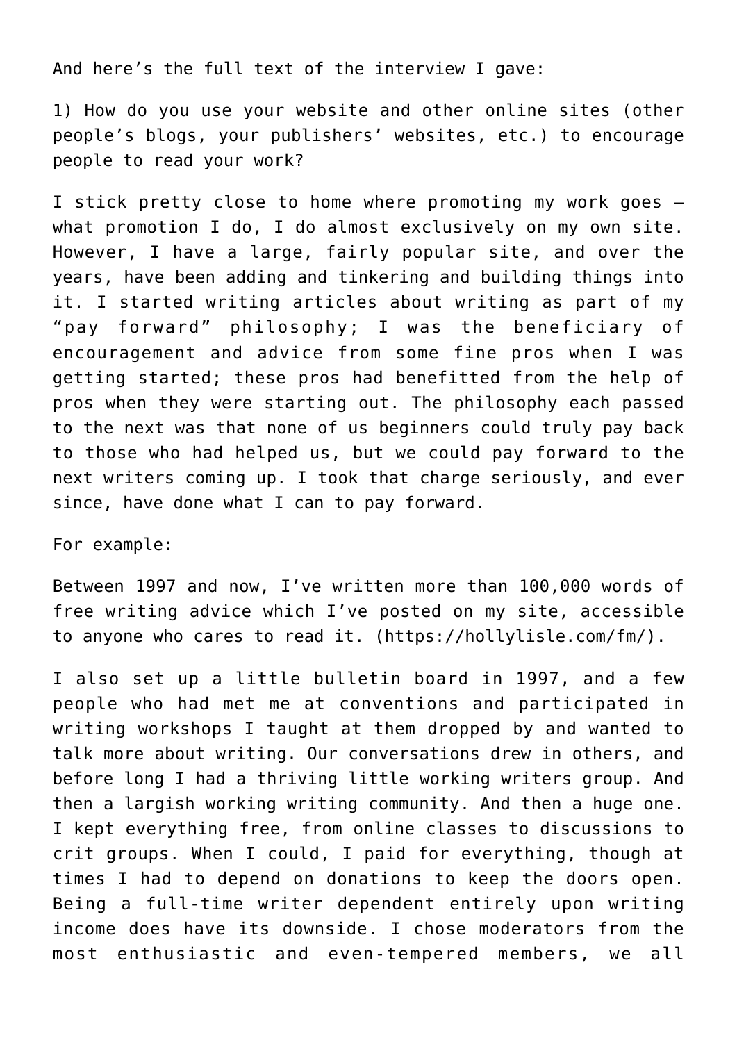And here's the full text of the interview I gave:

1) How do you use your website and other online sites (other people's blogs, your publishers' websites, etc.) to encourage people to read your work?

I stick pretty close to home where promoting my work goes — what promotion I do, I do almost exclusively on my own site. However, I have a large, fairly popular site, and over the years, have been adding and tinkering and building things into it. I started writing articles about writing as part of my "pay forward" philosophy; I was the beneficiary of encouragement and advice from some fine pros when I was getting started; these pros had benefitted from the help of pros when they were starting out. The philosophy each passed to the next was that none of us beginners could truly pay back to those who had helped us, but we could pay forward to the next writers coming up. I took that charge seriously, and ever since, have done what I can to pay forward.

For example:

Between 1997 and now, I've written more than 100,000 words of free writing advice which I've posted on my site, accessible to anyone who cares to read it. (https://hollylisle.com/fm/).

I also set up a little bulletin board in 1997, and a few people who had met me at conventions and participated in writing workshops I taught at them dropped by and wanted to talk more about writing. Our conversations drew in others, and before long I had a thriving little working writers group. And then a largish working writing community. And then a huge one. I kept everything free, from online classes to discussions to crit groups. When I could, I paid for everything, though at times I had to depend on donations to keep the doors open. Being a full-time writer dependent entirely upon writing income does have its downside. I chose moderators from the most enthusiastic and even-tempered members, we all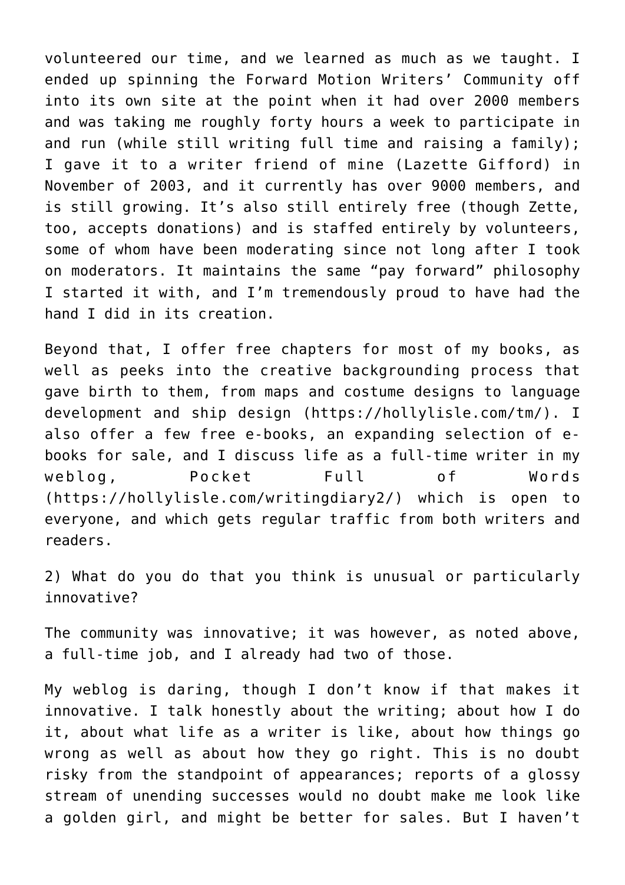volunteered our time, and we learned as much as we taught. I ended up spinning the Forward Motion Writers' Community off into its own site at the point when it had over 2000 members and was taking me roughly forty hours a week to participate in and run (while still writing full time and raising a family); I gave it to a writer friend of mine (Lazette Gifford) in November of 2003, and it currently has over 9000 members, and is still growing. It's also still entirely free (though Zette, too, accepts donations) and is staffed entirely by volunteers, some of whom have been moderating since not long after I took on moderators. It maintains the same "pay forward" philosophy I started it with, and I'm tremendously proud to have had the hand I did in its creation.

Beyond that, I offer free chapters for most of my books, as well as peeks into the creative backgrounding process that gave birth to them, from maps and costume designs to language development and ship design (https://hollylisle.com/tm/). I also offer a few free e-books, an expanding selection of e-books for sale, and I discuss life as a full-time writer in my weblog, Pocket Full of Words (https://hollylisle.com/writingdiary2/) which is open to everyone, and which gets regular traffic from both writers and readers.

2) What do you do that you think is unusual or particularly innovative?

The community was innovative; it was however, as noted above, a full-time job, and I already had two of those.

My weblog is daring, though I don't know if that makes it innovative. I talk honestly about the writing; about how I do it, about what life as a writer is like, about how things go wrong as well as about how they go right. This is no doubt risky from the standpoint of appearances; reports of a glossy stream of unending successes would no doubt make me look like a golden girl, and might be better for sales. But I haven't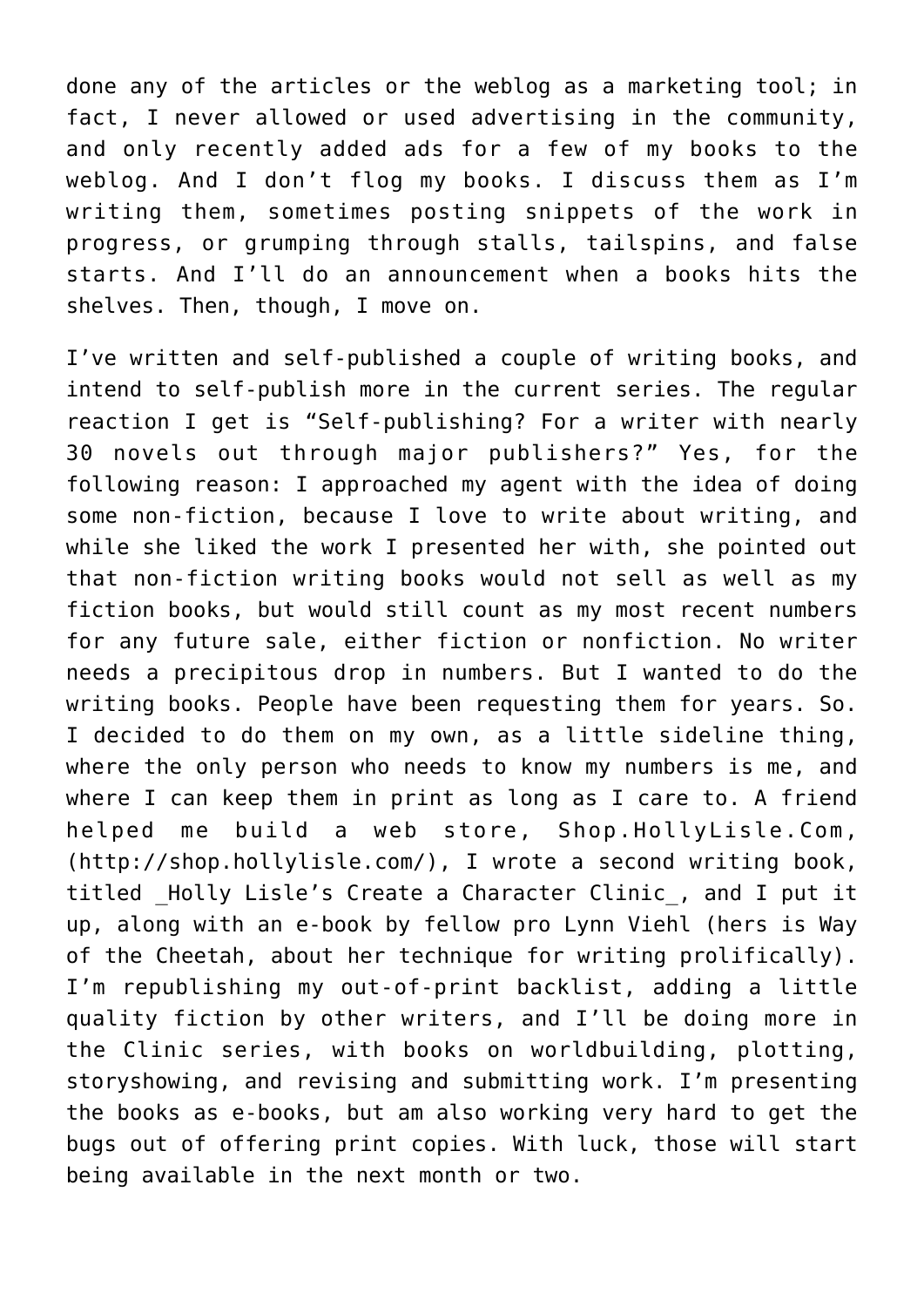done any of the articles or the weblog as a marketing tool; in fact, I never allowed or used advertising in the community, and only recently added ads for a few of my books to the weblog. And I don't flog my books. I discuss them as I'm writing them, sometimes posting snippets of the work in progress, or grumping through stalls, tailspins, and false starts. And I'll do an announcement when a books hits the shelves. Then, though, I move on.

I've written and self-published a couple of writing books, and intend to self-publish more in the current series. The regular reaction I get is "Self-publishing? For a writer with nearly 30 novels out through major publishers?" Yes, for the following reason: I approached my agent with the idea of doing some non-fiction, because I love to write about writing, and while she liked the work I presented her with, she pointed out that non-fiction writing books would not sell as well as my fiction books, but would still count as my most recent numbers for any future sale, either fiction or nonfiction. No writer needs a precipitous drop in numbers. But I wanted to do the writing books. People have been requesting them for years. So. I decided to do them on my own, as a little sideline thing, where the only person who needs to know my numbers is me, and where I can keep them in print as long as I care to. A friend helped me build a web store, Shop.HollyLisle.Com, (http://shop.hollylisle.com/), I wrote a second writing book, titled _Holly Lisle's Create a Character Clinic_, and I put it up, along with an e-book by fellow pro Lynn Viehl (hers is Way of the Cheetah, about her technique for writing prolifically). I'm republishing my out-of-print backlist, adding a little quality fiction by other writers, and I'll be doing more in the Clinic series, with books on worldbuilding, plotting, storyshowing, and revising and submitting work. I'm presenting the books as e-books, but am also working very hard to get the bugs out of offering print copies. With luck, those will start being available in the next month or two.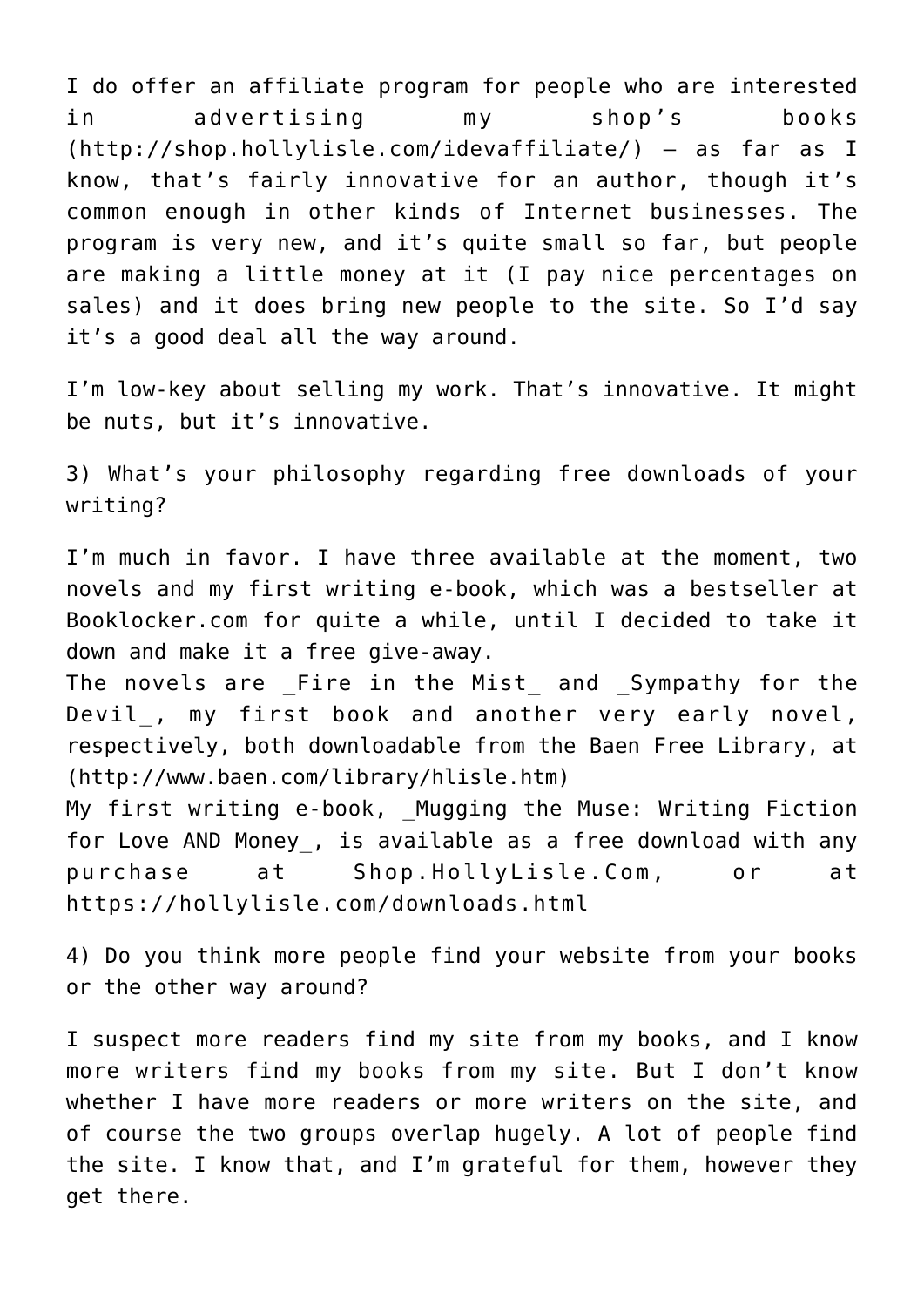I do offer an affiliate program for people who are interested in advertising my shop's books (http://shop.hollylisle.com/idevaffiliate/) — as far as I know, that's fairly innovative for an author, though it's common enough in other kinds of Internet businesses. The program is very new, and it's quite small so far, but people are making a little money at it (I pay nice percentages on sales) and it does bring new people to the site. So I'd say it's a good deal all the way around.

I'm low-key about selling my work. That's innovative. It might be nuts, but it's innovative.

3) What's your philosophy regarding free downloads of your writing?

I'm much in favor. I have three available at the moment, two novels and my first writing e-book, which was a bestseller at Booklocker.com for quite a while, until I decided to take it down and make it a free give-away.
The novels are _Fire in the Mist_ and _Sympathy for the Devil_, my first book and another very early novel, respectively, both downloadable from the Baen Free Library, at (http://www.baen.com/library/hlisle.htm)
My first writing e-book, _Mugging the Muse: Writing Fiction for Love AND Money_, is available as a free download with any purchase at Shop.HollyLisle.Com, or at https://hollylisle.com/downloads.html

4) Do you think more people find your website from your books or the other way around?

I suspect more readers find my site from my books, and I know more writers find my books from my site. But I don't know whether I have more readers or more writers on the site, and of course the two groups overlap hugely. A lot of people find the site. I know that, and I'm grateful for them, however they get there.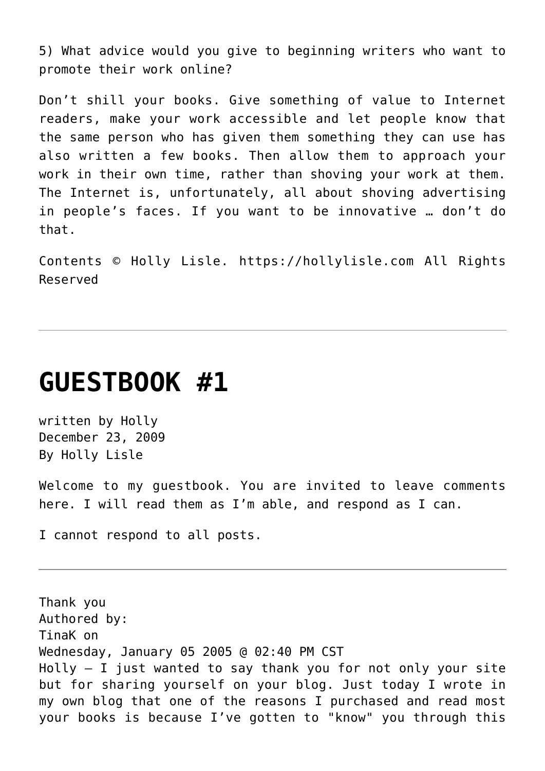5) What advice would you give to beginning writers who want to promote their work online?

Don't shill your books. Give something of value to Internet readers, make your work accessible and let people know that the same person who has given them something they can use has also written a few books. Then allow them to approach your work in their own time, rather than shoving your work at them. The Internet is, unfortunately, all about shoving advertising in people's faces. If you want to be innovative … don't do that.

Contents © Holly Lisle. https://hollylisle.com All Rights Reserved

---

# GUESTBOOK #1

written by Holly
December 23, 2009
By Holly Lisle

Welcome to my guestbook. You are invited to leave comments here. I will read them as I'm able, and respond as I can.

I cannot respond to all posts.

---

Thank you
Authored by:
TinaK on
Wednesday, January 05 2005 @ 02:40 PM CST
Holly – I just wanted to say thank you for not only your site but for sharing yourself on your blog. Just today I wrote in my own blog that one of the reasons I purchased and read most your books is because I've gotten to "know" you through this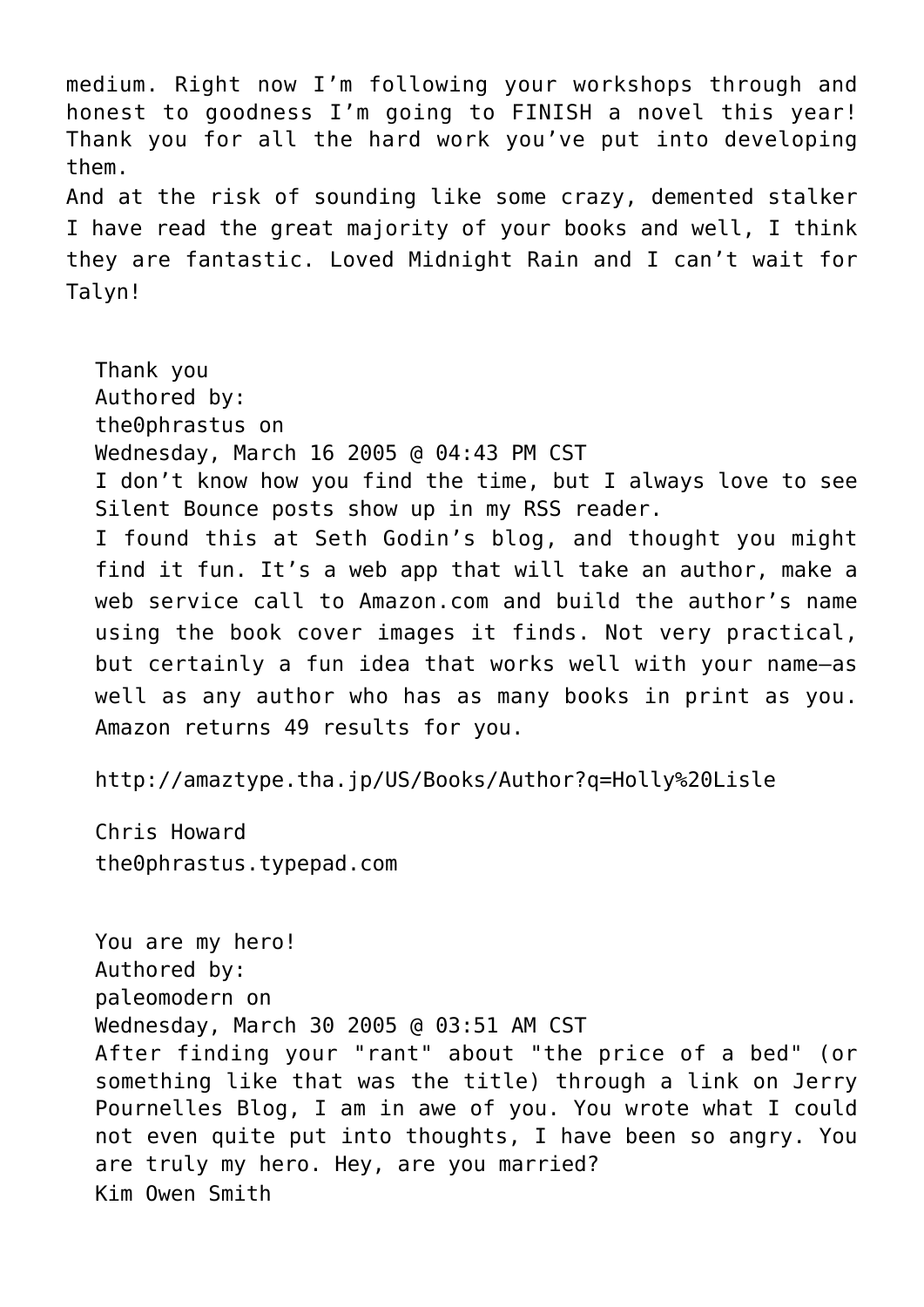medium. Right now I'm following your workshops through and honest to goodness I'm going to FINISH a novel this year! Thank you for all the hard work you've put into developing them.

And at the risk of sounding like some crazy, demented stalker I have read the great majority of your books and well, I think they are fantastic. Loved Midnight Rain and I can't wait for Talyn!

Thank you
Authored by:
the0phrastus on
Wednesday, March 16 2005 @ 04:43 PM CST

I don't know how you find the time, but I always love to see Silent Bounce posts show up in my RSS reader.

I found this at Seth Godin's blog, and thought you might find it fun. It's a web app that will take an author, make a web service call to Amazon.com and build the author's name using the book cover images it finds. Not very practical, but certainly a fun idea that works well with your name—as well as any author who has as many books in print as you. Amazon returns 49 results for you.

http://amaztype.tha.jp/US/Books/Author?q=Holly%20Lisle

Chris Howard
the0phrastus.typepad.com

You are my hero!
Authored by:
paleomodern on
Wednesday, March 30 2005 @ 03:51 AM CST

After finding your "rant" about "the price of a bed" (or something like that was the title) through a link on Jerry Pournelles Blog, I am in awe of you. You wrote what I could not even quite put into thoughts, I have been so angry. You are truly my hero. Hey, are you married?
Kim Owen Smith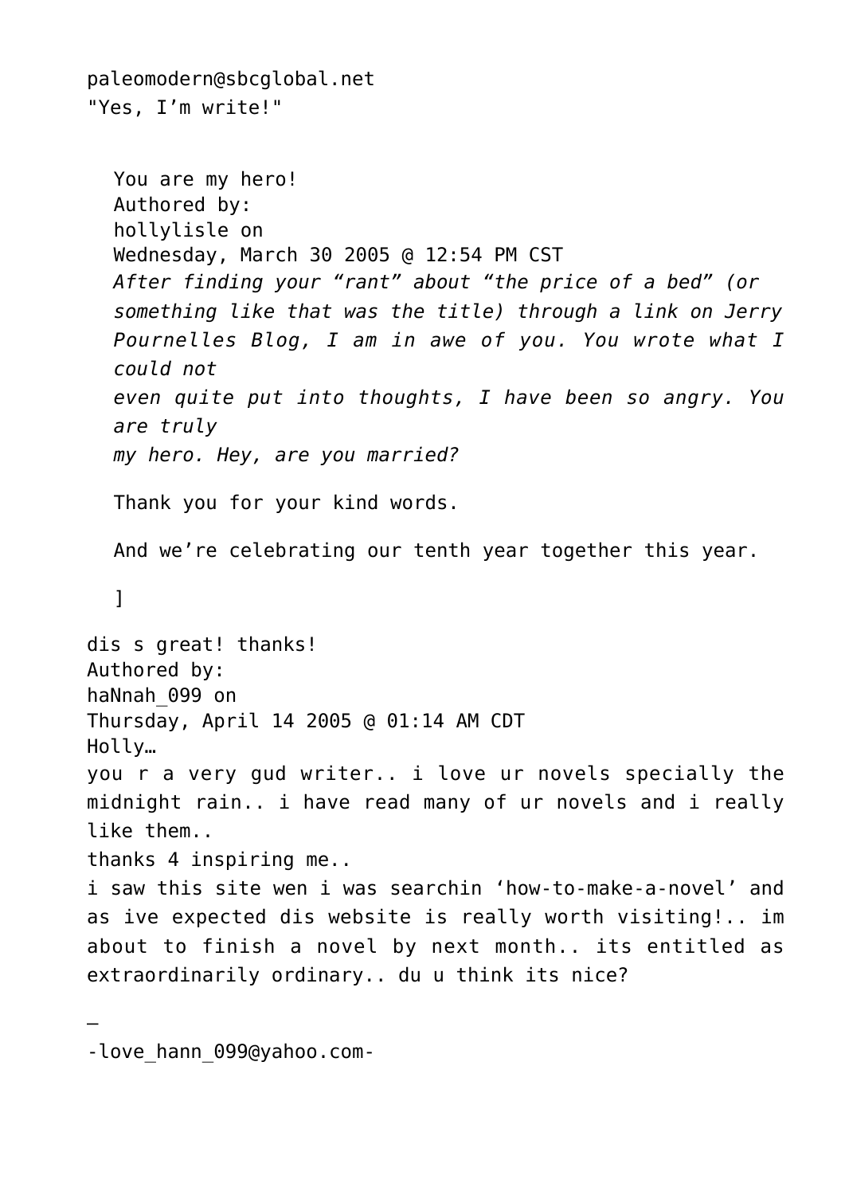paleomodern@sbcglobal.net
"Yes, I'm write!"

> You are my hero!
> Authored by:
> hollylisle on
> Wednesday, March 30 2005 @ 12:54 PM CST
> *After finding your "rant" about "the price of a bed" (or something like that was the title) through a link on Jerry Pournelles Blog, I am in awe of you. You wrote what I could not*
> *even quite put into thoughts, I have been so angry. You are truly*
> *my hero. Hey, are you married?*
>
> Thank you for your kind words.
>
> And we're celebrating our tenth year together this year.
>
> ]

dis s great! thanks!
Authored by:
haNnah_099 on
Thursday, April 14 2005 @ 01:14 AM CDT
Holly…
you r a very gud writer.. i love ur novels specially the midnight rain.. i have read many of ur novels and i really like them..
thanks 4 inspiring me..
i saw this site wen i was searchin 'how-to-make-a-novel' and as ive expected dis website is really worth visiting!.. im about to finish a novel by next month.. its entitled as extraordinarily ordinary.. du u think its nice?

–
-love_hann_099@yahoo.com-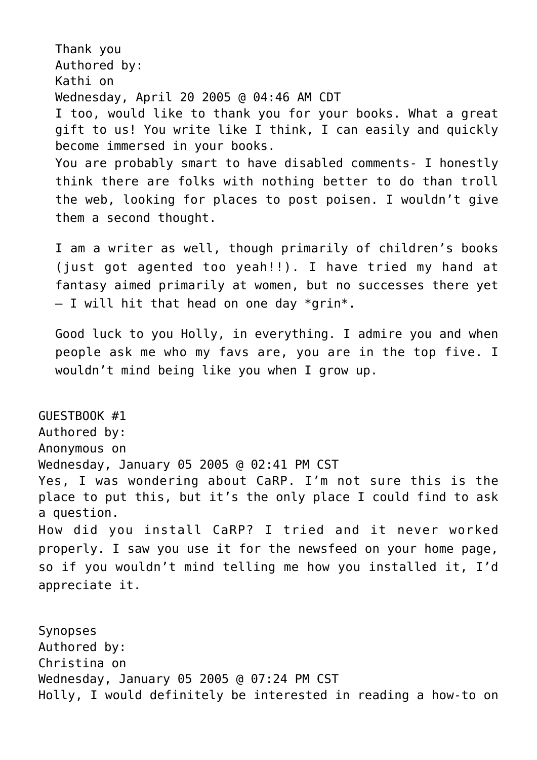Thank you
Authored by:
Kathi on
Wednesday, April 20 2005 @ 04:46 AM CDT

I too, would like to thank you for your books. What a great gift to us! You write like I think, I can easily and quickly become immersed in your books.

You are probably smart to have disabled comments- I honestly think there are folks with nothing better to do than troll the web, looking for places to post poisen. I wouldn't give them a second thought.

I am a writer as well, though primarily of children's books (just got agented too yeah!!). I have tried my hand at fantasy aimed primarily at women, but no successes there yet – I will hit that head on one day *grin*.

Good luck to you Holly, in everything. I admire you and when people ask me who my favs are, you are in the top five. I wouldn't mind being like you when I grow up.

GUESTBOOK #1
Authored by:
Anonymous on
Wednesday, January 05 2005 @ 02:41 PM CST

Yes, I was wondering about CaRP. I'm not sure this is the place to put this, but it's the only place I could find to ask a question.

How did you install CaRP? I tried and it never worked properly. I saw you use it for the newsfeed on your home page, so if you wouldn't mind telling me how you installed it, I'd appreciate it.

Synopses
Authored by:
Christina on
Wednesday, January 05 2005 @ 07:24 PM CST

Holly, I would definitely be interested in reading a how-to on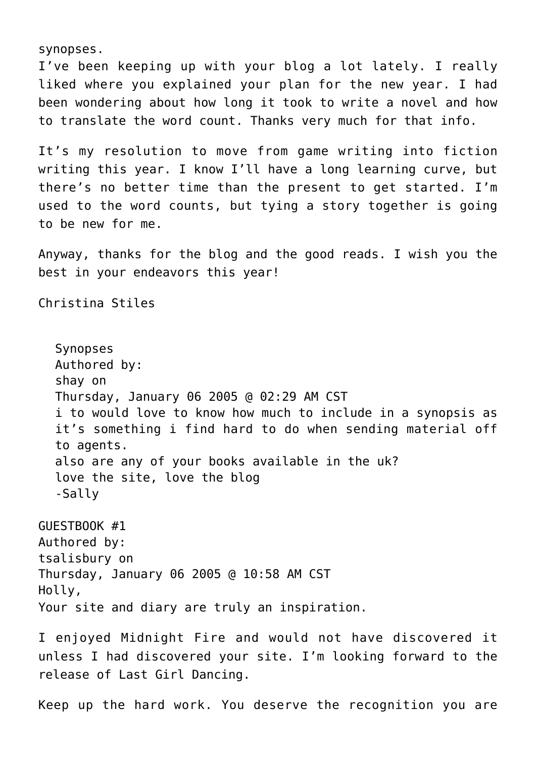synopses.
I've been keeping up with your blog a lot lately. I really liked where you explained your plan for the new year. I had been wondering about how long it took to write a novel and how to translate the word count. Thanks very much for that info.

It's my resolution to move from game writing into fiction writing this year. I know I'll have a long learning curve, but there's no better time than the present to get started. I'm used to the word counts, but tying a story together is going to be new for me.

Anyway, thanks for the blog and the good reads. I wish you the best in your endeavors this year!

Christina Stiles

> Synopses
> Authored by:
> shay on
> Thursday, January 06 2005 @ 02:29 AM CST
> i to would love to know how much to include in a synopsis as it's something i find hard to do when sending material off to agents.
> also are any of your books available in the uk?
> love the site, love the blog
> -Sally

GUESTBOOK #1
Authored by:
tsalisbury on
Thursday, January 06 2005 @ 10:58 AM CST
Holly,
Your site and diary are truly an inspiration.

I enjoyed Midnight Fire and would not have discovered it unless I had discovered your site. I'm looking forward to the release of Last Girl Dancing.

Keep up the hard work. You deserve the recognition you are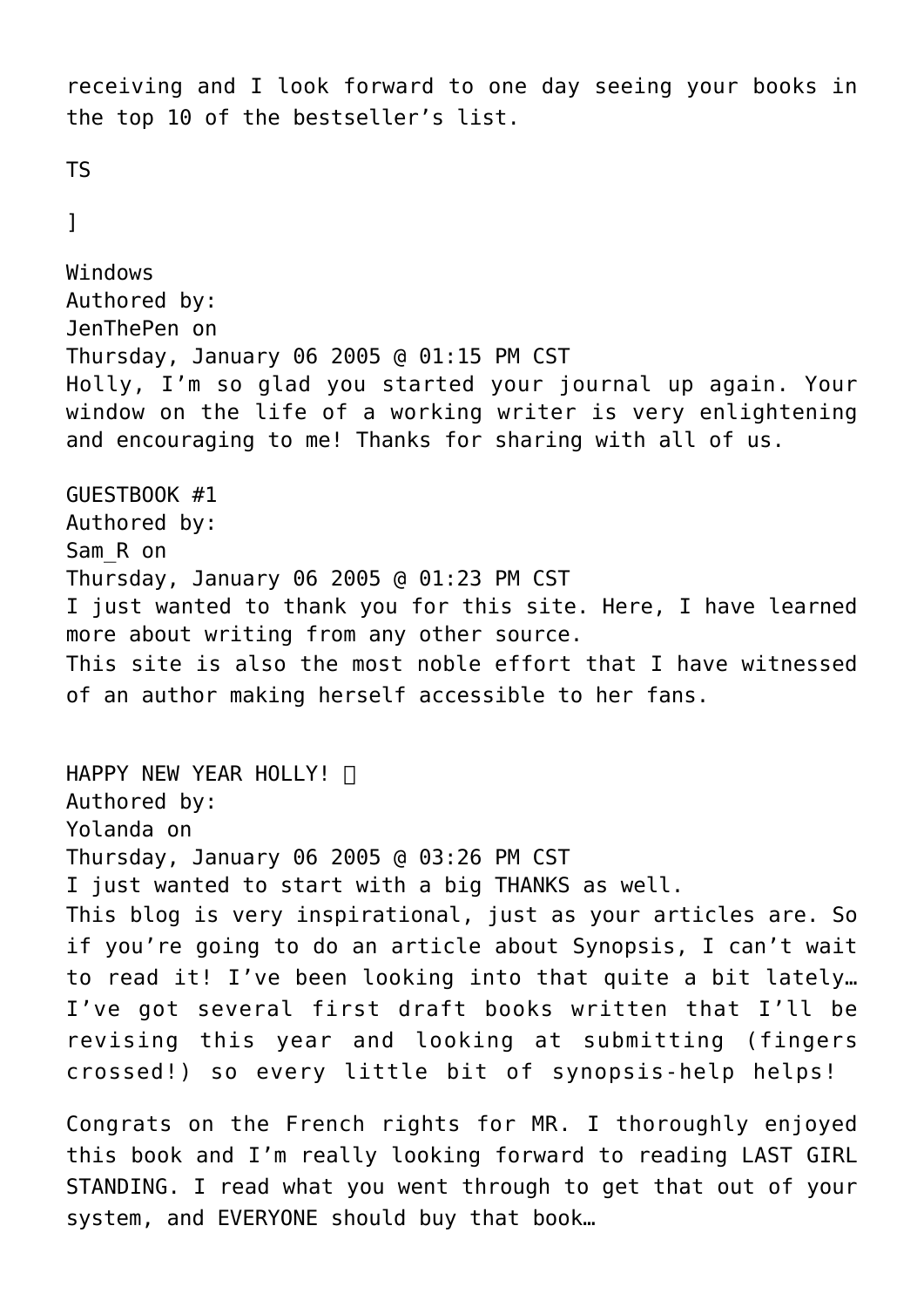receiving and I look forward to one day seeing your books in the top 10 of the bestseller's list.

TS

]

Windows
Authored by:
JenThePen on
Thursday, January 06 2005 @ 01:15 PM CST
Holly, I'm so glad you started your journal up again. Your window on the life of a working writer is very enlightening and encouraging to me! Thanks for sharing with all of us.

GUESTBOOK #1
Authored by:
Sam_R on
Thursday, January 06 2005 @ 01:23 PM CST
I just wanted to thank you for this site. Here, I have learned more about writing from any other source.
This site is also the most noble effort that I have witnessed of an author making herself accessible to her fans.

HAPPY NEW YEAR HOLLY! 
Authored by:
Yolanda on
Thursday, January 06 2005 @ 03:26 PM CST
I just wanted to start with a big THANKS as well.
This blog is very inspirational, just as your articles are. So if you're going to do an article about Synopsis, I can't wait to read it! I've been looking into that quite a bit lately… I've got several first draft books written that I'll be revising this year and looking at submitting (fingers crossed!) so every little bit of synopsis-help helps!

Congrats on the French rights for MR. I thoroughly enjoyed this book and I'm really looking forward to reading LAST GIRL STANDING. I read what you went through to get that out of your system, and EVERYONE should buy that book…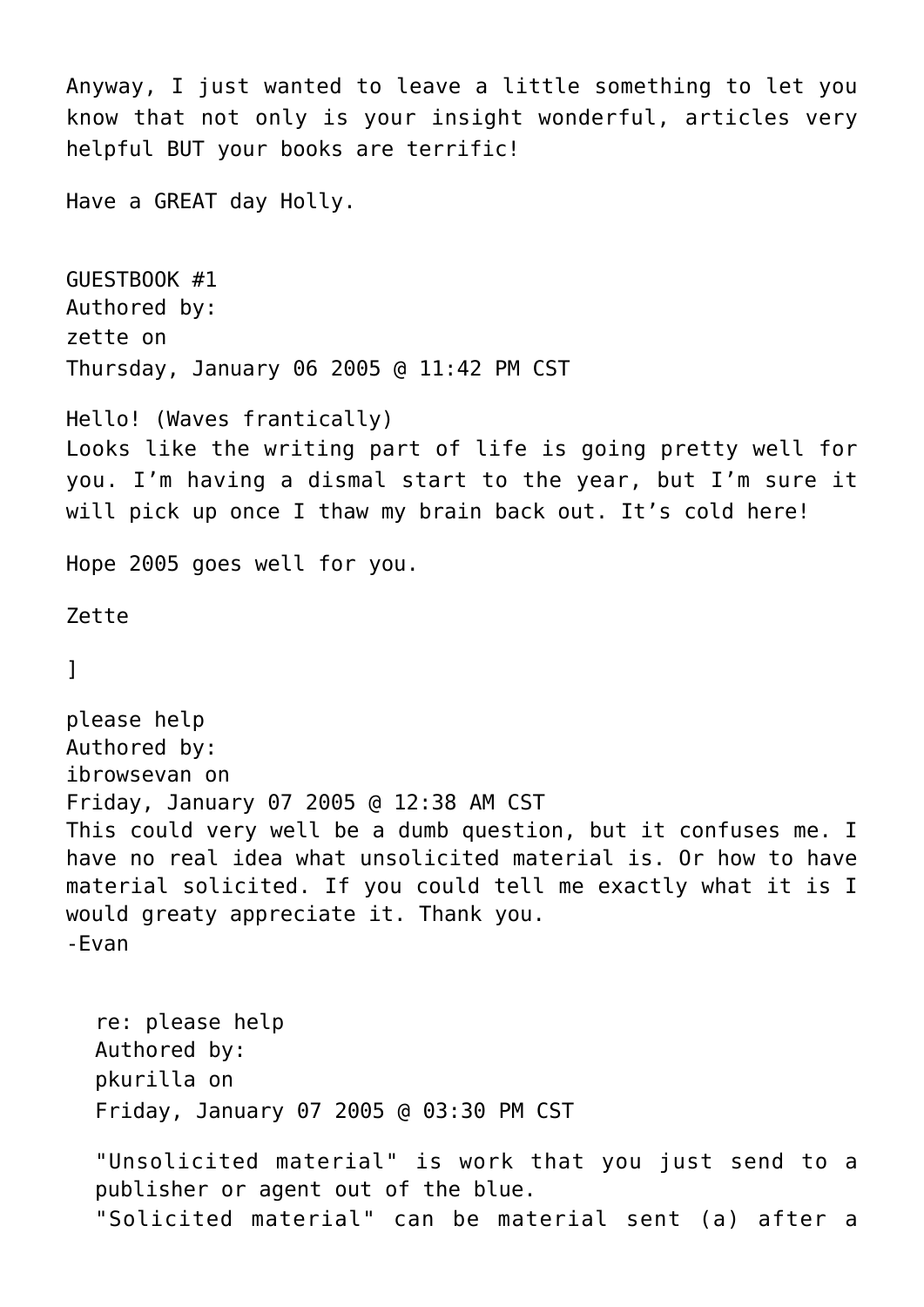Anyway, I just wanted to leave a little something to let you know that not only is your insight wonderful, articles very helpful BUT your books are terrific!

Have a GREAT day Holly.

GUESTBOOK #1
Authored by:
zette on
Thursday, January 06 2005 @ 11:42 PM CST

Hello! (Waves frantically)
Looks like the writing part of life is going pretty well for you. I'm having a dismal start to the year, but I'm sure it will pick up once I thaw my brain back out. It's cold here!

Hope 2005 goes well for you.

Zette

]

please help
Authored by:
ibrowsevan on
Friday, January 07 2005 @ 12:38 AM CST
This could very well be a dumb question, but it confuses me. I have no real idea what unsolicited material is. Or how to have material solicited. If you could tell me exactly what it is I would greaty appreciate it. Thank you.
-Evan

> re: please help
> Authored by:
> pkurilla on
> Friday, January 07 2005 @ 03:30 PM CST
>
> "Unsolicited material" is work that you just send to a publisher or agent out of the blue.
> "Solicited material" can be material sent (a) after a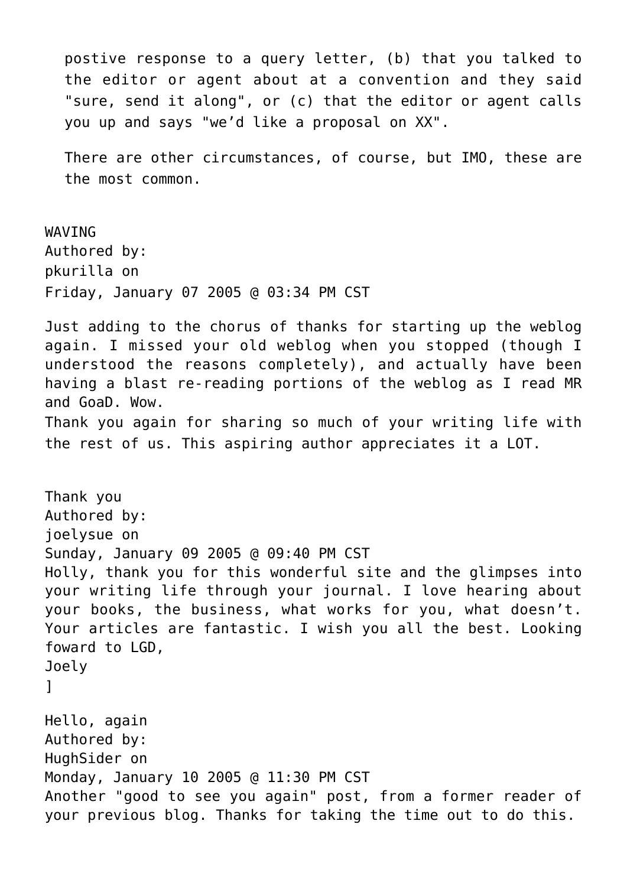postive response to a query letter, (b) that you talked to the editor or agent about at a convention and they said "sure, send it along", or (c) that the editor or agent calls you up and says "we'd like a proposal on XX".

There are other circumstances, of course, but IMO, these are the most common.

WAVING
Authored by:
pkurilla on
Friday, January 07 2005 @ 03:34 PM CST

Just adding to the chorus of thanks for starting up the weblog again. I missed your old weblog when you stopped (though I understood the reasons completely), and actually have been having a blast re-reading portions of the weblog as I read MR and GoaD. Wow.
Thank you again for sharing so much of your writing life with the rest of us. This aspiring author appreciates it a LOT.

Thank you
Authored by:
joelysue on
Sunday, January 09 2005 @ 09:40 PM CST
Holly, thank you for this wonderful site and the glimpses into your writing life through your journal. I love hearing about your books, the business, what works for you, what doesn't. Your articles are fantastic. I wish you all the best. Looking foward to LGD,
Joely
]

Hello, again
Authored by:
HughSider on
Monday, January 10 2005 @ 11:30 PM CST
Another "good to see you again" post, from a former reader of your previous blog. Thanks for taking the time out to do this.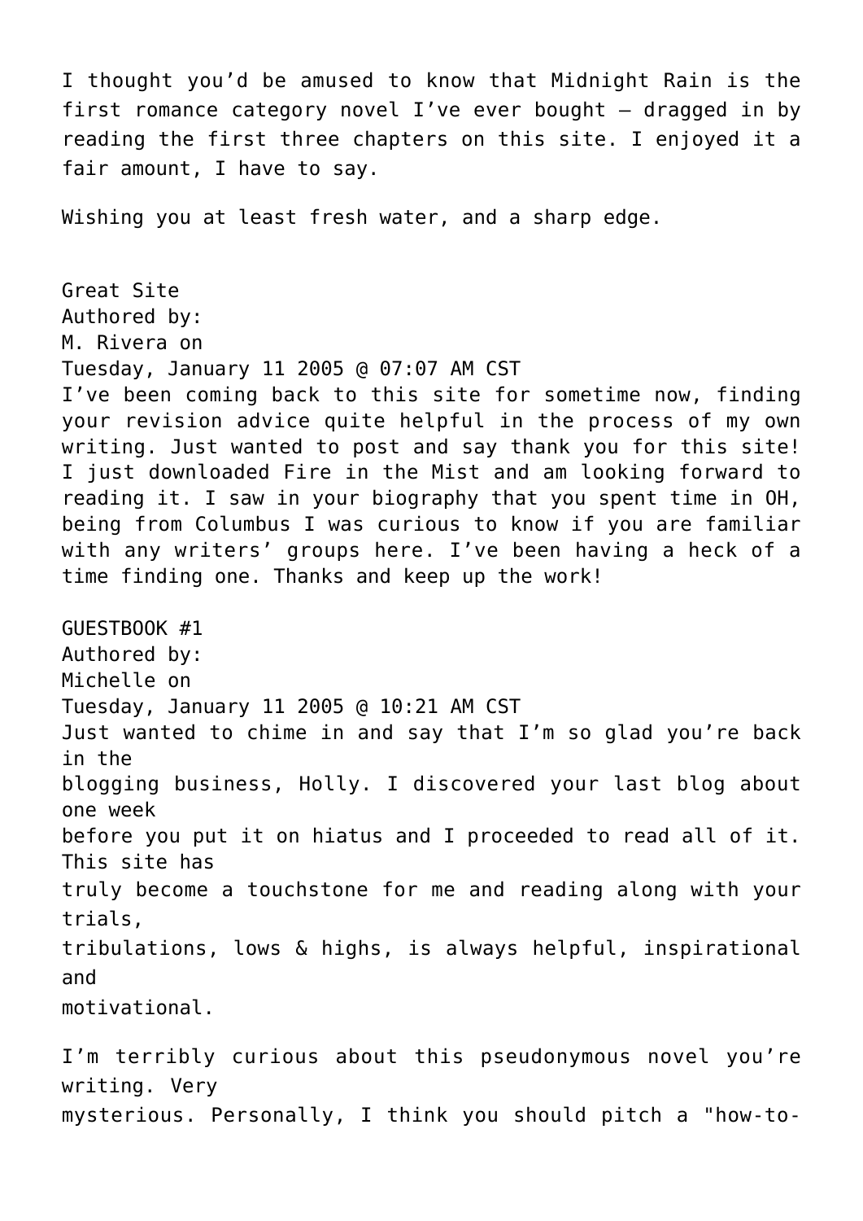I thought you'd be amused to know that Midnight Rain is the first romance category novel I've ever bought — dragged in by reading the first three chapters on this site. I enjoyed it a fair amount, I have to say.

Wishing you at least fresh water, and a sharp edge.

Great Site
Authored by:
M. Rivera on
Tuesday, January 11 2005 @ 07:07 AM CST
I've been coming back to this site for sometime now, finding your revision advice quite helpful in the process of my own writing. Just wanted to post and say thank you for this site! I just downloaded Fire in the Mist and am looking forward to reading it. I saw in your biography that you spent time in OH, being from Columbus I was curious to know if you are familiar with any writers' groups here. I've been having a heck of a time finding one. Thanks and keep up the work!

GUESTBOOK #1
Authored by:
Michelle on
Tuesday, January 11 2005 @ 10:21 AM CST
Just wanted to chime in and say that I'm so glad you're back in the blogging business, Holly. I discovered your last blog about one week before you put it on hiatus and I proceeded to read all of it. This site has truly become a touchstone for me and reading along with your trials, tribulations, lows & highs, is always helpful, inspirational and motivational.

I'm terribly curious about this pseudonymous novel you're writing. Very mysterious. Personally, I think you should pitch a "how-to-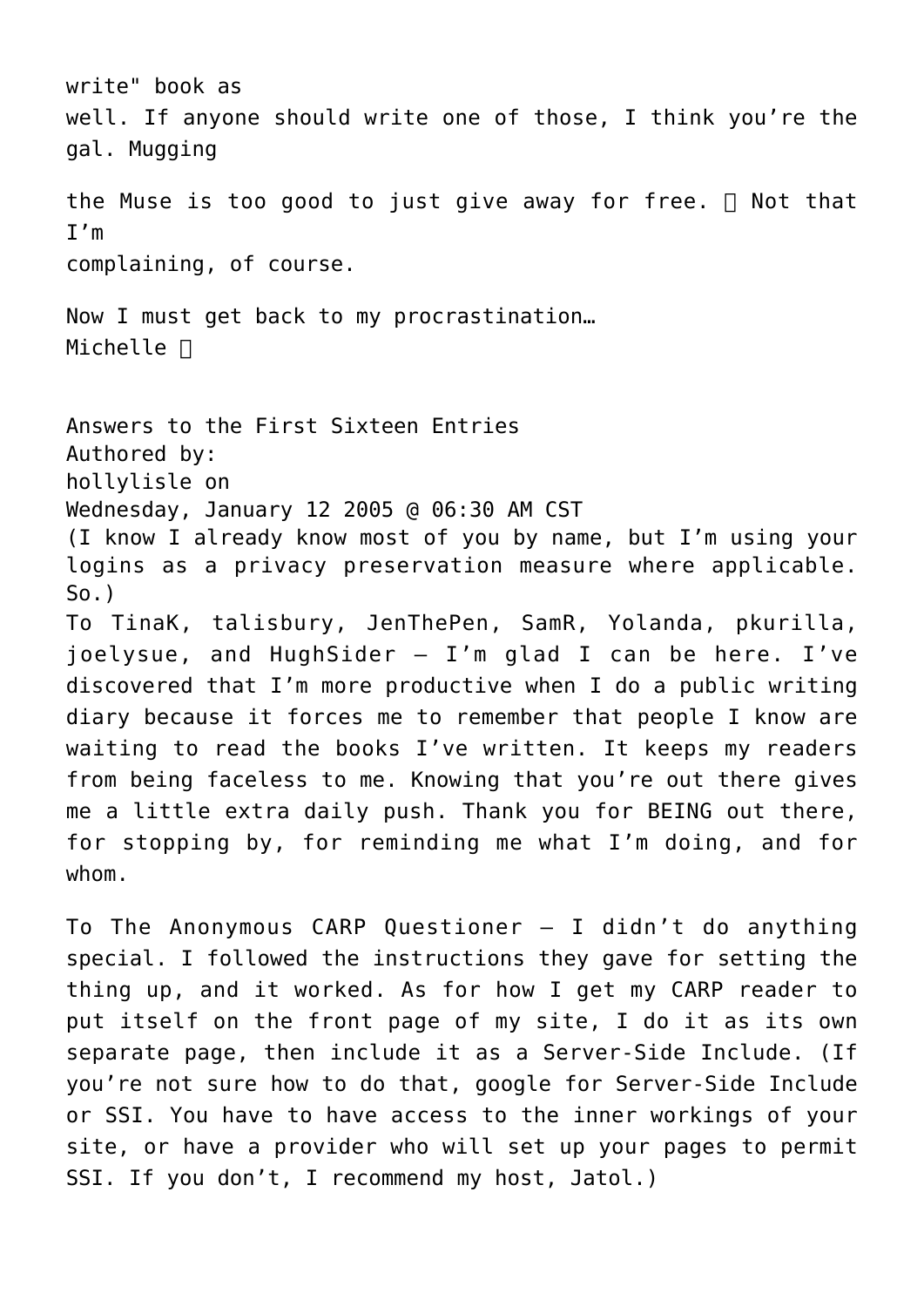write" book as well. If anyone should write one of those, I think you're the gal. Mugging the Muse is too good to just give away for free.  Not that I'm complaining, of course.

Now I must get back to my procrastination…
Michelle 

Answers to the First Sixteen Entries
Authored by:
hollylisle on
Wednesday, January 12 2005 @ 06:30 AM CST

(I know I already know most of you by name, but I'm using your logins as a privacy preservation measure where applicable. So.)

To TinaK, talisbury, JenThePen, SamR, Yolanda, pkurilla, joelysue, and HughSider – I'm glad I can be here. I've discovered that I'm more productive when I do a public writing diary because it forces me to remember that people I know are waiting to read the books I've written. It keeps my readers from being faceless to me. Knowing that you're out there gives me a little extra daily push. Thank you for BEING out there, for stopping by, for reminding me what I'm doing, and for whom.

To The Anonymous CARP Questioner – I didn't do anything special. I followed the instructions they gave for setting the thing up, and it worked. As for how I get my CARP reader to put itself on the front page of my site, I do it as its own separate page, then include it as a Server-Side Include. (If you're not sure how to do that, google for Server-Side Include or SSI. You have to have access to the inner workings of your site, or have a provider who will set up your pages to permit SSI. If you don't, I recommend my host, Jatol.)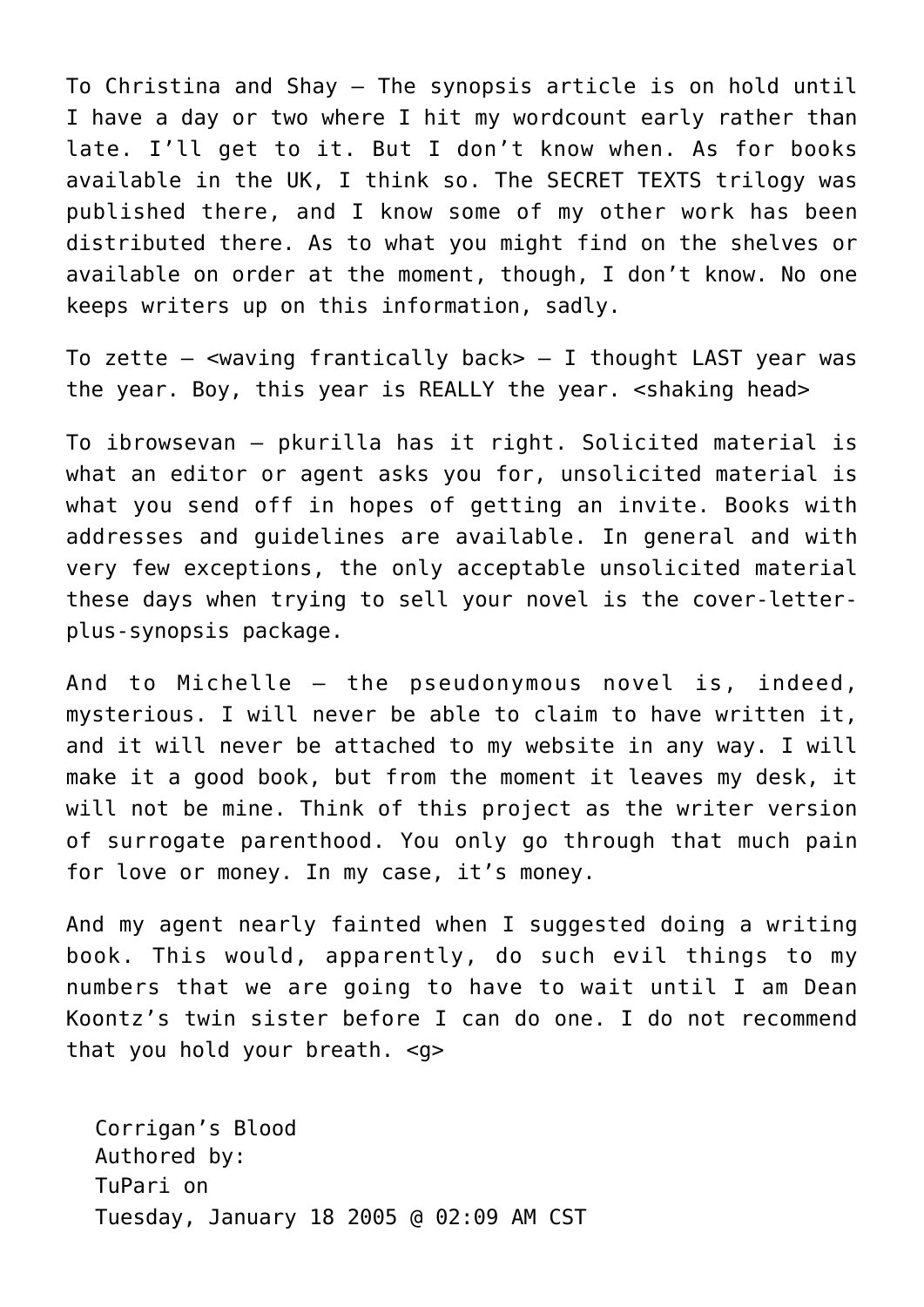To Christina and Shay — The synopsis article is on hold until I have a day or two where I hit my wordcount early rather than late. I'll get to it. But I don't know when. As for books available in the UK, I think so. The SECRET TEXTS trilogy was published there, and I know some of my other work has been distributed there. As to what you might find on the shelves or available on order at the moment, though, I don't know. No one keeps writers up on this information, sadly.

To zette — <waving frantically back> — I thought LAST year was the year. Boy, this year is REALLY the year. <shaking head>

To ibrowsevan — pkurilla has it right. Solicited material is what an editor or agent asks you for, unsolicited material is what you send off in hopes of getting an invite. Books with addresses and guidelines are available. In general and with very few exceptions, the only acceptable unsolicited material these days when trying to sell your novel is the cover-letter-plus-synopsis package.

And to Michelle — the pseudonymous novel is, indeed, mysterious. I will never be able to claim to have written it, and it will never be attached to my website in any way. I will make it a good book, but from the moment it leaves my desk, it will not be mine. Think of this project as the writer version of surrogate parenthood. You only go through that much pain for love or money. In my case, it's money.

And my agent nearly fainted when I suggested doing a writing book. This would, apparently, do such evil things to my numbers that we are going to have to wait until I am Dean Koontz's twin sister before I can do one. I do not recommend that you hold your breath. <g>

Corrigan's Blood
Authored by:
TuPari on
Tuesday, January 18 2005 @ 02:09 AM CST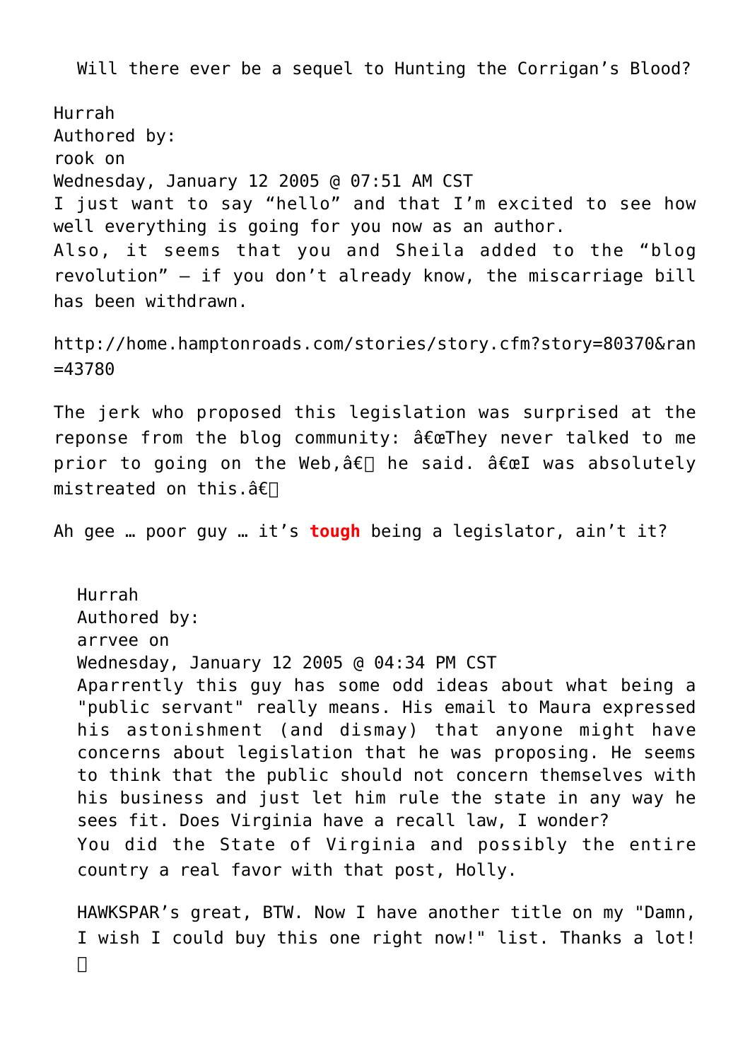Will there ever be a sequel to Hunting the Corrigan's Blood?

Hurrah
Authored by:
rook on
Wednesday, January 12 2005 @ 07:51 AM CST
I just want to say "hello" and that I'm excited to see how well everything is going for you now as an author.
Also, it seems that you and Sheila added to the "blog revolution" – if you don't already know, the miscarriage bill has been withdrawn.

http://home.hamptonroads.com/stories/story.cfm?story=80370&ran=43780

The jerk who proposed this legislation was surprised at the reponse from the blog community: â€œThey never talked to me prior to going on the Web,â€ he said. â€œI was absolutely mistreated on this.â€

Ah gee … poor guy … it's **tough** being a legislator, ain't it?

Hurrah
Authored by:
arrvee on
Wednesday, January 12 2005 @ 04:34 PM CST
Aparrently this guy has some odd ideas about what being a "public servant" really means. His email to Maura expressed his astonishment (and dismay) that anyone might have concerns about legislation that he was proposing. He seems to think that the public should not concern themselves with his business and just let him rule the state in any way he sees fit. Does Virginia have a recall law, I wonder?
You did the State of Virginia and possibly the entire country a real favor with that post, Holly.

HAWKSPAR's great, BTW. Now I have another title on my "Damn, I wish I could buy this one right now!" list. Thanks a lot!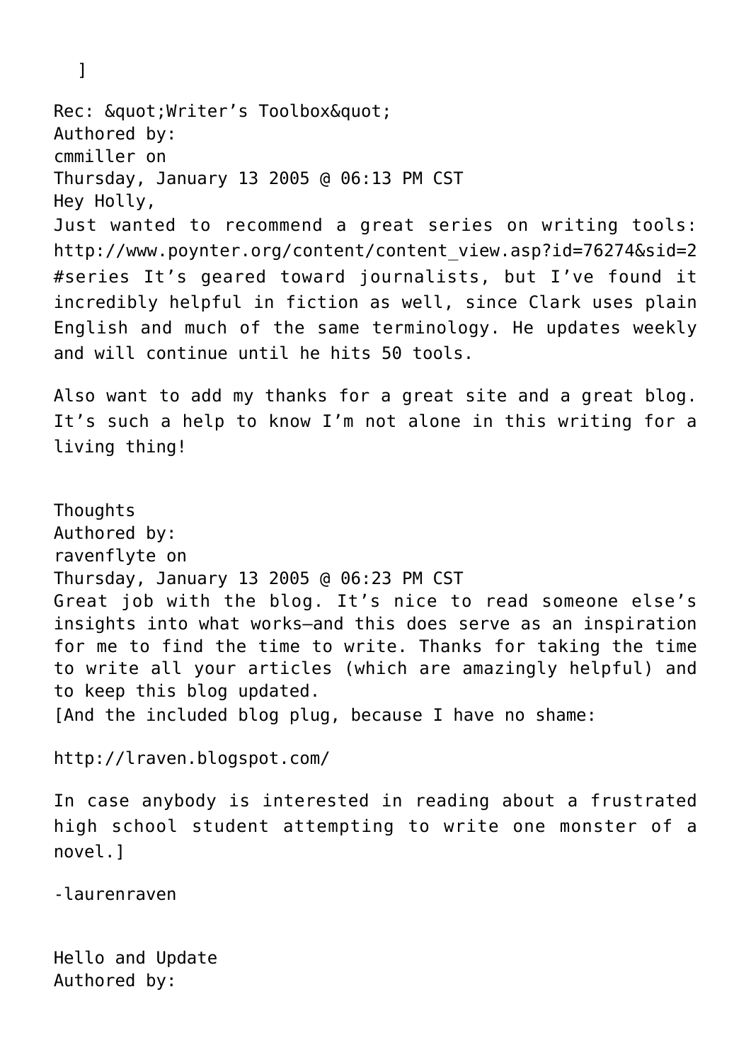]

Rec: &quot;Writer’s Toolbox&quot;
Authored by:
cmmiller on
Thursday, January 13 2005 @ 06:13 PM CST
Hey Holly,
Just wanted to recommend a great series on writing tools: http://www.poynter.org/content/content_view.asp?id=76274&sid=2 #series It’s geared toward journalists, but I’ve found it incredibly helpful in fiction as well, since Clark uses plain English and much of the same terminology. He updates weekly and will continue until he hits 50 tools.

Also want to add my thanks for a great site and a great blog. It’s such a help to know I’m not alone in this writing for a living thing!

Thoughts
Authored by:
ravenflyte on
Thursday, January 13 2005 @ 06:23 PM CST
Great job with the blog. It’s nice to read someone else’s insights into what works—and this does serve as an inspiration for me to find the time to write. Thanks for taking the time to write all your articles (which are amazingly helpful) and to keep this blog updated.
[And the included blog plug, because I have no shame:

http://lraven.blogspot.com/

In case anybody is interested in reading about a frustrated high school student attempting to write one monster of a novel.]

-laurenraven

Hello and Update
Authored by: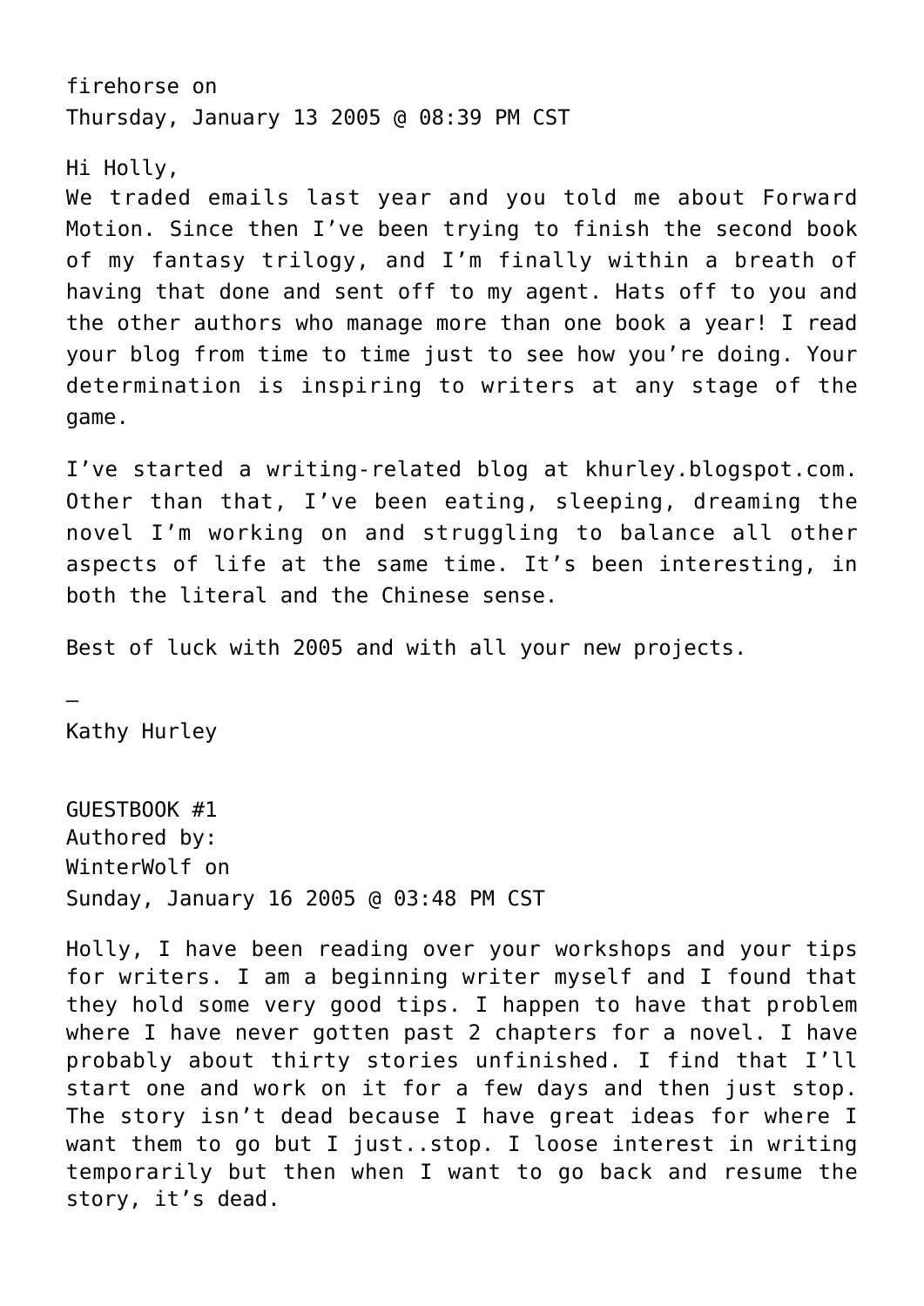firehorse on
Thursday, January 13 2005 @ 08:39 PM CST

Hi Holly,
We traded emails last year and you told me about Forward Motion. Since then I've been trying to finish the second book of my fantasy trilogy, and I'm finally within a breath of having that done and sent off to my agent. Hats off to you and the other authors who manage more than one book a year! I read your blog from time to time just to see how you're doing. Your determination is inspiring to writers at any stage of the game.

I've started a writing-related blog at khurley.blogspot.com. Other than that, I've been eating, sleeping, dreaming the novel I'm working on and struggling to balance all other aspects of life at the same time. It's been interesting, in both the literal and the Chinese sense.

Best of luck with 2005 and with all your new projects.

–
Kathy Hurley

GUESTBOOK #1
Authored by:
WinterWolf on
Sunday, January 16 2005 @ 03:48 PM CST

Holly, I have been reading over your workshops and your tips for writers. I am a beginning writer myself and I found that they hold some very good tips. I happen to have that problem where I have never gotten past 2 chapters for a novel. I have probably about thirty stories unfinished. I find that I'll start one and work on it for a few days and then just stop. The story isn't dead because I have great ideas for where I want them to go but I just..stop. I loose interest in writing temporarily but then when I want to go back and resume the story, it's dead.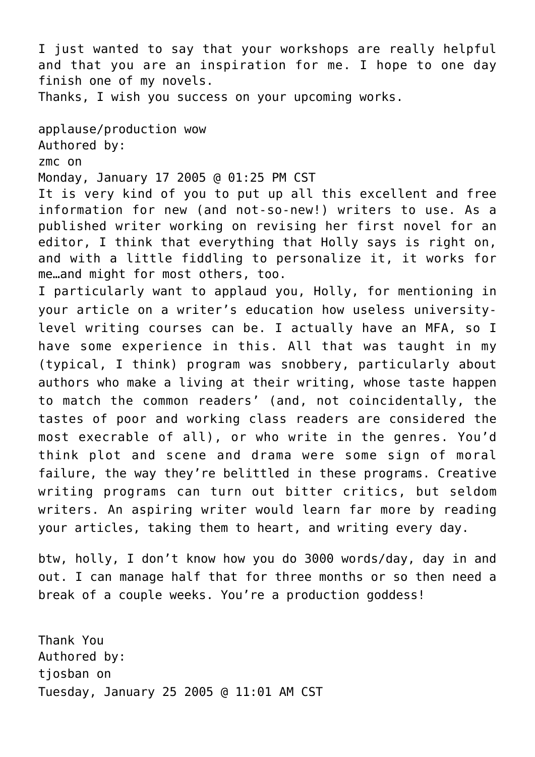I just wanted to say that your workshops are really helpful and that you are an inspiration for me. I hope to one day finish one of my novels.
Thanks, I wish you success on your upcoming works.

applause/production wow
Authored by:
zmc on
Monday, January 17 2005 @ 01:25 PM CST
It is very kind of you to put up all this excellent and free information for new (and not-so-new!) writers to use. As a published writer working on revising her first novel for an editor, I think that everything that Holly says is right on, and with a little fiddling to personalize it, it works for me…and might for most others, too.
I particularly want to applaud you, Holly, for mentioning in your article on a writer's education how useless university-level writing courses can be. I actually have an MFA, so I have some experience in this. All that was taught in my (typical, I think) program was snobbery, particularly about authors who make a living at their writing, whose taste happen to match the common readers' (and, not coincidentally, the tastes of poor and working class readers are considered the most execrable of all), or who write in the genres. You'd think plot and scene and drama were some sign of moral failure, the way they're belittled in these programs. Creative writing programs can turn out bitter critics, but seldom writers. An aspiring writer would learn far more by reading your articles, taking them to heart, and writing every day.

btw, holly, I don't know how you do 3000 words/day, day in and out. I can manage half that for three months or so then need a break of a couple weeks. You're a production goddess!

Thank You
Authored by:
tjosban on
Tuesday, January 25 2005 @ 11:01 AM CST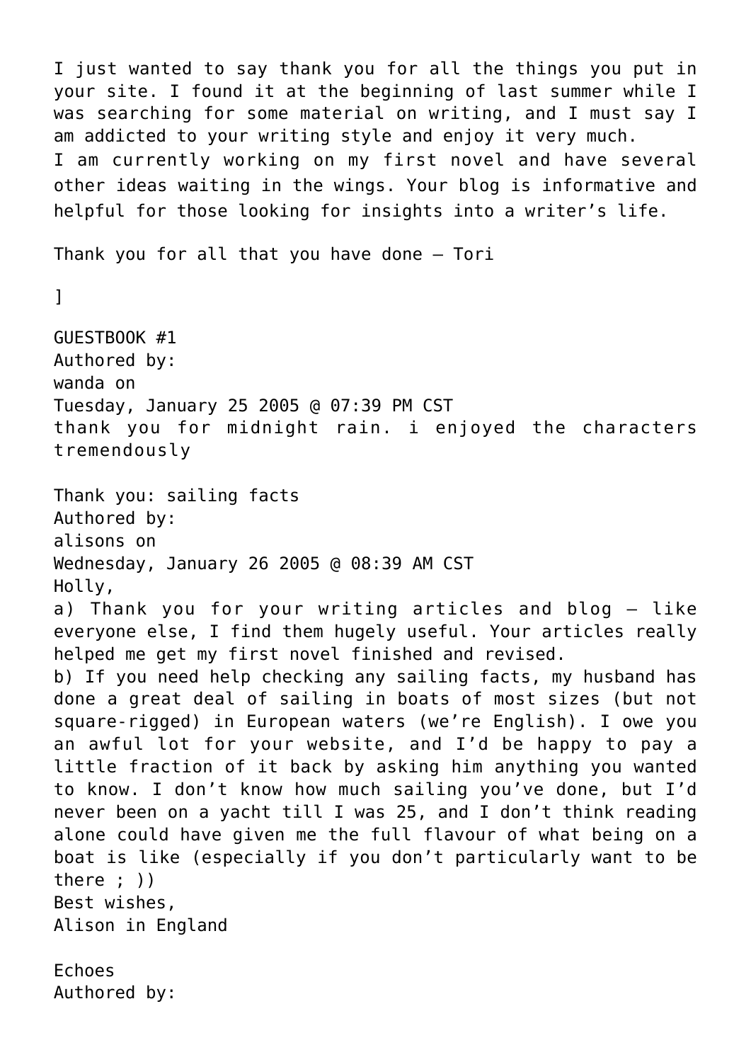I just wanted to say thank you for all the things you put in your site. I found it at the beginning of last summer while I was searching for some material on writing, and I must say I am addicted to your writing style and enjoy it very much.
I am currently working on my first novel and have several other ideas waiting in the wings. Your blog is informative and helpful for those looking for insights into a writer's life.

Thank you for all that you have done – Tori

]

GUESTBOOK #1
Authored by:
wanda on
Tuesday, January 25 2005 @ 07:39 PM CST
thank you for midnight rain. i enjoyed the characters tremendously

Thank you: sailing facts
Authored by:
alisons on
Wednesday, January 26 2005 @ 08:39 AM CST
Holly,
a) Thank you for your writing articles and blog – like everyone else, I find them hugely useful. Your articles really helped me get my first novel finished and revised.
b) If you need help checking any sailing facts, my husband has done a great deal of sailing in boats of most sizes (but not square-rigged) in European waters (we're English). I owe you an awful lot for your website, and I'd be happy to pay a little fraction of it back by asking him anything you wanted to know. I don't know how much sailing you've done, but I'd never been on a yacht till I was 25, and I don't think reading alone could have given me the full flavour of what being on a boat is like (especially if you don't particularly want to be there ; ))
Best wishes,
Alison in England

Echoes
Authored by: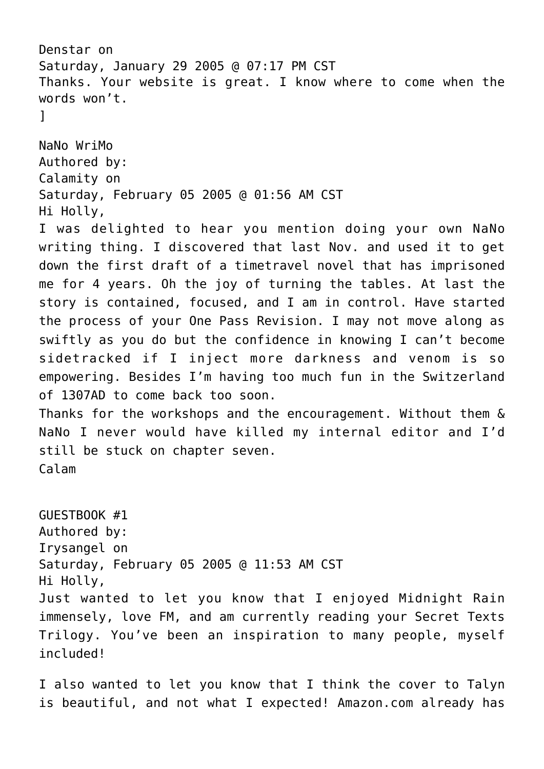Denstar on
Saturday, January 29 2005 @ 07:17 PM CST
Thanks. Your website is great. I know where to come when the words won't.
]

NaNo WriMo
Authored by:
Calamity on
Saturday, February 05 2005 @ 01:56 AM CST
Hi Holly,
I was delighted to hear you mention doing your own NaNo writing thing. I discovered that last Nov. and used it to get down the first draft of a timetravel novel that has imprisoned me for 4 years. Oh the joy of turning the tables. At last the story is contained, focused, and I am in control. Have started the process of your One Pass Revision. I may not move along as swiftly as you do but the confidence in knowing I can't become sidetracked if I inject more darkness and venom is so empowering. Besides I'm having too much fun in the Switzerland of 1307AD to come back too soon.
Thanks for the workshops and the encouragement. Without them & NaNo I never would have killed my internal editor and I'd still be stuck on chapter seven.
Calam

GUESTBOOK #1
Authored by:
Irysangel on
Saturday, February 05 2005 @ 11:53 AM CST
Hi Holly,
Just wanted to let you know that I enjoyed Midnight Rain immensely, love FM, and am currently reading your Secret Texts Trilogy. You've been an inspiration to many people, myself included!

I also wanted to let you know that I think the cover to Talyn is beautiful, and not what I expected! Amazon.com already has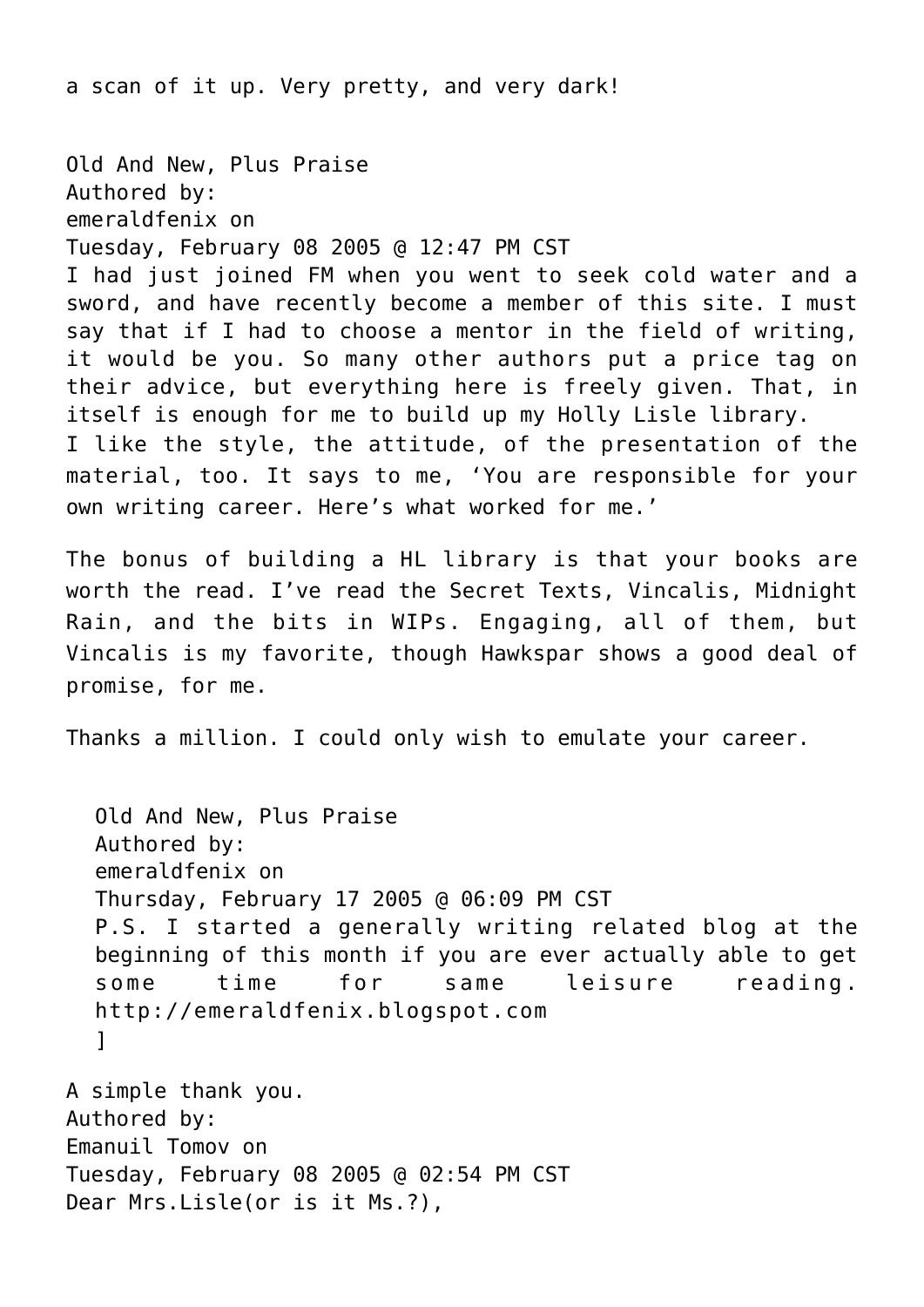a scan of it up. Very pretty, and very dark!

Old And New, Plus Praise
Authored by:
emeraldfenix on
Tuesday, February 08 2005 @ 12:47 PM CST
I had just joined FM when you went to seek cold water and a sword, and have recently become a member of this site. I must say that if I had to choose a mentor in the field of writing, it would be you. So many other authors put a price tag on their advice, but everything here is freely given. That, in itself is enough for me to build up my Holly Lisle library.
I like the style, the attitude, of the presentation of the material, too. It says to me, 'You are responsible for your own writing career. Here's what worked for me.'

The bonus of building a HL library is that your books are worth the read. I've read the Secret Texts, Vincalis, Midnight Rain, and the bits in WIPs. Engaging, all of them, but Vincalis is my favorite, though Hawkspar shows a good deal of promise, for me.

Thanks a million. I could only wish to emulate your career.

> Old And New, Plus Praise
> Authored by:
> emeraldfenix on
> Thursday, February 17 2005 @ 06:09 PM CST
> P.S. I started a generally writing related blog at the beginning of this month if you are ever actually able to get some time for same leisure reading. http://emeraldfenix.blogspot.com
> ]

A simple thank you.
Authored by:
Emanuil Tomov on
Tuesday, February 08 2005 @ 02:54 PM CST
Dear Mrs.Lisle(or is it Ms.?),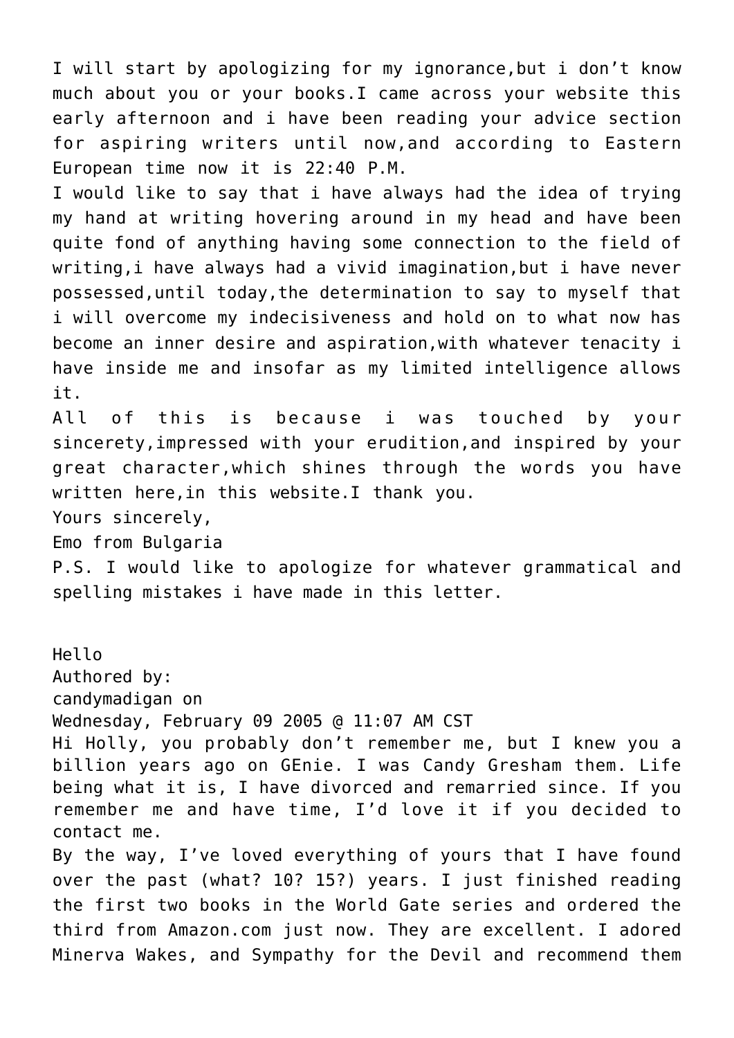I will start by apologizing for my ignorance,but i don't know much about you or your books.I came across your website this early afternoon and i have been reading your advice section for aspiring writers until now,and according to Eastern European time now it is 22:40 P.M.

I would like to say that i have always had the idea of trying my hand at writing hovering around in my head and have been quite fond of anything having some connection to the field of writing,i have always had a vivid imagination,but i have never possessed,until today,the determination to say to myself that i will overcome my indecisiveness and hold on to what now has become an inner desire and aspiration,with whatever tenacity i have inside me and insofar as my limited intelligence allows it.

All of this is because i was touched by your sincerety,impressed with your erudition,and inspired by your great character,which shines through the words you have written here,in this website.I thank you.

Yours sincerely,

Emo from Bulgaria

P.S. I would like to apologize for whatever grammatical and spelling mistakes i have made in this letter.

Hello

Authored by:

candymadigan on

Wednesday, February 09 2005 @ 11:07 AM CST

Hi Holly, you probably don't remember me, but I knew you a billion years ago on GEnie. I was Candy Gresham them. Life being what it is, I have divorced and remarried since. If you remember me and have time, I'd love it if you decided to contact me.

By the way, I've loved everything of yours that I have found over the past (what? 10? 15?) years. I just finished reading the first two books in the World Gate series and ordered the third from Amazon.com just now. They are excellent. I adored Minerva Wakes, and Sympathy for the Devil and recommend them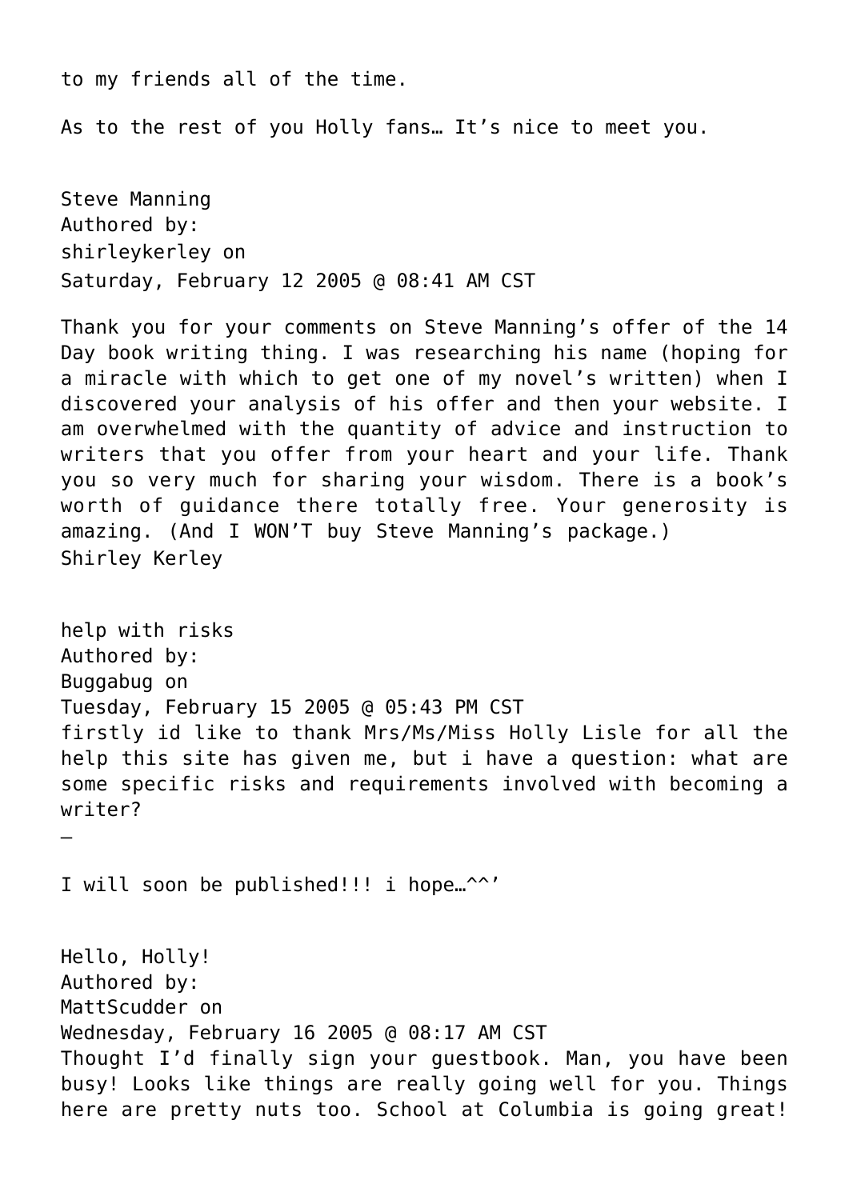to my friends all of the time.

As to the rest of you Holly fans… It's nice to meet you.

Steve Manning
Authored by:
shirleykerley on
Saturday, February 12 2005 @ 08:41 AM CST

Thank you for your comments on Steve Manning's offer of the 14 Day book writing thing. I was researching his name (hoping for a miracle with which to get one of my novel's written) when I discovered your analysis of his offer and then your website. I am overwhelmed with the quantity of advice and instruction to writers that you offer from your heart and your life. Thank you so very much for sharing your wisdom. There is a book's worth of guidance there totally free. Your generosity is amazing. (And I WON'T buy Steve Manning's package.)
Shirley Kerley

help with risks
Authored by:
Buggabug on
Tuesday, February 15 2005 @ 05:43 PM CST
firstly id like to thank Mrs/Ms/Miss Holly Lisle for all the help this site has given me, but i have a question: what are some specific risks and requirements involved with becoming a writer?
–

I will soon be published!!! i hope…^^'

Hello, Holly!
Authored by:
MattScudder on
Wednesday, February 16 2005 @ 08:17 AM CST
Thought I'd finally sign your guestbook. Man, you have been busy! Looks like things are really going well for you. Things here are pretty nuts too. School at Columbia is going great!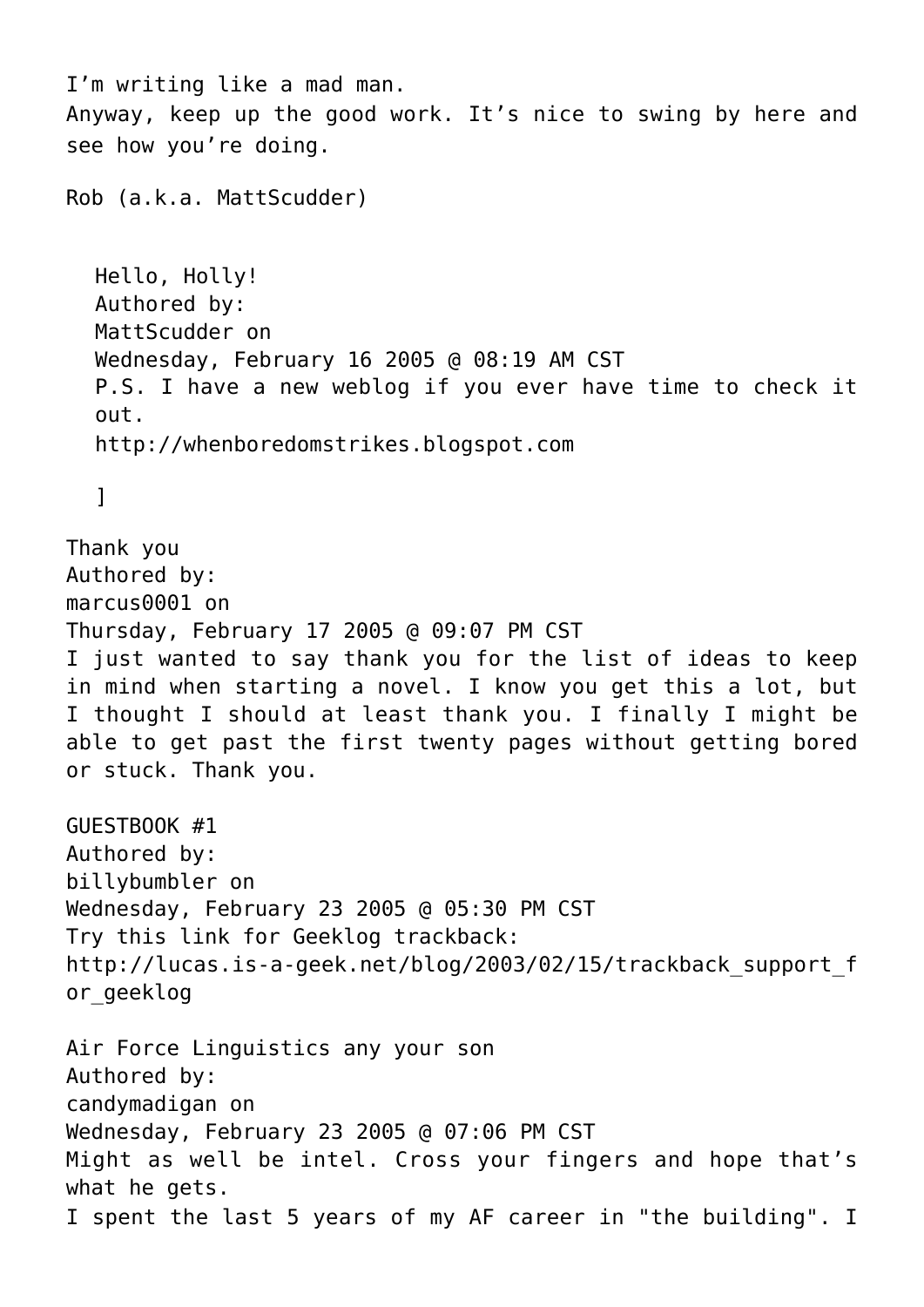I'm writing like a mad man.
Anyway, keep up the good work. It's nice to swing by here and see how you're doing.

Rob (a.k.a. MattScudder)

> Hello, Holly!
> Authored by:
> MattScudder on
> Wednesday, February 16 2005 @ 08:19 AM CST
> P.S. I have a new weblog if you ever have time to check it out.
> http://whenboredomstrikes.blogspot.com
>
> ]

Thank you
Authored by:
marcus0001 on
Thursday, February 17 2005 @ 09:07 PM CST
I just wanted to say thank you for the list of ideas to keep in mind when starting a novel. I know you get this a lot, but I thought I should at least thank you. I finally I might be able to get past the first twenty pages without getting bored or stuck. Thank you.

GUESTBOOK #1
Authored by:
billybumbler on
Wednesday, February 23 2005 @ 05:30 PM CST
Try this link for Geeklog trackback:
http://lucas.is-a-geek.net/blog/2003/02/15/trackback_support_for_geeklog

Air Force Linguistics any your son
Authored by:
candymadigan on
Wednesday, February 23 2005 @ 07:06 PM CST
Might as well be intel. Cross your fingers and hope that's what he gets.
I spent the last 5 years of my AF career in "the building". I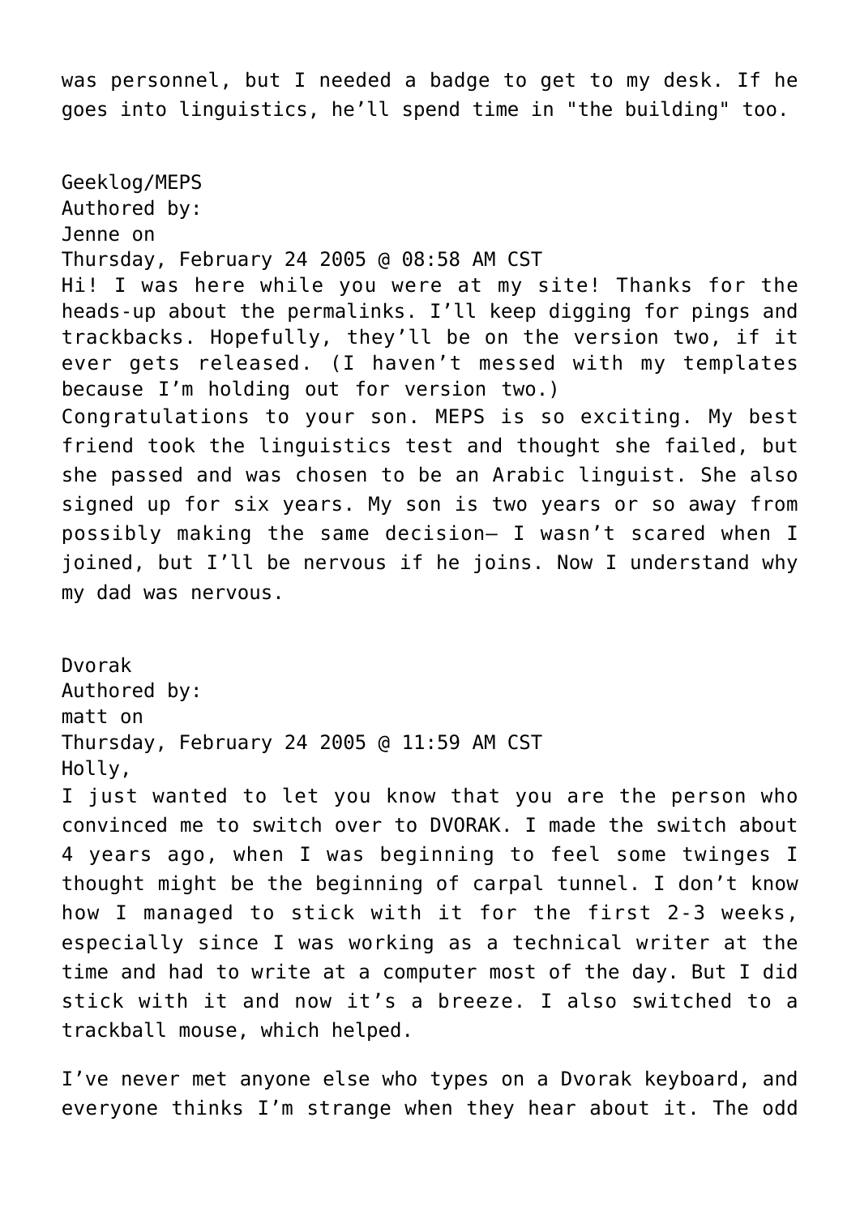was personnel, but I needed a badge to get to my desk. If he goes into linguistics, he'll spend time in "the building" too.

Geeklog/MEPS
Authored by:
Jenne on
Thursday, February 24 2005 @ 08:58 AM CST
Hi! I was here while you were at my site! Thanks for the heads-up about the permalinks. I'll keep digging for pings and trackbacks. Hopefully, they'll be on the version two, if it ever gets released. (I haven't messed with my templates because I'm holding out for version two.)
Congratulations to your son. MEPS is so exciting. My best friend took the linguistics test and thought she failed, but she passed and was chosen to be an Arabic linguist. She also signed up for six years. My son is two years or so away from possibly making the same decision— I wasn't scared when I joined, but I'll be nervous if he joins. Now I understand why my dad was nervous.

Dvorak
Authored by:
matt on
Thursday, February 24 2005 @ 11:59 AM CST
Holly,
I just wanted to let you know that you are the person who convinced me to switch over to DVORAK. I made the switch about 4 years ago, when I was beginning to feel some twinges I thought might be the beginning of carpal tunnel. I don't know how I managed to stick with it for the first 2-3 weeks, especially since I was working as a technical writer at the time and had to write at a computer most of the day. But I did stick with it and now it's a breeze. I also switched to a trackball mouse, which helped.

I've never met anyone else who types on a Dvorak keyboard, and everyone thinks I'm strange when they hear about it. The odd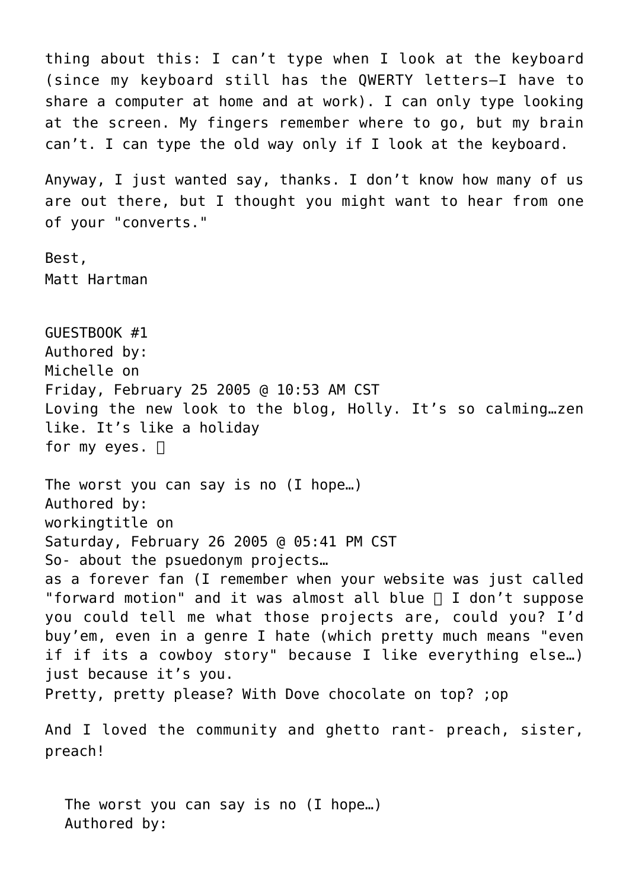thing about this: I can't type when I look at the keyboard (since my keyboard still has the QWERTY letters—I have to share a computer at home and at work). I can only type looking at the screen. My fingers remember where to go, but my brain can't. I can type the old way only if I look at the keyboard.

Anyway, I just wanted say, thanks. I don't know how many of us are out there, but I thought you might want to hear from one of your "converts."

Best,
Matt Hartman

GUESTBOOK #1
Authored by:
Michelle on
Friday, February 25 2005 @ 10:53 AM CST
Loving the new look to the blog, Holly. It's so calming…zen like. It's like a holiday
for my eyes. 

The worst you can say is no (I hope…)
Authored by:
workingtitle on
Saturday, February 26 2005 @ 05:41 PM CST
So- about the psuedonym projects…
as a forever fan (I remember when your website was just called "forward motion" and it was almost all blue  I don't suppose you could tell me what those projects are, could you? I'd buy'em, even in a genre I hate (which pretty much means "even if if its a cowboy story" because I like everything else…) just because it's you.
Pretty, pretty please? With Dove chocolate on top? ;op

And I loved the community and ghetto rant- preach, sister, preach!

The worst you can say is no (I hope…)
Authored by: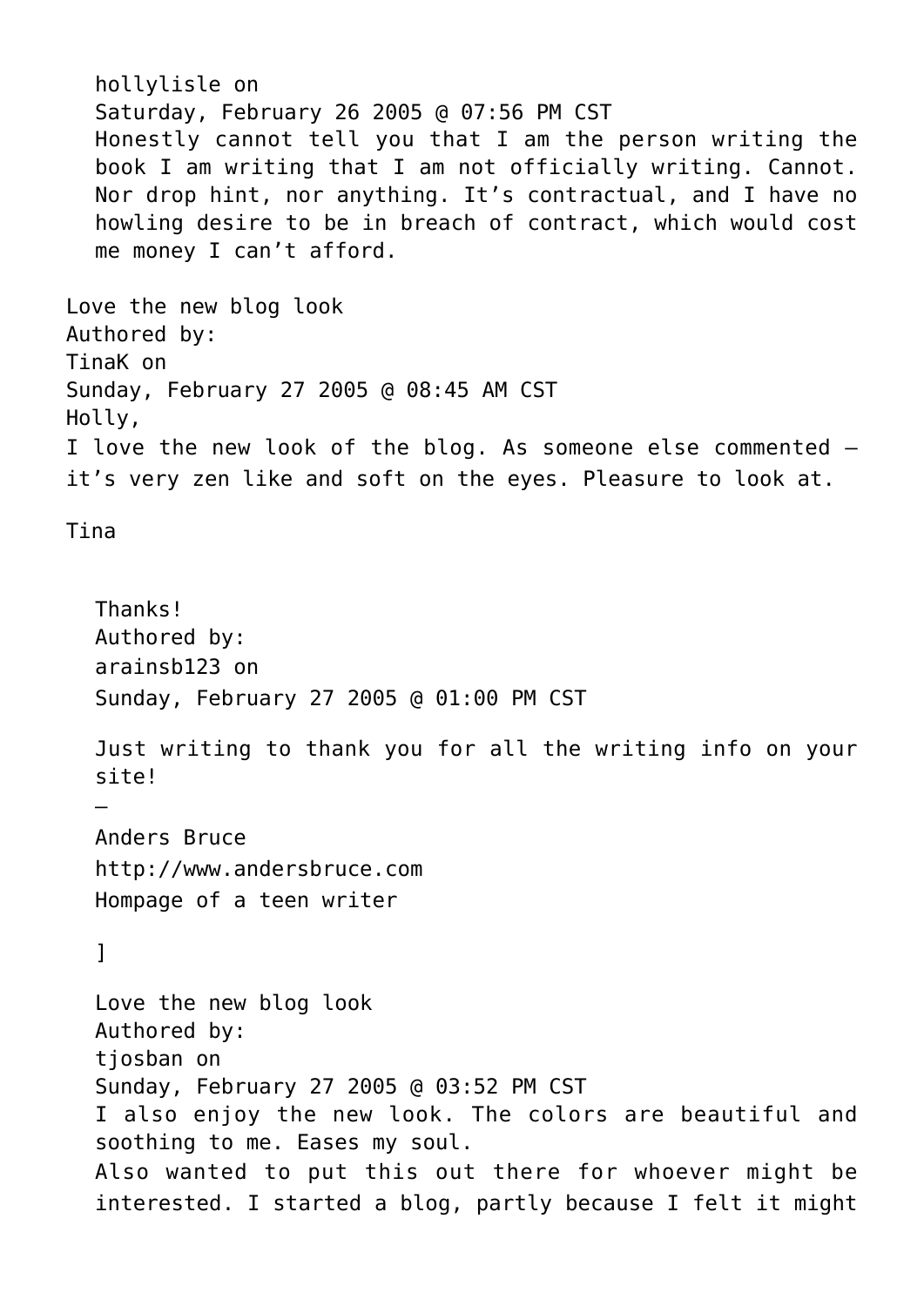hollylisle on
Saturday, February 26 2005 @ 07:56 PM CST
Honestly cannot tell you that I am the person writing the book I am writing that I am not officially writing. Cannot. Nor drop hint, nor anything. It's contractual, and I have no howling desire to be in breach of contract, which would cost me money I can't afford.

Love the new blog look
Authored by:
TinaK on
Sunday, February 27 2005 @ 08:45 AM CST
Holly,
I love the new look of the blog. As someone else commented – it's very zen like and soft on the eyes. Pleasure to look at.

Tina

Thanks!
Authored by:
arainsb123 on
Sunday, February 27 2005 @ 01:00 PM CST

Just writing to thank you for all the writing info on your site!
–
Anders Bruce
http://www.andersbruce.com
Hompage of a teen writer

]

Love the new blog look
Authored by:
tjosban on
Sunday, February 27 2005 @ 03:52 PM CST
I also enjoy the new look. The colors are beautiful and soothing to me. Eases my soul.
Also wanted to put this out there for whoever might be interested. I started a blog, partly because I felt it might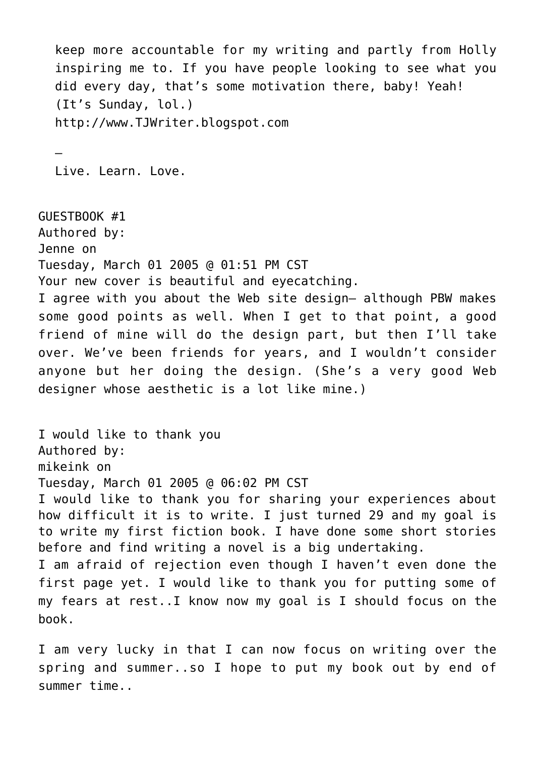keep more accountable for my writing and partly from Holly inspiring me to. If you have people looking to see what you did every day, that's some motivation there, baby! Yeah! (It's Sunday, lol.)
http://www.TJWriter.blogspot.com

–
Live. Learn. Love.

GUESTBOOK #1
Authored by:
Jenne on
Tuesday, March 01 2005 @ 01:51 PM CST
Your new cover is beautiful and eyecatching.
I agree with you about the Web site design— although PBW makes some good points as well. When I get to that point, a good friend of mine will do the design part, but then I'll take over. We've been friends for years, and I wouldn't consider anyone but her doing the design. (She's a very good Web designer whose aesthetic is a lot like mine.)

I would like to thank you
Authored by:
mikeink on
Tuesday, March 01 2005 @ 06:02 PM CST
I would like to thank you for sharing your experiences about how difficult it is to write. I just turned 29 and my goal is to write my first fiction book. I have done some short stories before and find writing a novel is a big undertaking.
I am afraid of rejection even though I haven't even done the first page yet. I would like to thank you for putting some of my fears at rest..I know now my goal is I should focus on the book.

I am very lucky in that I can now focus on writing over the spring and summer..so I hope to put my book out by end of summer time..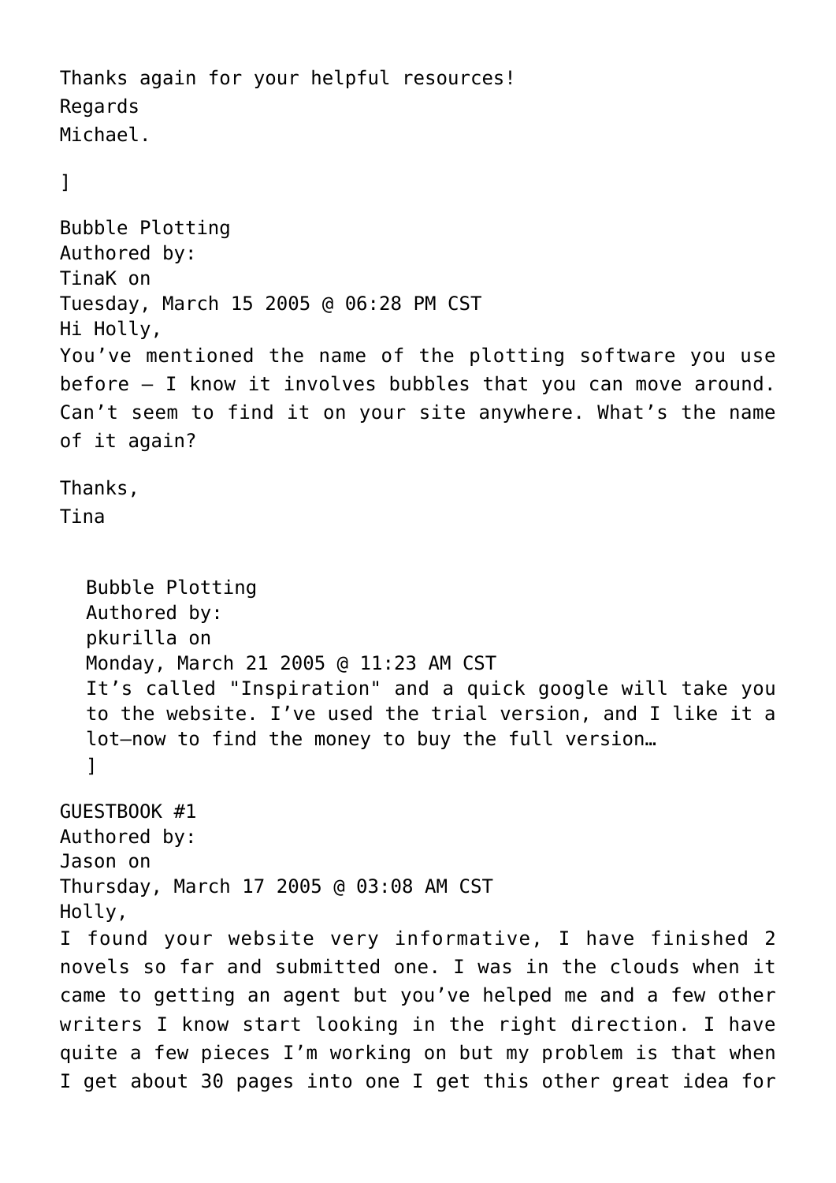Thanks again for your helpful resources!
Regards
Michael.

]

Bubble Plotting
Authored by:
TinaK on
Tuesday, March 15 2005 @ 06:28 PM CST
Hi Holly,
You've mentioned the name of the plotting software you use before – I know it involves bubbles that you can move around. Can't seem to find it on your site anywhere. What's the name of it again?

Thanks,
Tina

> Bubble Plotting
> Authored by:
> pkurilla on
> Monday, March 21 2005 @ 11:23 AM CST
> It's called "Inspiration" and a quick google will take you to the website. I've used the trial version, and I like it a lot—now to find the money to buy the full version…
> ]

GUESTBOOK #1
Authored by:
Jason on
Thursday, March 17 2005 @ 03:08 AM CST
Holly,
I found your website very informative, I have finished 2 novels so far and submitted one. I was in the clouds when it came to getting an agent but you've helped me and a few other writers I know start looking in the right direction. I have quite a few pieces I'm working on but my problem is that when I get about 30 pages into one I get this other great idea for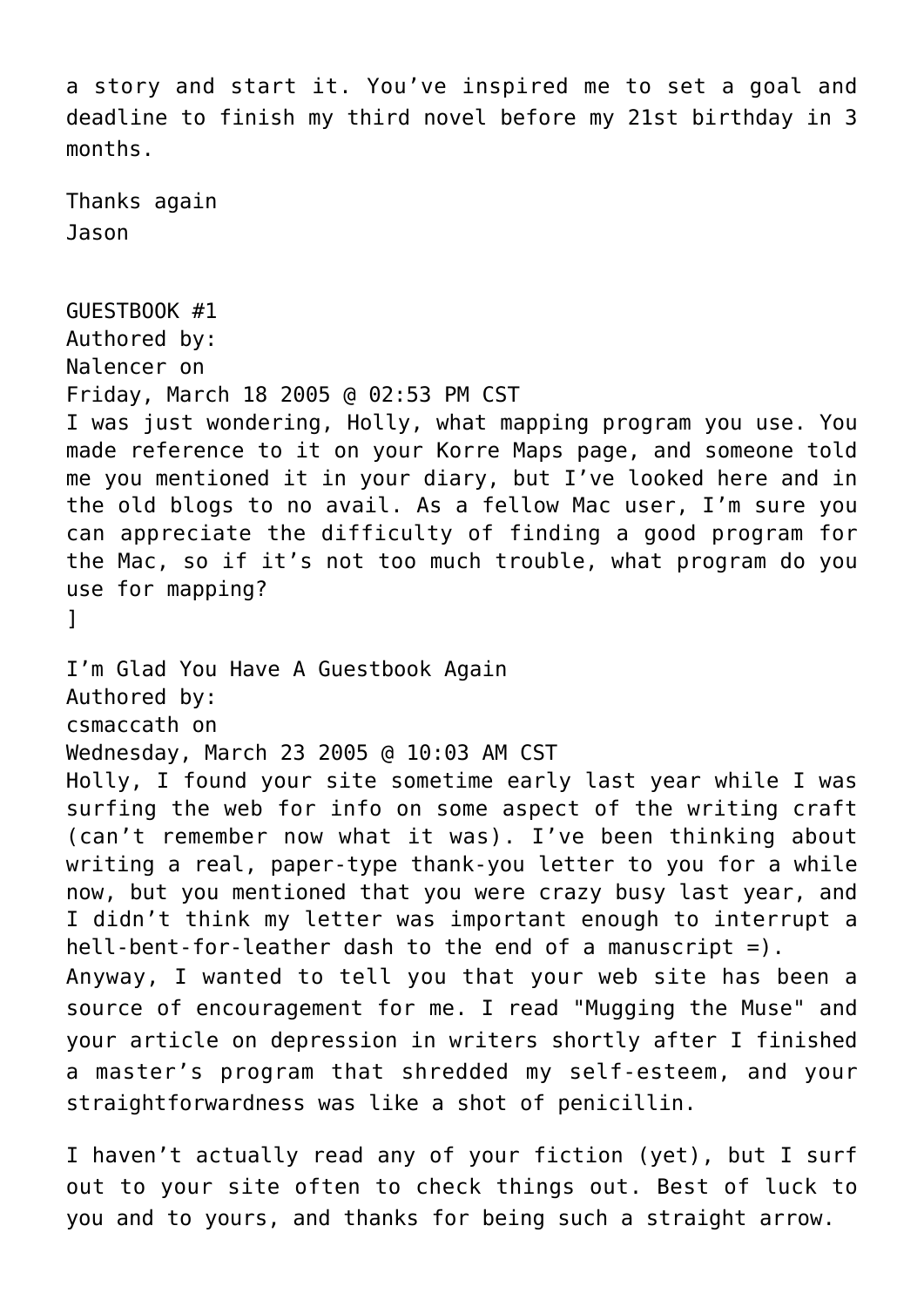a story and start it. You've inspired me to set a goal and deadline to finish my third novel before my 21st birthday in 3 months.

Thanks again
Jason

GUESTBOOK #1
Authored by:
Nalencer on
Friday, March 18 2005 @ 02:53 PM CST
I was just wondering, Holly, what mapping program you use. You made reference to it on your Korre Maps page, and someone told me you mentioned it in your diary, but I've looked here and in the old blogs to no avail. As a fellow Mac user, I'm sure you can appreciate the difficulty of finding a good program for the Mac, so if it's not too much trouble, what program do you use for mapping?
]

I'm Glad You Have A Guestbook Again
Authored by:
csmaccath on
Wednesday, March 23 2005 @ 10:03 AM CST
Holly, I found your site sometime early last year while I was surfing the web for info on some aspect of the writing craft (can't remember now what it was). I've been thinking about writing a real, paper-type thank-you letter to you for a while now, but you mentioned that you were crazy busy last year, and I didn't think my letter was important enough to interrupt a hell-bent-for-leather dash to the end of a manuscript =).
Anyway, I wanted to tell you that your web site has been a source of encouragement for me. I read "Mugging the Muse" and your article on depression in writers shortly after I finished a master's program that shredded my self-esteem, and your straightforwardness was like a shot of penicillin.

I haven't actually read any of your fiction (yet), but I surf out to your site often to check things out. Best of luck to you and to yours, and thanks for being such a straight arrow.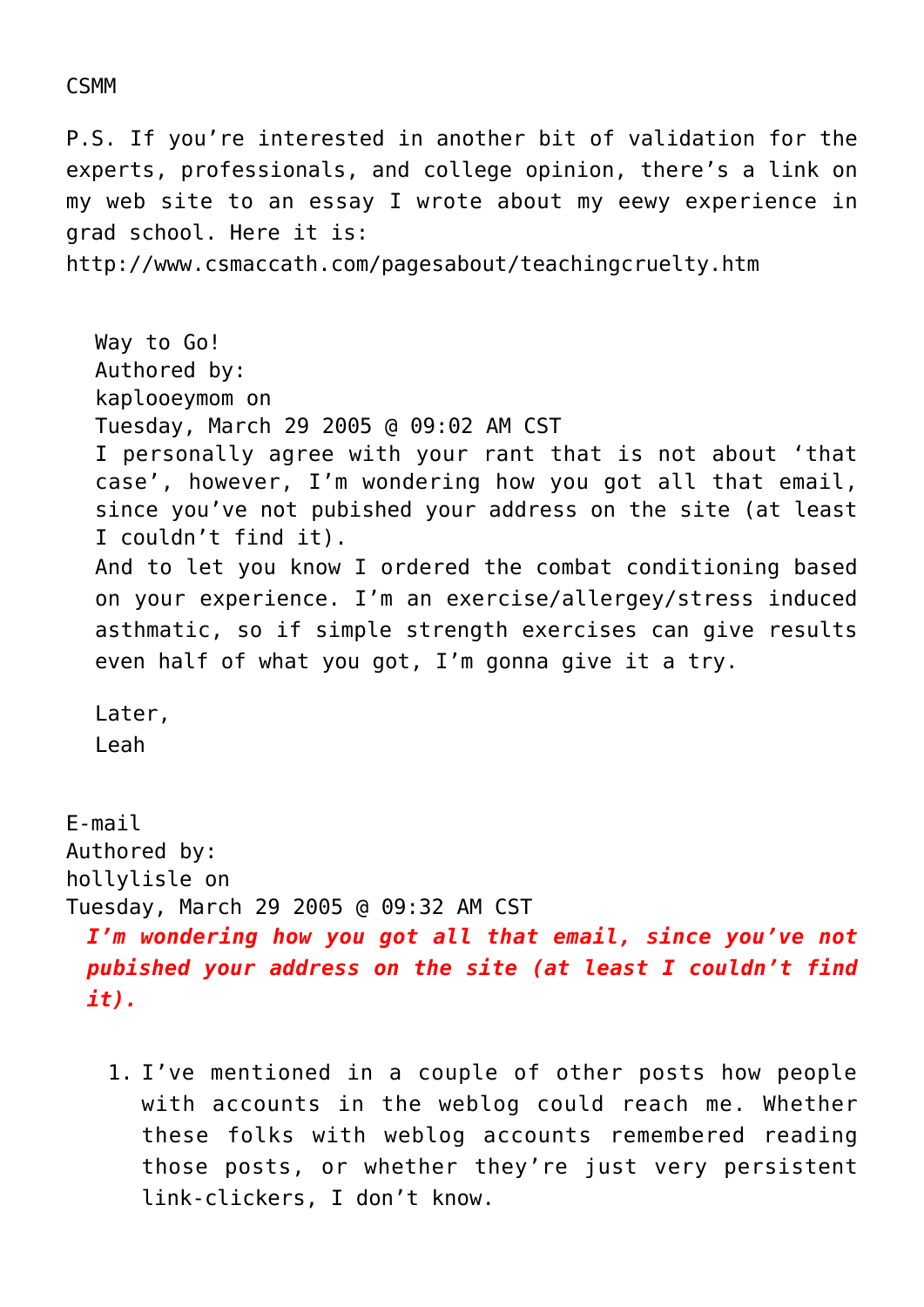CSMM

P.S. If you’re interested in another bit of validation for the experts, professionals, and college opinion, there’s a link on my web site to an essay I wrote about my eewy experience in grad school. Here it is: http://www.csmaccath.com/pagesabout/teachingcruelty.htm

> Way to Go!
> Authored by:
> kaplooeymom on
> Tuesday, March 29 2005 @ 09:02 AM CST
> I personally agree with your rant that is not about ‘that case’, however, I’m wondering how you got all that email, since you’ve not pubished your address on the site (at least I couldn’t find it).
> And to let you know I ordered the combat conditioning based on your experience. I’m an exercise/allergey/stress induced asthmatic, so if simple strength exercises can give results even half of what you got, I’m gonna give it a try.
>
> Later,
> Leah

E-mail
Authored by:
hollylisle on
Tuesday, March 29 2005 @ 09:32 AM CST

> ***I’m wondering how you got all that email, since you’ve not pubished your address on the site (at least I couldn’t find it).***

1. I’ve mentioned in a couple of other posts how people with accounts in the weblog could reach me. Whether these folks with weblog accounts remembered reading those posts, or whether they’re just very persistent link-clickers, I don’t know.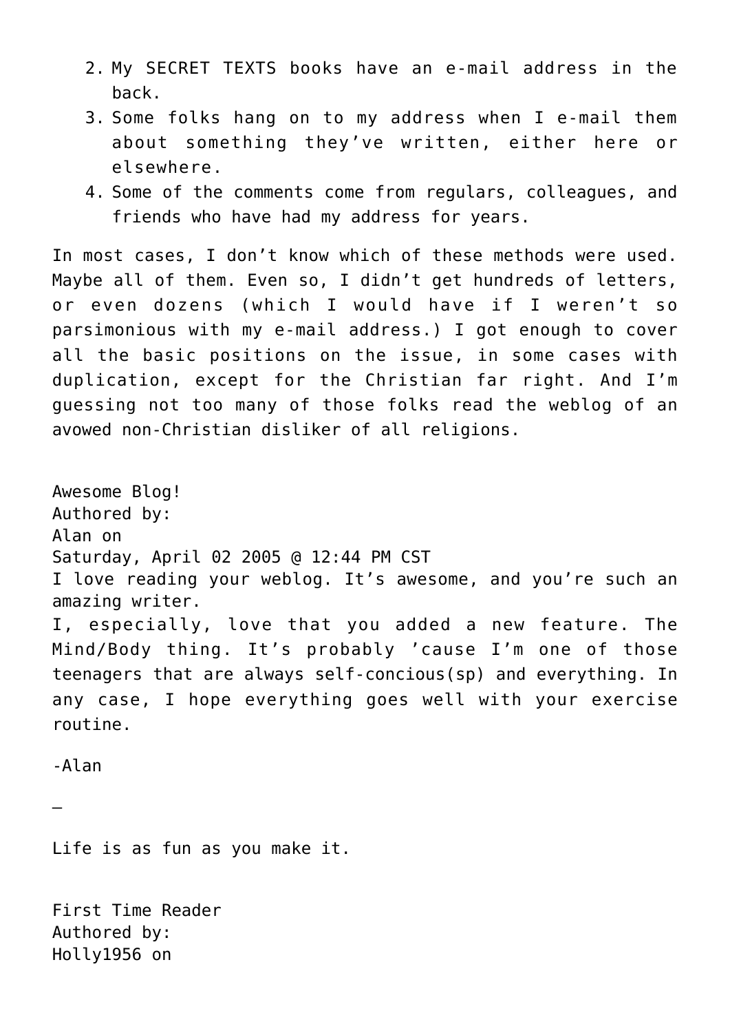2. My SECRET TEXTS books have an e-mail address in the back.
3. Some folks hang on to my address when I e-mail them about something they've written, either here or elsewhere.
4. Some of the comments come from regulars, colleagues, and friends who have had my address for years.

In most cases, I don't know which of these methods were used. Maybe all of them. Even so, I didn't get hundreds of letters, or even dozens (which I would have if I weren't so parsimonious with my e-mail address.) I got enough to cover all the basic positions on the issue, in some cases with duplication, except for the Christian far right. And I'm guessing not too many of those folks read the weblog of an avowed non-Christian disliker of all religions.

Awesome Blog!
Authored by:
Alan on
Saturday, April 02 2005 @ 12:44 PM CST
I love reading your weblog. It's awesome, and you're such an amazing writer.
I, especially, love that you added a new feature. The Mind/Body thing. It's probably 'cause I'm one of those teenagers that are always self-concious(sp) and everything. In any case, I hope everything goes well with your exercise routine.

-Alan

—

Life is as fun as you make it.

First Time Reader
Authored by:
Holly1956 on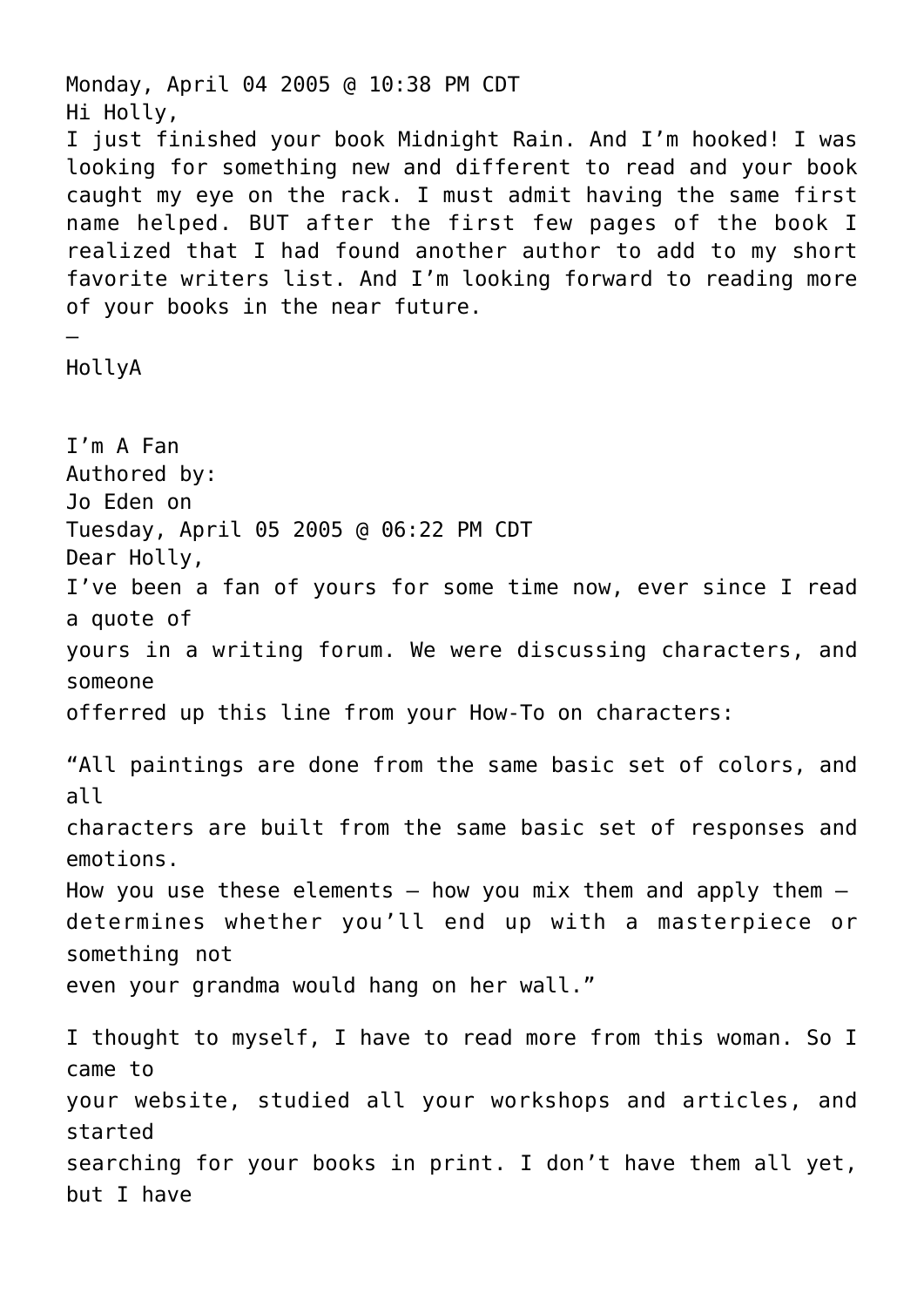Monday, April 04 2005 @ 10:38 PM CDT

Hi Holly,

I just finished your book Midnight Rain. And I'm hooked! I was looking for something new and different to read and your book caught my eye on the rack. I must admit having the same first name helped. BUT after the first few pages of the book I realized that I had found another author to add to my short favorite writers list. And I'm looking forward to reading more of your books in the near future.

–

HollyA

I'm A Fan

Authored by:

Jo Eden on

Tuesday, April 05 2005 @ 06:22 PM CDT

Dear Holly,

I've been a fan of yours for some time now, ever since I read a quote of yours in a writing forum. We were discussing characters, and someone offerred up this line from your How-To on characters:

"All paintings are done from the same basic set of colors, and all characters are built from the same basic set of responses and emotions. How you use these elements — how you mix them and apply them — determines whether you'll end up with a masterpiece or something not even your grandma would hang on her wall."

I thought to myself, I have to read more from this woman. So I came to your website, studied all your workshops and articles, and started searching for your books in print. I don't have them all yet, but I have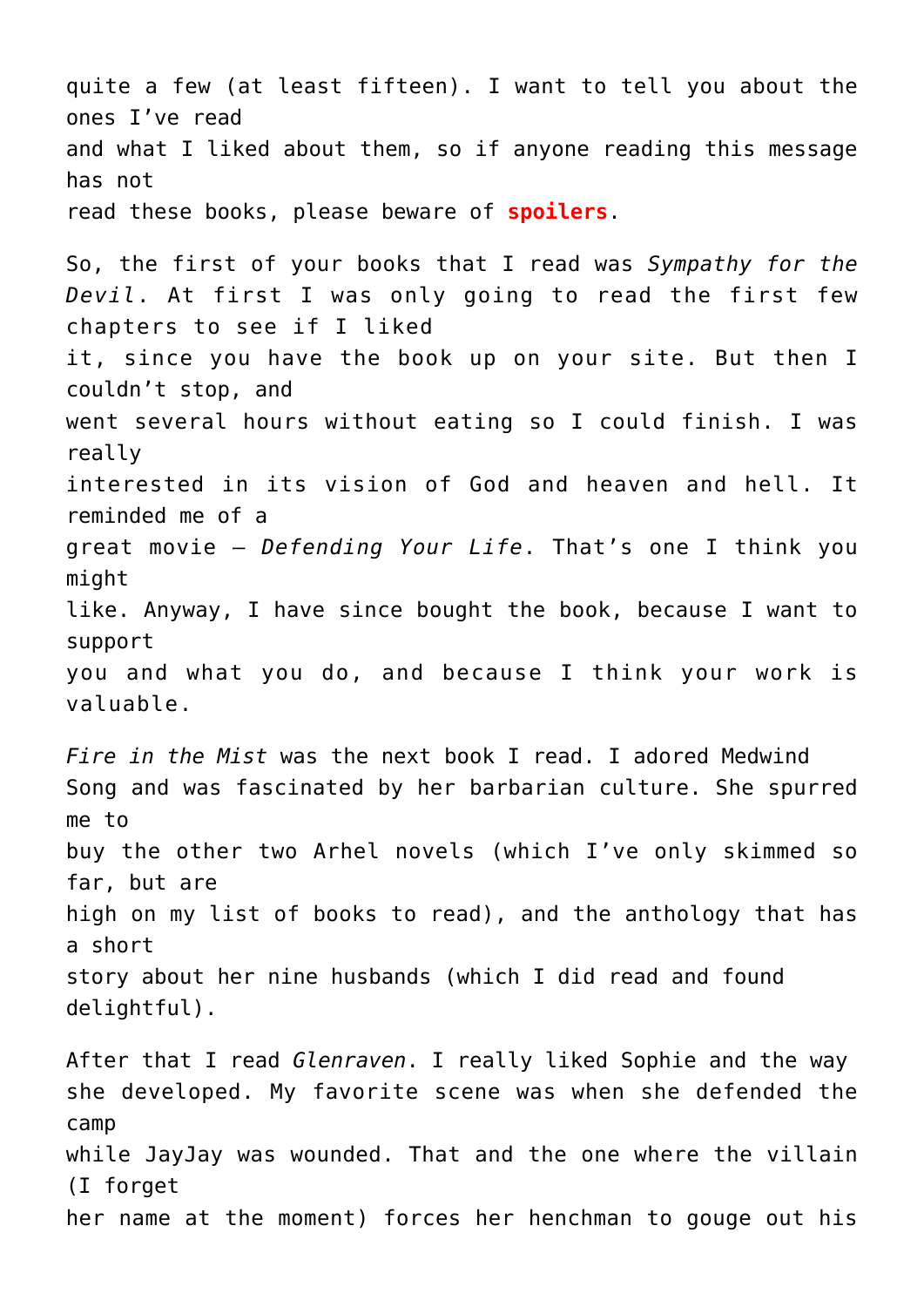quite a few (at least fifteen). I want to tell you about the ones I've read and what I liked about them, so if anyone reading this message has not read these books, please beware of **spoilers**.

So, the first of your books that I read was *Sympathy for the Devil*. At first I was only going to read the first few chapters to see if I liked it, since you have the book up on your site. But then I couldn't stop, and went several hours without eating so I could finish. I was really interested in its vision of God and heaven and hell. It reminded me of a great movie – *Defending Your Life*. That's one I think you might like. Anyway, I have since bought the book, because I want to support you and what you do, and because I think your work is valuable.

*Fire in the Mist* was the next book I read. I adored Medwind Song and was fascinated by her barbarian culture. She spurred me to buy the other two Arhel novels (which I've only skimmed so far, but are high on my list of books to read), and the anthology that has a short story about her nine husbands (which I did read and found delightful).

After that I read *Glenraven*. I really liked Sophie and the way she developed. My favorite scene was when she defended the camp while JayJay was wounded. That and the one where the villain (I forget her name at the moment) forces her henchman to gouge out his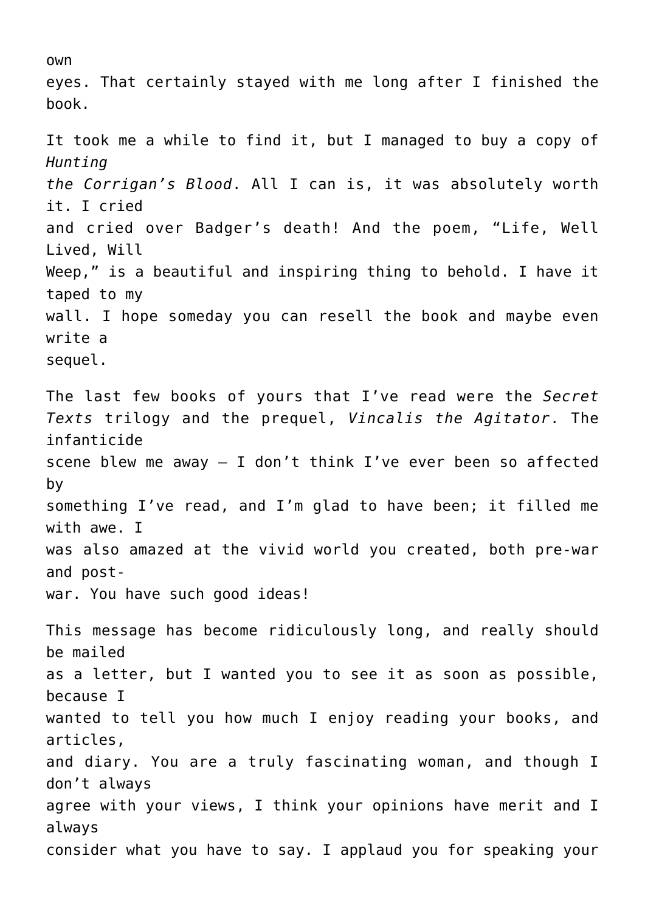own eyes. That certainly stayed with me long after I finished the book.

It took me a while to find it, but I managed to buy a copy of *Hunting the Corrigan's Blood*. All I can is, it was absolutely worth it. I cried and cried over Badger's death! And the poem, "Life, Well Lived, Will Weep," is a beautiful and inspiring thing to behold. I have it taped to my wall. I hope someday you can resell the book and maybe even write a sequel.

The last few books of yours that I've read were the *Secret Texts* trilogy and the prequel, *Vincalis the Agitator*. The infanticide scene blew me away – I don't think I've ever been so affected by something I've read, and I'm glad to have been; it filled me with awe. I was also amazed at the vivid world you created, both pre-war and post-war. You have such good ideas!

This message has become ridiculously long, and really should be mailed as a letter, but I wanted you to see it as soon as possible, because I wanted to tell you how much I enjoy reading your books, and articles, and diary. You are a truly fascinating woman, and though I don't always agree with your views, I think your opinions have merit and I always consider what you have to say. I applaud you for speaking your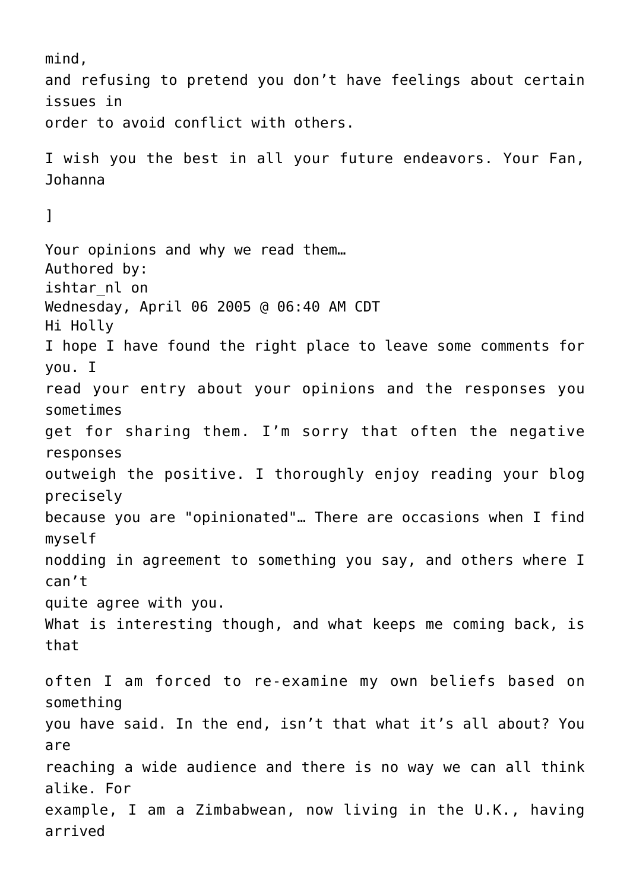mind,
and refusing to pretend you don't have feelings about certain issues in
order to avoid conflict with others.

I wish you the best in all your future endeavors. Your Fan, Johanna

]

Your opinions and why we read them…
Authored by:
ishtar_nl on
Wednesday, April 06 2005 @ 06:40 AM CDT
Hi Holly
I hope I have found the right place to leave some comments for you. I
read your entry about your opinions and the responses you sometimes
get for sharing them. I'm sorry that often the negative responses
outweigh the positive. I thoroughly enjoy reading your blog precisely
because you are "opinionated"… There are occasions when I find myself
nodding in agreement to something you say, and others where I can't
quite agree with you.
What is interesting though, and what keeps me coming back, is that

often I am forced to re-examine my own beliefs based on something
you have said. In the end, isn't that what it's all about? You are
reaching a wide audience and there is no way we can all think alike. For
example, I am a Zimbabwean, now living in the U.K., having arrived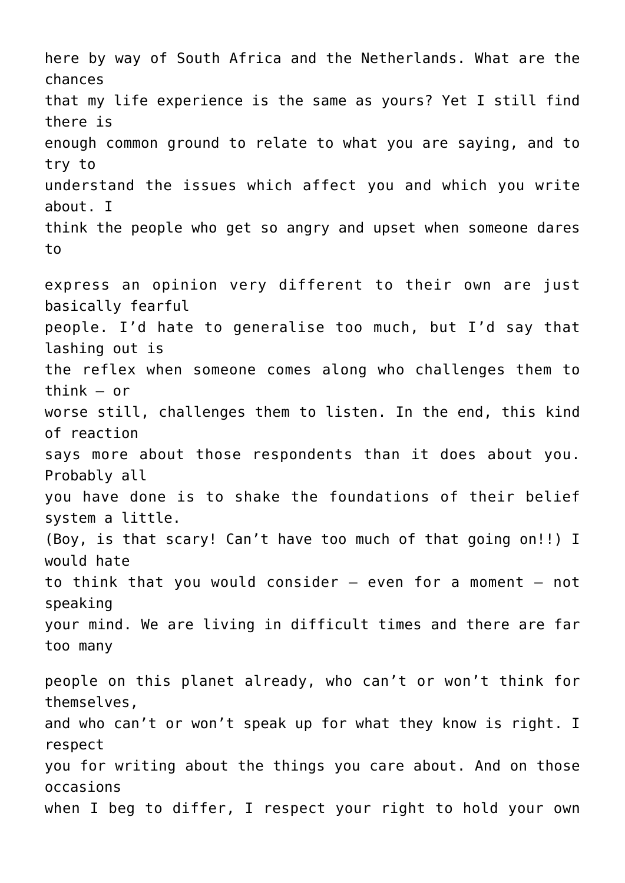here by way of South Africa and the Netherlands. What are the chances that my life experience is the same as yours? Yet I still find there is enough common ground to relate to what you are saying, and to try to understand the issues which affect you and which you write about. I think the people who get so angry and upset when someone dares to express an opinion very different to their own are just basically fearful people. I'd hate to generalise too much, but I'd say that lashing out is the reflex when someone comes along who challenges them to think – or worse still, challenges them to listen. In the end, this kind of reaction says more about those respondents than it does about you. Probably all you have done is to shake the foundations of their belief system a little. (Boy, is that scary! Can't have too much of that going on!!) I would hate to think that you would consider – even for a moment – not speaking your mind. We are living in difficult times and there are far too many people on this planet already, who can't or won't think for themselves, and who can't or won't speak up for what they know is right. I respect you for writing about the things you care about. And on those occasions when I beg to differ, I respect your right to hold your own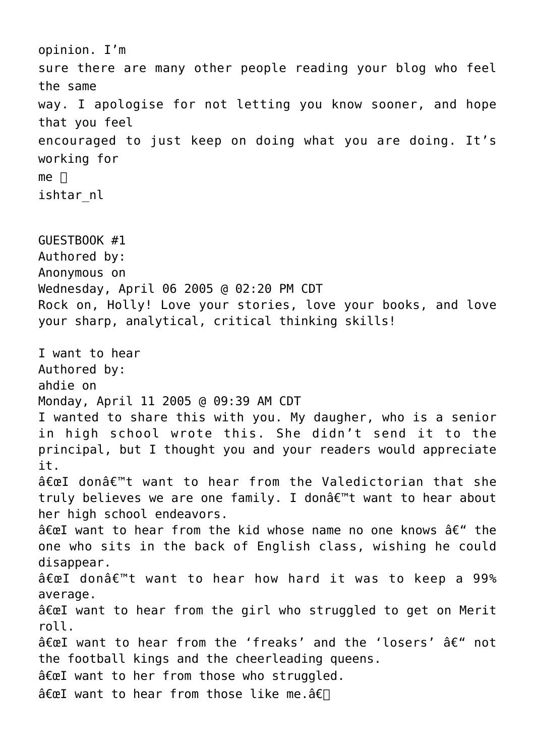opinion. I'm
sure there are many other people reading your blog who feel the same
way. I apologise for not letting you know sooner, and hope that you feel
encouraged to just keep on doing what you are doing. It's working for
me 
ishtar_nl

GUESTBOOK #1
Authored by:
Anonymous on
Wednesday, April 06 2005 @ 02:20 PM CDT
Rock on, Holly! Love your stories, love your books, and love your sharp, analytical, critical thinking skills!

I want to hear
Authored by:
ahdie on
Monday, April 11 2005 @ 09:39 AM CDT
I wanted to share this with you. My daugher, who is a senior in high school wrote this. She didn't send it to the principal, but I thought you and your readers would appreciate it.
â€œI donâ€™t want to hear from the Valedictorian that she truly believes we are one family. I donâ€™t want to hear about her high school endeavors.
â€œI want to hear from the kid whose name no one knows â€“ the one who sits in the back of English class, wishing he could disappear.
â€œI donâ€™t want to hear how hard it was to keep a 99% average.
â€œI want to hear from the girl who struggled to get on Merit roll.
â€œI want to hear from the 'freaks' and the 'losers' â€“ not the football kings and the cheerleading queens.
â€œI want to her from those who struggled.
â€œI want to hear from those like me.â€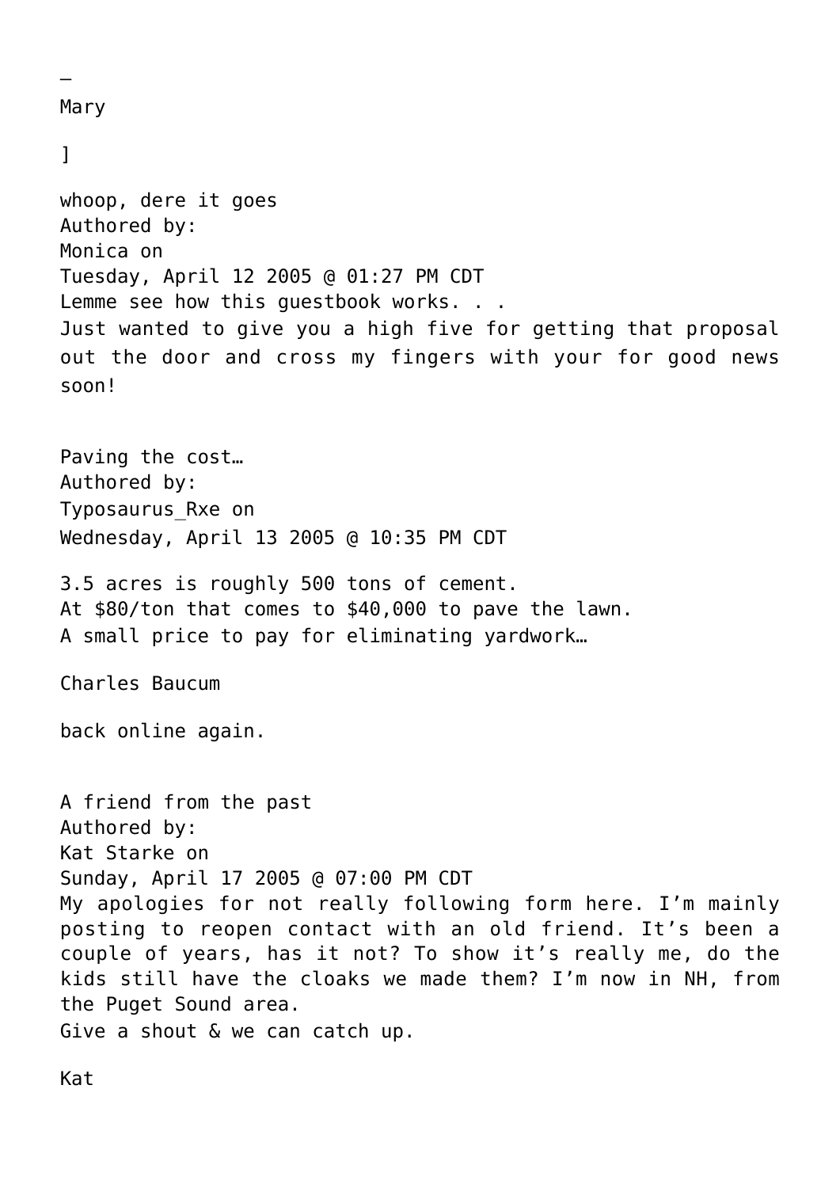–
Mary

]

whoop, dere it goes
Authored by:
Monica on
Tuesday, April 12 2005 @ 01:27 PM CDT
Lemme see how this guestbook works. . .
Just wanted to give you a high five for getting that proposal out the door and cross my fingers with your for good news soon!

Paving the cost…
Authored by:
Typosaurus_Rxe on
Wednesday, April 13 2005 @ 10:35 PM CDT

3.5 acres is roughly 500 tons of cement.
At $80/ton that comes to $40,000 to pave the lawn.
A small price to pay for eliminating yardwork…

Charles Baucum

back online again.

A friend from the past
Authored by:
Kat Starke on
Sunday, April 17 2005 @ 07:00 PM CDT
My apologies for not really following form here. I'm mainly posting to reopen contact with an old friend. It's been a couple of years, has it not? To show it's really me, do the kids still have the cloaks we made them? I'm now in NH, from the Puget Sound area.
Give a shout & we can catch up.

Kat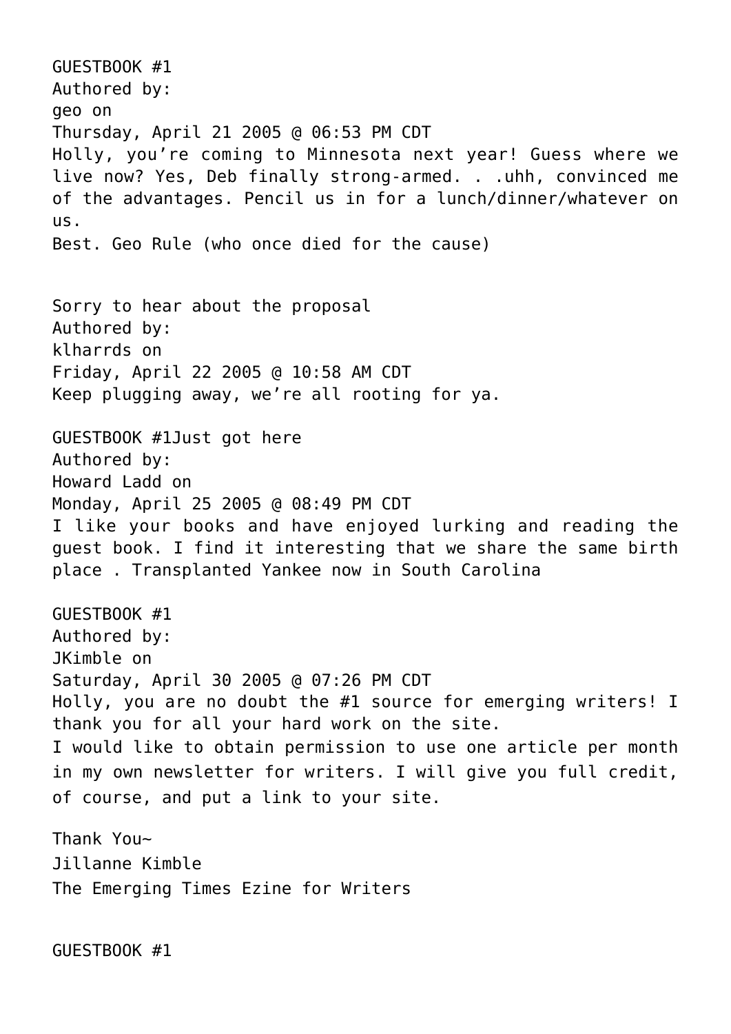GUESTBOOK #1

Authored by:

geo on

Thursday, April 21 2005 @ 06:53 PM CDT

Holly, you're coming to Minnesota next year! Guess where we live now? Yes, Deb finally strong-armed. . .uhh, convinced me of the advantages. Pencil us in for a lunch/dinner/whatever on us.

Best. Geo Rule (who once died for the cause)

Sorry to hear about the proposal

Authored by:

klharrds on

Friday, April 22 2005 @ 10:58 AM CDT

Keep plugging away, we're all rooting for ya.

GUESTBOOK #1Just got here

Authored by:

Howard Ladd on

Monday, April 25 2005 @ 08:49 PM CDT

I like your books and have enjoyed lurking and reading the guest book. I find it interesting that we share the same birth place . Transplanted Yankee now in South Carolina

GUESTBOOK #1

Authored by:

JKimble on

Saturday, April 30 2005 @ 07:26 PM CDT

Holly, you are no doubt the #1 source for emerging writers! I thank you for all your hard work on the site.

I would like to obtain permission to use one article per month in my own newsletter for writers. I will give you full credit, of course, and put a link to your site.

Thank You~

Jillanne Kimble

The Emerging Times Ezine for Writers

GUESTBOOK #1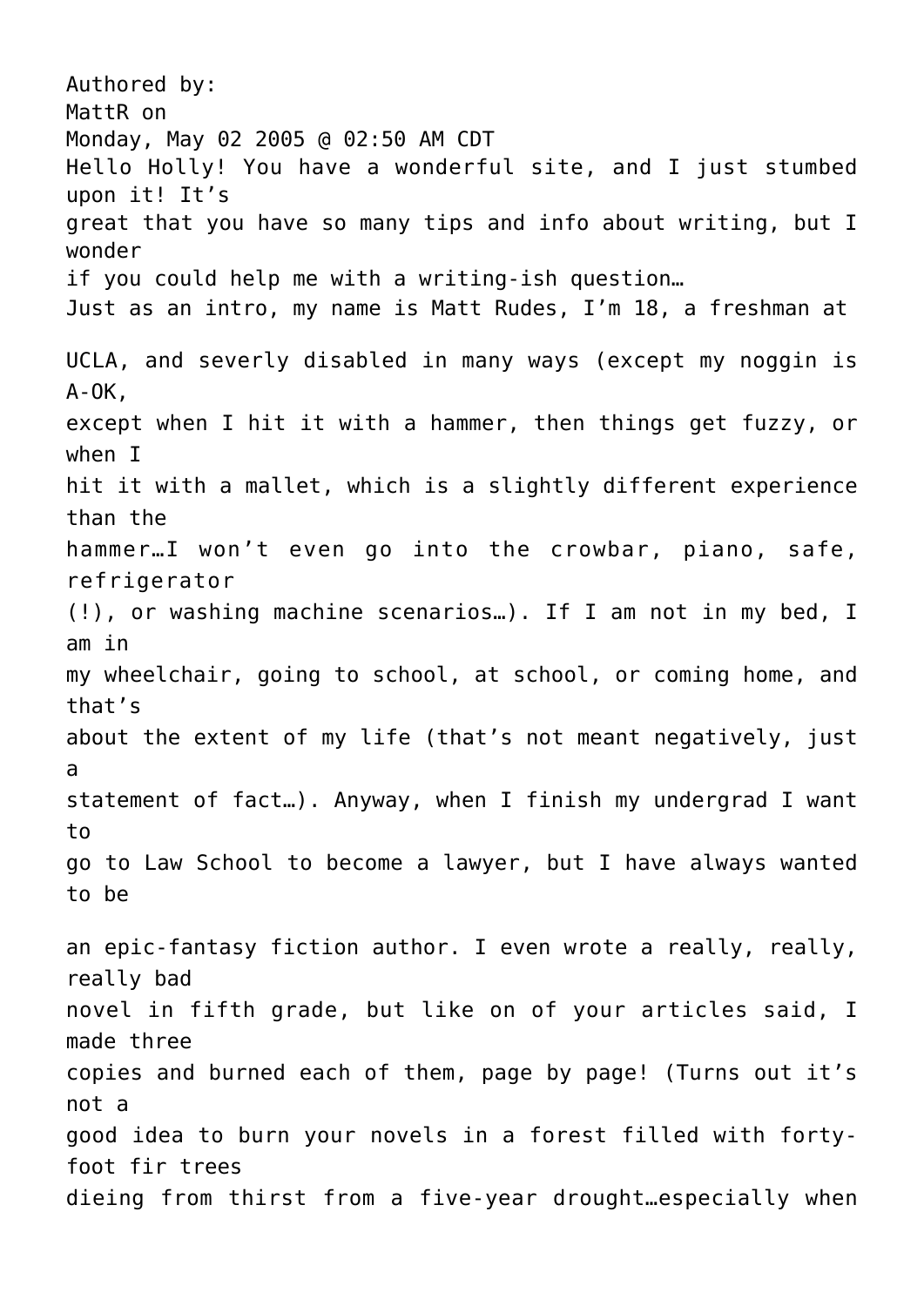Authored by:
MattR on
Monday, May 02 2005 @ 02:50 AM CDT

Hello Holly! You have a wonderful site, and I just stumbed upon it! It's great that you have so many tips and info about writing, but I wonder if you could help me with a writing-ish question…

Just as an intro, my name is Matt Rudes, I'm 18, a freshman at UCLA, and severly disabled in many ways (except my noggin is A-OK, except when I hit it with a hammer, then things get fuzzy, or when I hit it with a mallet, which is a slightly different experience than the hammer…I won't even go into the crowbar, piano, safe, refrigerator (!), or washing machine scenarios…). If I am not in my bed, I am in my wheelchair, going to school, at school, or coming home, and that's about the extent of my life (that's not meant negatively, just a statement of fact…). Anyway, when I finish my undergrad I want to go to Law School to become a lawyer, but I have always wanted to be an epic-fantasy fiction author. I even wrote a really, really, really bad novel in fifth grade, but like on of your articles said, I made three copies and burned each of them, page by page! (Turns out it's not a good idea to burn your novels in a forest filled with forty-foot fir trees dieing from thirst from a five-year drought…especially when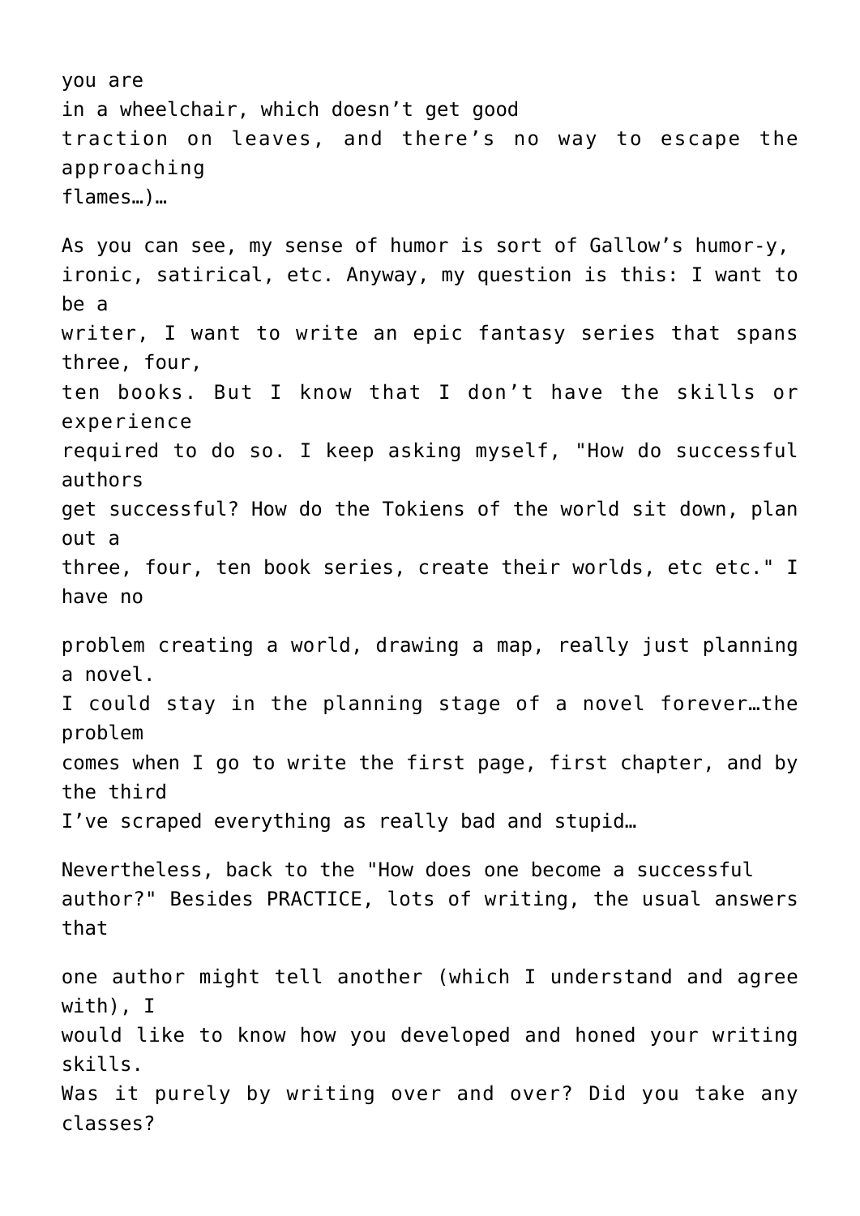you are in a wheelchair, which doesn't get good traction on leaves, and there's no way to escape the approaching flames…)…

As you can see, my sense of humor is sort of Gallow's humor-y, ironic, satirical, etc. Anyway, my question is this: I want to be a writer, I want to write an epic fantasy series that spans three, four, ten books. But I know that I don't have the skills or experience required to do so. I keep asking myself, "How do successful authors get successful? How do the Tokiens of the world sit down, plan out a three, four, ten book series, create their worlds, etc etc." I have no

problem creating a world, drawing a map, really just planning a novel. I could stay in the planning stage of a novel forever…the problem comes when I go to write the first page, first chapter, and by the third I've scraped everything as really bad and stupid…

Nevertheless, back to the "How does one become a successful author?" Besides PRACTICE, lots of writing, the usual answers that

one author might tell another (which I understand and agree with), I would like to know how you developed and honed your writing skills. Was it purely by writing over and over? Did you take any classes?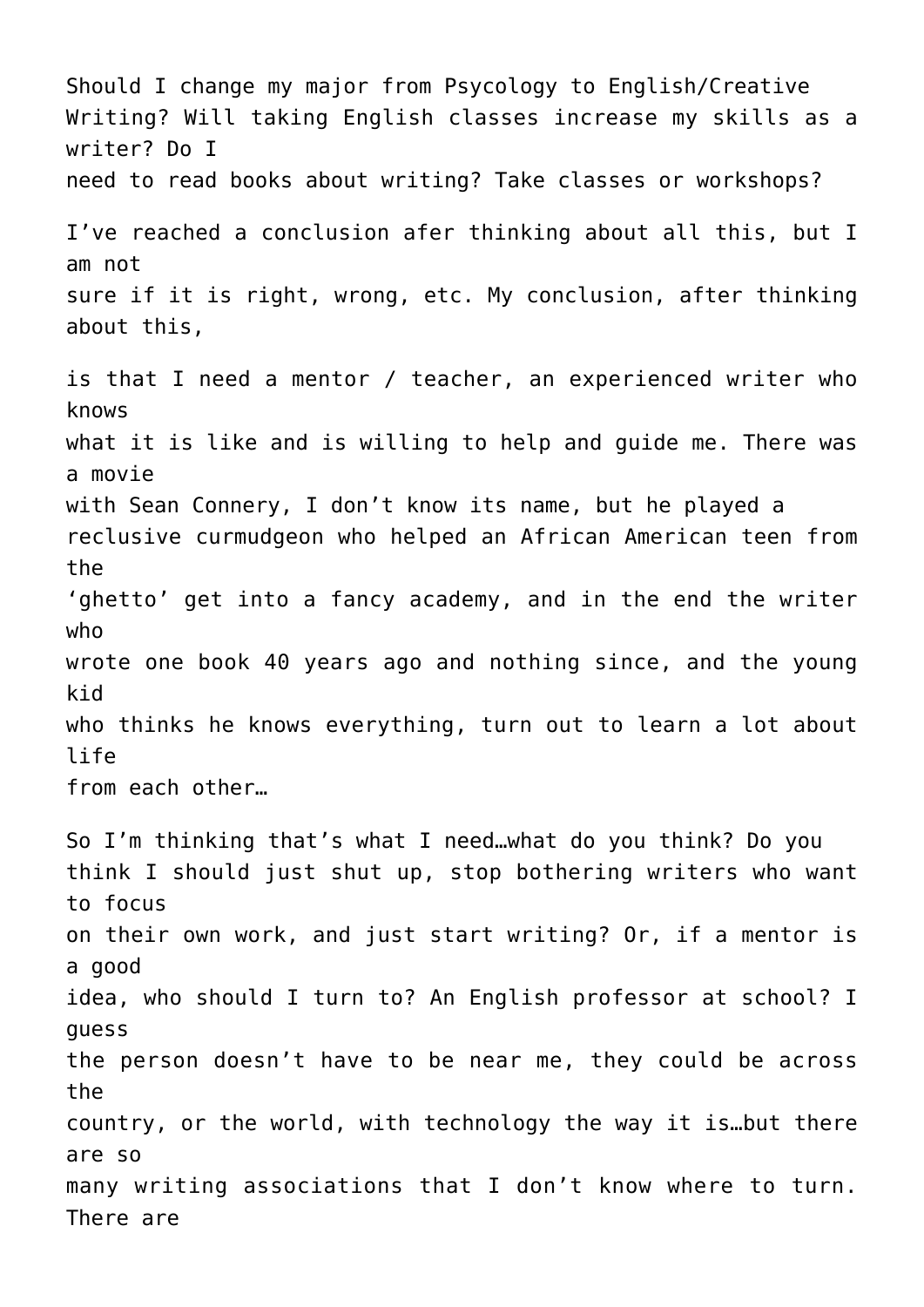Should I change my major from Psycology to English/Creative Writing? Will taking English classes increase my skills as a writer? Do I need to read books about writing? Take classes or workshops?

I've reached a conclusion afer thinking about all this, but I am not sure if it is right, wrong, etc. My conclusion, after thinking about this,

is that I need a mentor / teacher, an experienced writer who knows what it is like and is willing to help and guide me. There was a movie with Sean Connery, I don't know its name, but he played a reclusive curmudgeon who helped an African American teen from the 'ghetto' get into a fancy academy, and in the end the writer who wrote one book 40 years ago and nothing since, and the young kid who thinks he knows everything, turn out to learn a lot about life from each other…

So I'm thinking that's what I need…what do you think? Do you think I should just shut up, stop bothering writers who want to focus on their own work, and just start writing? Or, if a mentor is a good idea, who should I turn to? An English professor at school? I guess the person doesn't have to be near me, they could be across the country, or the world, with technology the way it is…but there are so many writing associations that I don't know where to turn. There are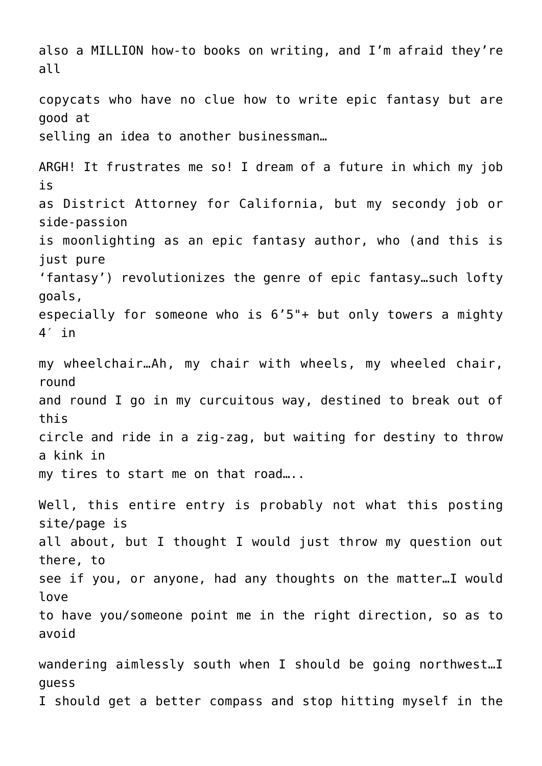also a MILLION how-to books on writing, and I'm afraid they're all copycats who have no clue how to write epic fantasy but are good at selling an idea to another businessman…

ARGH! It frustrates me so! I dream of a future in which my job is as District Attorney for California, but my secondy job or side-passion is moonlighting as an epic fantasy author, who (and this is just pure 'fantasy') revolutionizes the genre of epic fantasy…such lofty goals, especially for someone who is 6'5"+ but only towers a mighty 4′ in my wheelchair…Ah, my chair with wheels, my wheeled chair, round and round I go in my curcuitous way, destined to break out of this circle and ride in a zig-zag, but waiting for destiny to throw a kink in my tires to start me on that road…..

Well, this entire entry is probably not what this posting site/page is all about, but I thought I would just throw my question out there, to see if you, or anyone, had any thoughts on the matter…I would love to have you/someone point me in the right direction, so as to avoid wandering aimlessly south when I should be going northwest…I guess I should get a better compass and stop hitting myself in the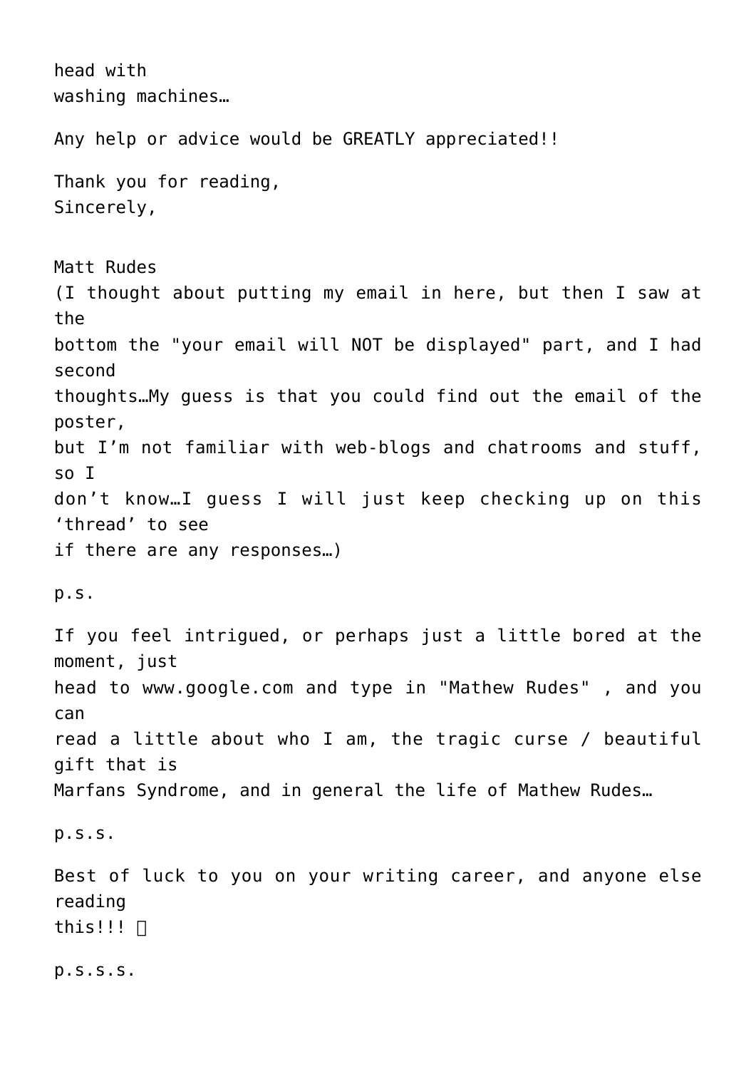head with
washing machines…

Any help or advice would be GREATLY appreciated!!

Thank you for reading,
Sincerely,

Matt Rudes
(I thought about putting my email in here, but then I saw at the bottom the "your email will NOT be displayed" part, and I had second thoughts…My guess is that you could find out the email of the poster, but I'm not familiar with web-blogs and chatrooms and stuff, so I don't know…I guess I will just keep checking up on this 'thread' to see if there are any responses…)

p.s.

If you feel intrigued, or perhaps just a little bored at the moment, just head to www.google.com and type in "Mathew Rudes" , and you can read a little about who I am, the tragic curse / beautiful gift that is Marfans Syndrome, and in general the life of Mathew Rudes…

p.s.s.

Best of luck to you on your writing career, and anyone else reading this!!! 

p.s.s.s.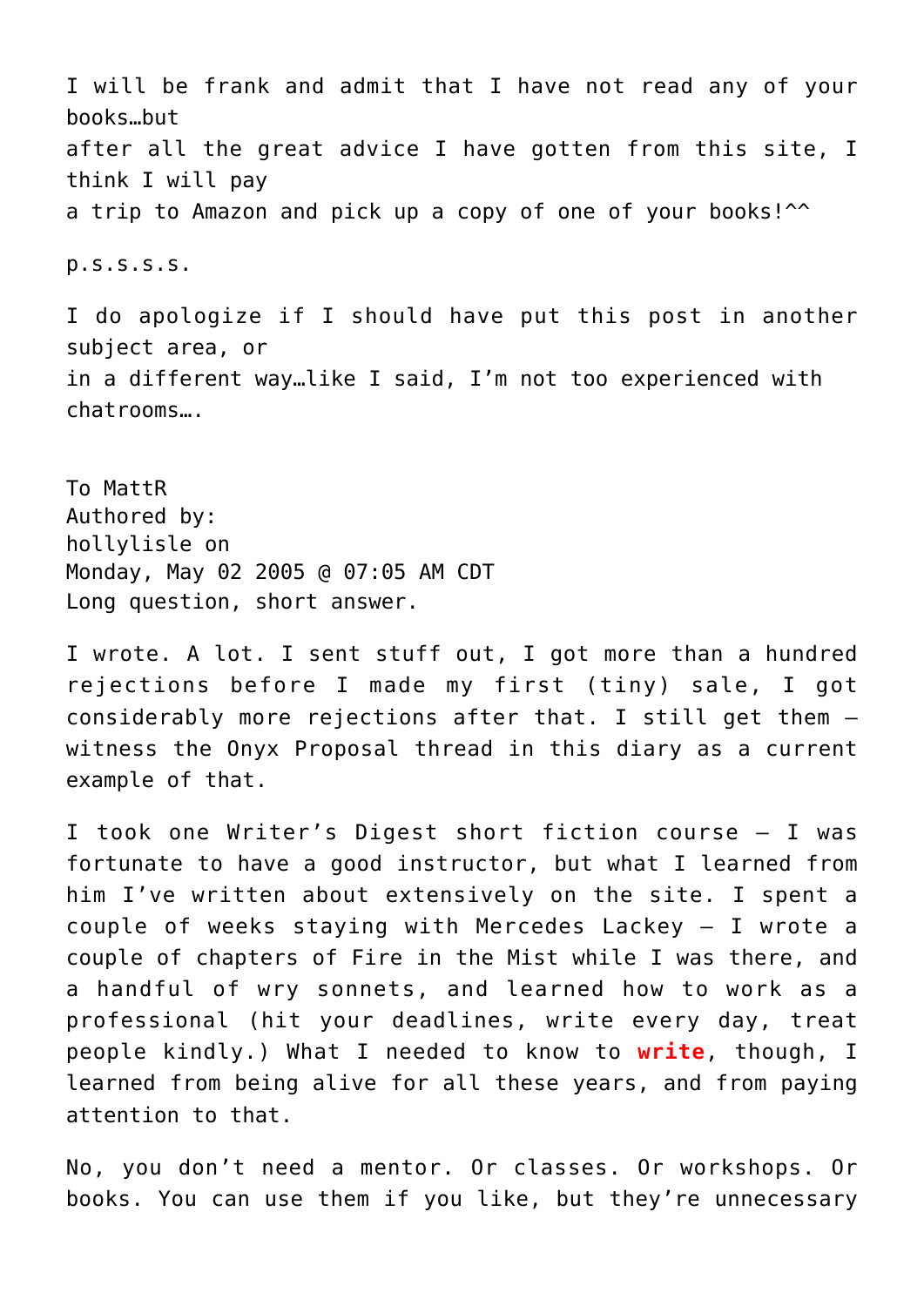I will be frank and admit that I have not read any of your books…but
after all the great advice I have gotten from this site, I think I will pay
a trip to Amazon and pick up a copy of one of your books!^^

p.s.s.s.s.

I do apologize if I should have put this post in another subject area, or
in a different way…like I said, I'm not too experienced with chatrooms….

To MattR
Authored by:
hollylisle on
Monday, May 02 2005 @ 07:05 AM CDT
Long question, short answer.

I wrote. A lot. I sent stuff out, I got more than a hundred rejections before I made my first (tiny) sale, I got considerably more rejections after that. I still get them – witness the Onyx Proposal thread in this diary as a current example of that.

I took one Writer's Digest short fiction course – I was fortunate to have a good instructor, but what I learned from him I've written about extensively on the site. I spent a couple of weeks staying with Mercedes Lackey – I wrote a couple of chapters of Fire in the Mist while I was there, and a handful of wry sonnets, and learned how to work as a professional (hit your deadlines, write every day, treat people kindly.) What I needed to know to **write**, though, I learned from being alive for all these years, and from paying attention to that.

No, you don't need a mentor. Or classes. Or workshops. Or books. You can use them if you like, but they're unnecessary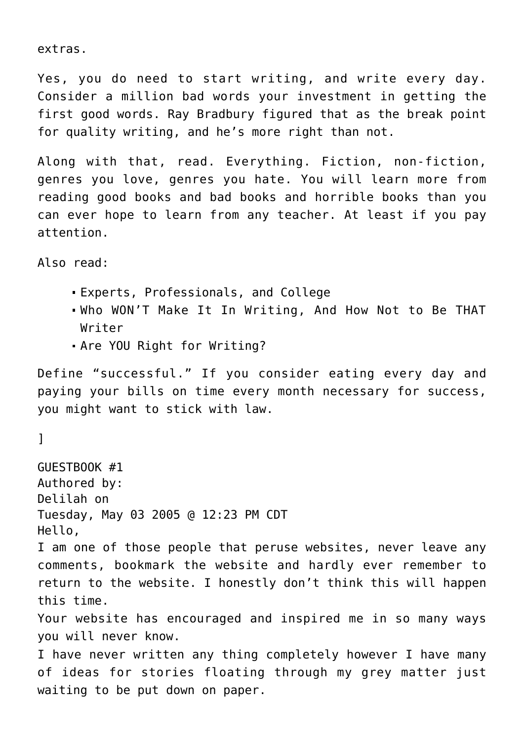extras.

Yes, you do need to start writing, and write every day. Consider a million bad words your investment in getting the first good words. Ray Bradbury figured that as the break point for quality writing, and he's more right than not.

Along with that, read. Everything. Fiction, non-fiction, genres you love, genres you hate. You will learn more from reading good books and bad books and horrible books than you can ever hope to learn from any teacher. At least if you pay attention.

Also read:

- Experts, Professionals, and College
- Who WON'T Make It In Writing, And How Not to Be THAT Writer
- Are YOU Right for Writing?

Define "successful." If you consider eating every day and paying your bills on time every month necessary for success, you might want to stick with law.

]

GUESTBOOK #1
Authored by:
Delilah on
Tuesday, May 03 2005 @ 12:23 PM CDT
Hello,
I am one of those people that peruse websites, never leave any comments, bookmark the website and hardly ever remember to return to the website. I honestly don't think this will happen this time.
Your website has encouraged and inspired me in so many ways you will never know.
I have never written any thing completely however I have many of ideas for stories floating through my grey matter just waiting to be put down on paper.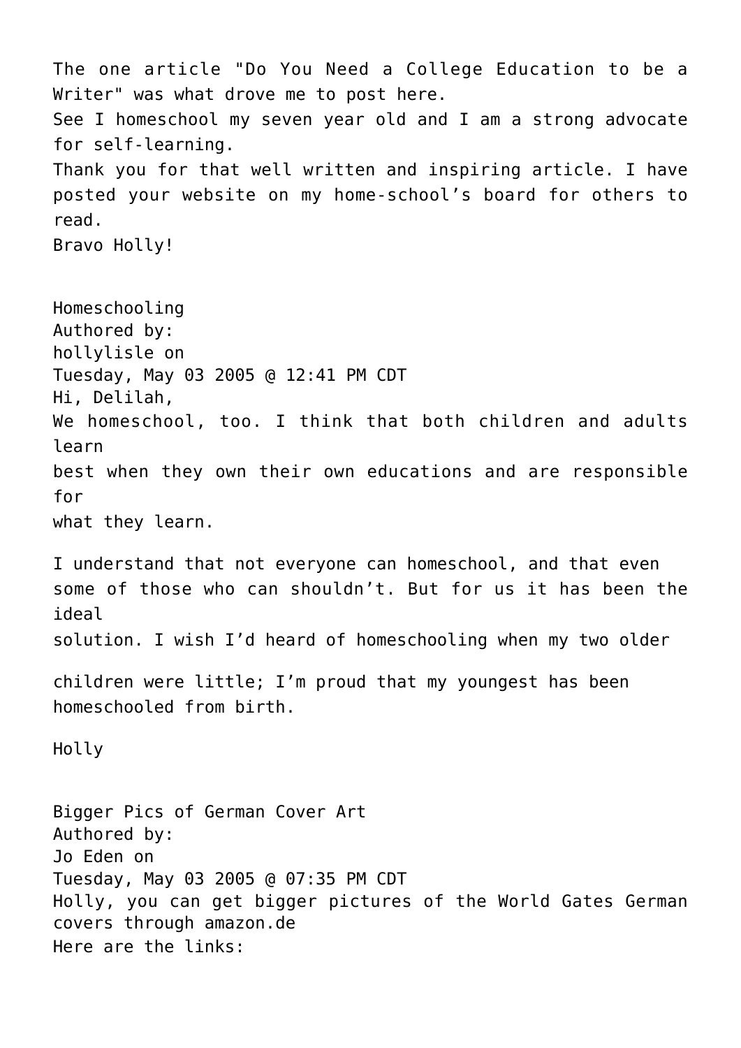The one article "Do You Need a College Education to be a Writer" was what drove me to post here.
See I homeschool my seven year old and I am a strong advocate for self-learning.
Thank you for that well written and inspiring article. I have posted your website on my home-school's board for others to read.
Bravo Holly!

Homeschooling
Authored by:
hollylisle on
Tuesday, May 03 2005 @ 12:41 PM CDT
Hi, Delilah,
We homeschool, too. I think that both children and adults learn best when they own their own educations and are responsible for what they learn.

I understand that not everyone can homeschool, and that even some of those who can shouldn't. But for us it has been the ideal solution. I wish I'd heard of homeschooling when my two older children were little; I'm proud that my youngest has been homeschooled from birth.

Holly

Bigger Pics of German Cover Art
Authored by:
Jo Eden on
Tuesday, May 03 2005 @ 07:35 PM CDT
Holly, you can get bigger pictures of the World Gates German covers through amazon.de
Here are the links: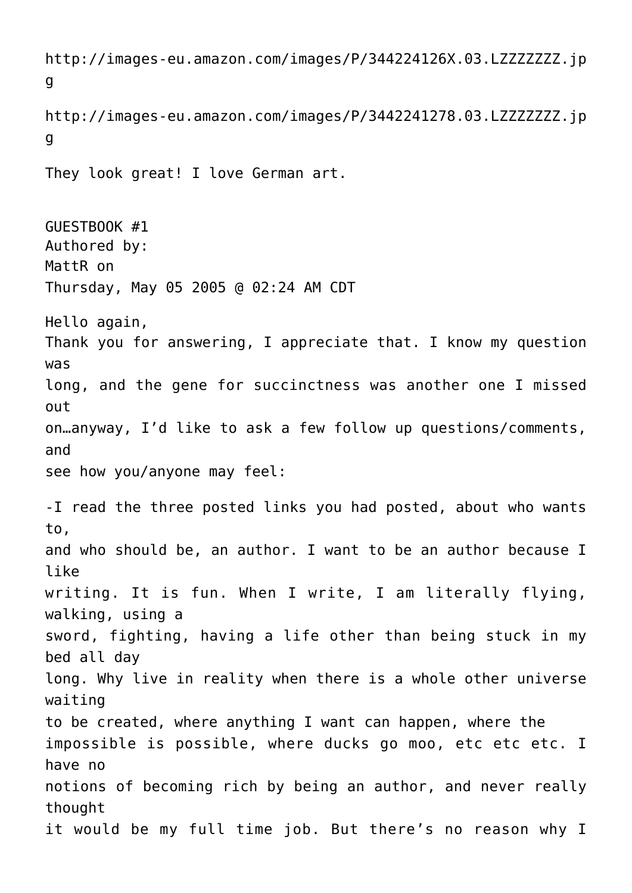http://images-eu.amazon.com/images/P/344224126X.03.LZZZZZZZ.jpg

http://images-eu.amazon.com/images/P/3442241278.03.LZZZZZZZ.jpg

They look great! I love German art.

GUESTBOOK #1
Authored by:
MattR on
Thursday, May 05 2005 @ 02:24 AM CDT

Hello again,
Thank you for answering, I appreciate that. I know my question was long, and the gene for succinctness was another one I missed out on…anyway, I'd like to ask a few follow up questions/comments, and see how you/anyone may feel:

-I read the three posted links you had posted, about who wants to, and who should be, an author. I want to be an author because I like writing. It is fun. When I write, I am literally flying, walking, using a sword, fighting, having a life other than being stuck in my bed all day long. Why live in reality when there is a whole other universe waiting to be created, where anything I want can happen, where the impossible is possible, where ducks go moo, etc etc etc. I have no notions of becoming rich by being an author, and never really thought it would be my full time job. But there's no reason why I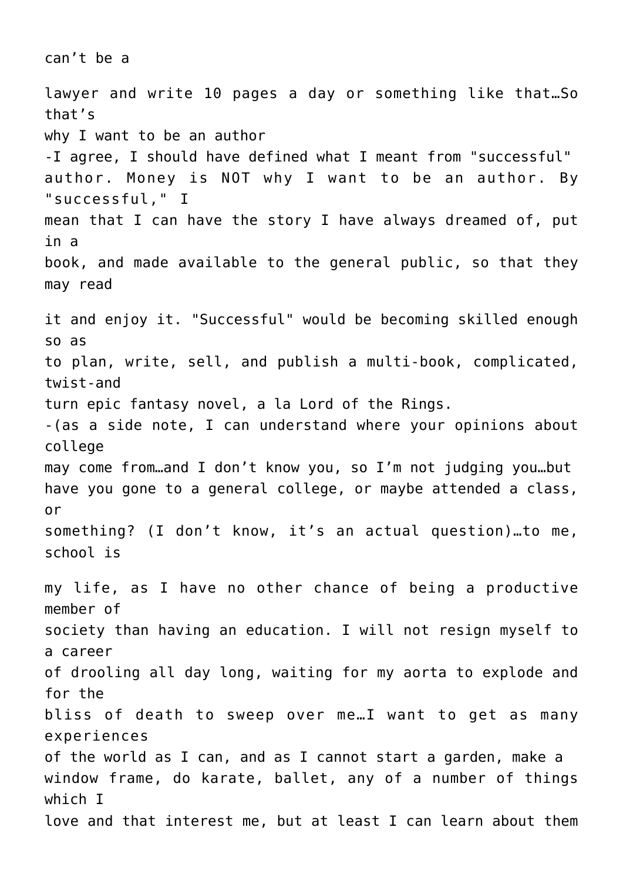can't be a lawyer and write 10 pages a day or something like that…So that's why I want to be an author

-I agree, I should have defined what I meant from "successful" author. Money is NOT why I want to be an author. By "successful," I mean that I can have the story I have always dreamed of, put in a book, and made available to the general public, so that they may read it and enjoy it. "Successful" would be becoming skilled enough so as to plan, write, sell, and publish a multi-book, complicated, twist-and turn epic fantasy novel, a la Lord of the Rings.

-(as a side note, I can understand where your opinions about college may come from…and I don't know you, so I'm not judging you…but have you gone to a general college, or maybe attended a class, or something? (I don't know, it's an actual question)…to me, school is my life, as I have no other chance of being a productive member of society than having an education. I will not resign myself to a career of drooling all day long, waiting for my aorta to explode and for the bliss of death to sweep over me…I want to get as many experiences of the world as I can, and as I cannot start a garden, make a window frame, do karate, ballet, any of a number of things which I love and that interest me, but at least I can learn about them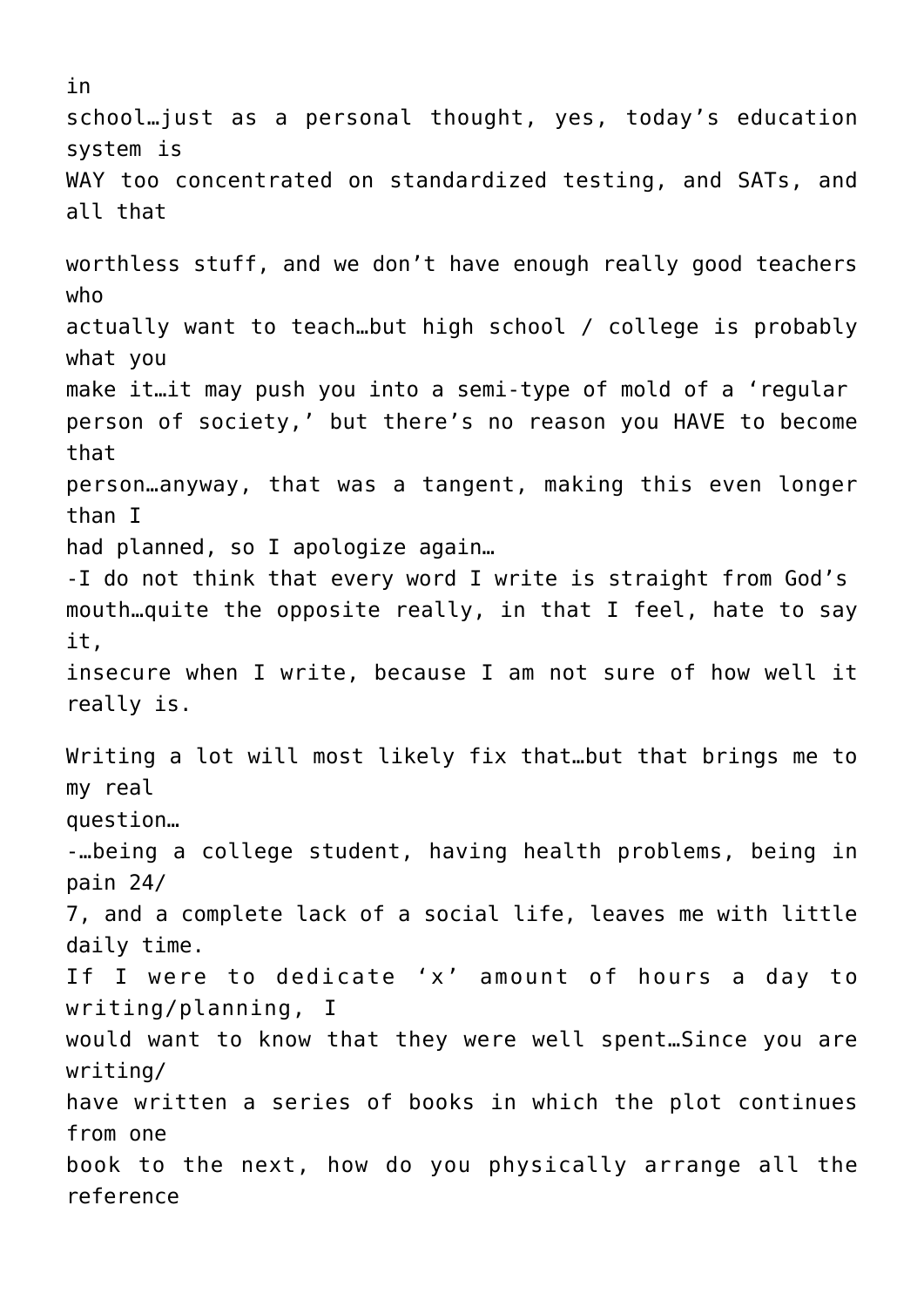in school…just as a personal thought, yes, today's education system is WAY too concentrated on standardized testing, and SATs, and all that

worthless stuff, and we don't have enough really good teachers who actually want to teach…but high school / college is probably what you make it…it may push you into a semi-type of mold of a 'regular person of society,' but there's no reason you HAVE to become that person…anyway, that was a tangent, making this even longer than I had planned, so I apologize again…

-I do not think that every word I write is straight from God's mouth…quite the opposite really, in that I feel, hate to say it, insecure when I write, because I am not sure of how well it really is.

Writing a lot will most likely fix that…but that brings me to my real question…

-…being a college student, having health problems, being in pain 24/7, and a complete lack of a social life, leaves me with little daily time. If I were to dedicate 'x' amount of hours a day to writing/planning, I would want to know that they were well spent…Since you are writing/have written a series of books in which the plot continues from one book to the next, how do you physically arrange all the reference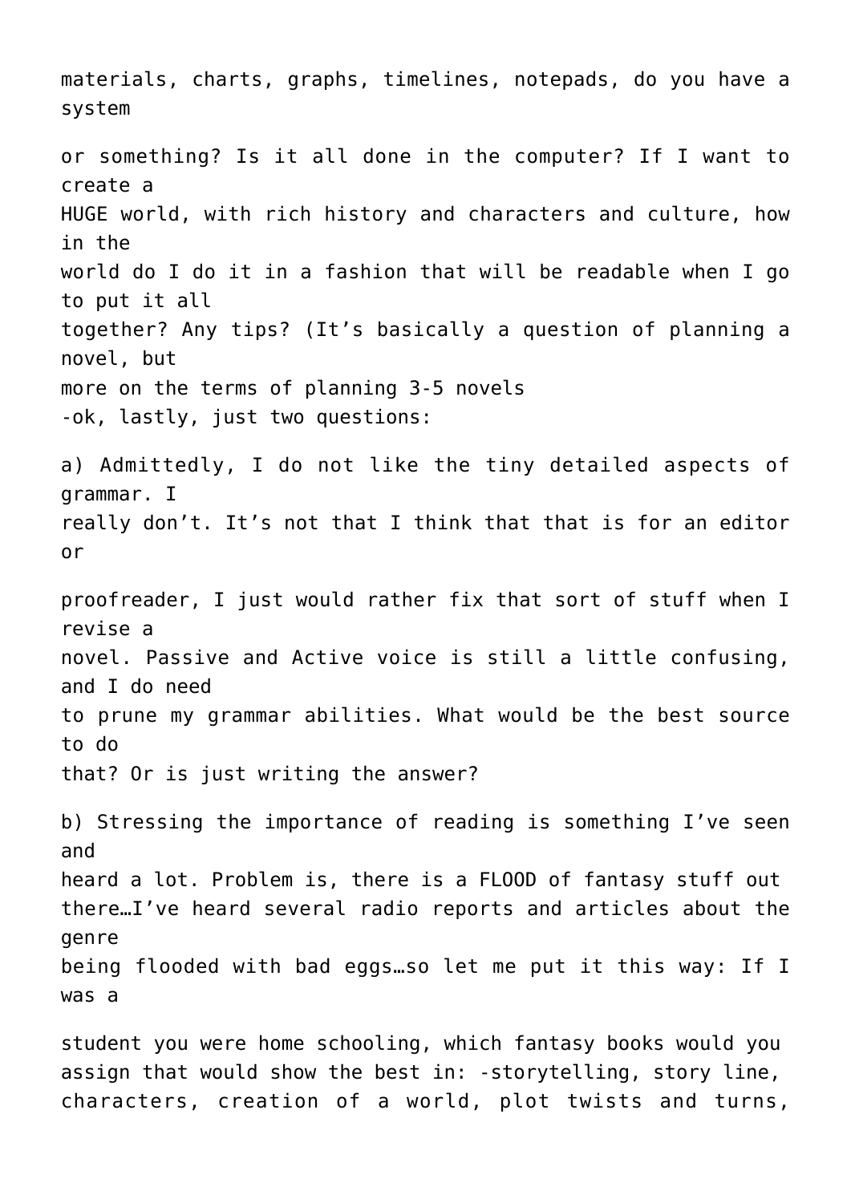materials, charts, graphs, timelines, notepads, do you have a system or something? Is it all done in the computer? If I want to create a HUGE world, with rich history and characters and culture, how in the world do I do it in a fashion that will be readable when I go to put it all together? Any tips? (It's basically a question of planning a novel, but more on the terms of planning 3-5 novels

-ok, lastly, just two questions:

a) Admittedly, I do not like the tiny detailed aspects of grammar. I really don't. It's not that I think that that is for an editor or proofreader, I just would rather fix that sort of stuff when I revise a novel. Passive and Active voice is still a little confusing, and I do need to prune my grammar abilities. What would be the best source to do that? Or is just writing the answer?

b) Stressing the importance of reading is something I've seen and heard a lot. Problem is, there is a FLOOD of fantasy stuff out there…I've heard several radio reports and articles about the genre being flooded with bad eggs…so let me put it this way: If I was a student you were home schooling, which fantasy books would you assign that would show the best in: -storytelling, story line, characters, creation of a world, plot twists and turns,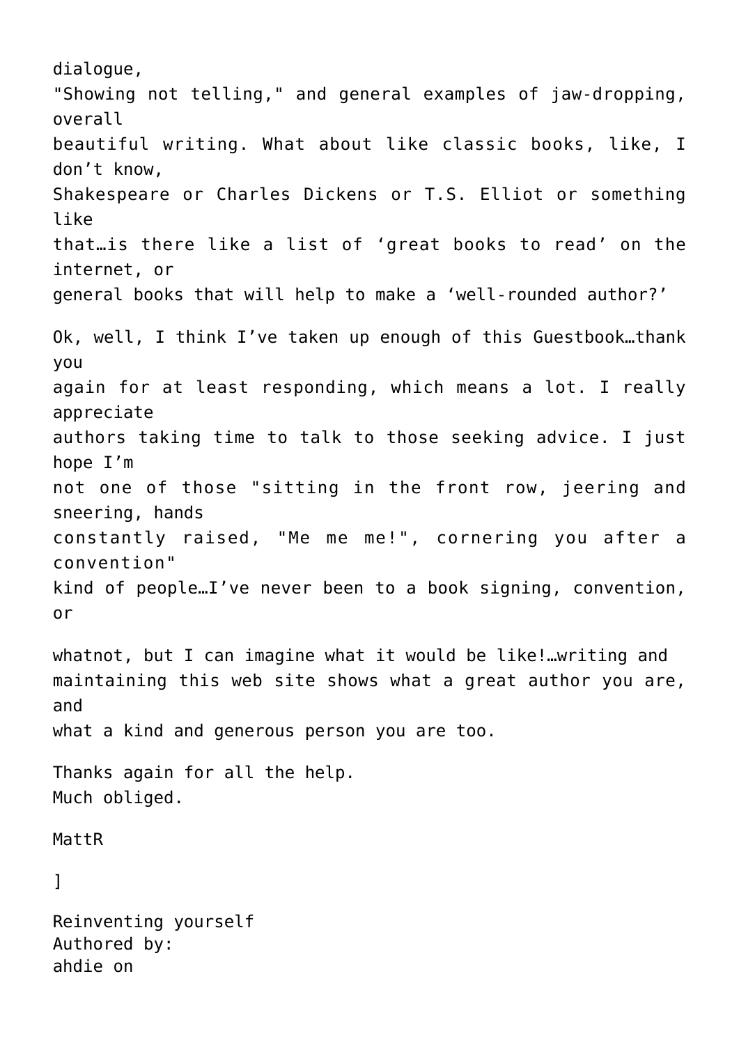dialogue,
"Showing not telling," and general examples of jaw-dropping, overall beautiful writing. What about like classic books, like, I don't know, Shakespeare or Charles Dickens or T.S. Elliot or something like that…is there like a list of 'great books to read' on the internet, or general books that will help to make a 'well-rounded author?'

Ok, well, I think I've taken up enough of this Guestbook…thank you again for at least responding, which means a lot. I really appreciate authors taking time to talk to those seeking advice. I just hope I'm not one of those "sitting in the front row, jeering and sneering, hands constantly raised, "Me me me!", cornering you after a convention" kind of people…I've never been to a book signing, convention, or

whatnot, but I can imagine what it would be like!…writing and maintaining this web site shows what a great author you are, and what a kind and generous person you are too.

Thanks again for all the help.
Much obliged.

MattR

]

Reinventing yourself
Authored by:
ahdie on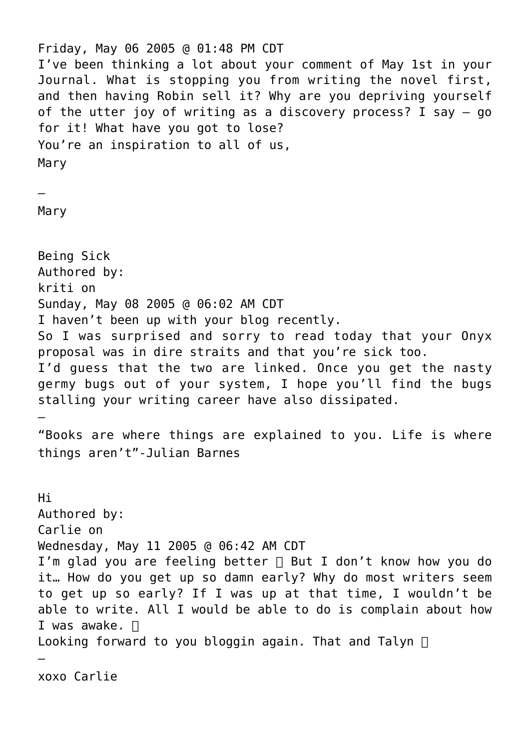Friday, May 06 2005 @ 01:48 PM CDT

I've been thinking a lot about your comment of May 1st in your Journal. What is stopping you from writing the novel first, and then having Robin sell it? Why are you depriving yourself of the utter joy of writing as a discovery process? I say – go for it! What have you got to lose?

You're an inspiration to all of us,

Mary

–

Mary

Being Sick

Authored by:

kriti on

Sunday, May 08 2005 @ 06:02 AM CDT

I haven't been up with your blog recently.

So I was surprised and sorry to read today that your Onyx proposal was in dire straits and that you're sick too.

I'd guess that the two are linked. Once you get the nasty germy bugs out of your system, I hope you'll find the bugs stalling your writing career have also dissipated.

–

"Books are where things are explained to you. Life is where things aren't"-Julian Barnes

Hi

Authored by:

Carlie on

Wednesday, May 11 2005 @ 06:42 AM CDT

I'm glad you are feeling better  But I don't know how you do it… How do you get up so damn early? Why do most writers seem to get up so early? If I was up at that time, I wouldn't be able to write. All I would be able to do is complain about how I was awake. 

Looking forward to you bloggin again. That and Talyn 

–

xoxo Carlie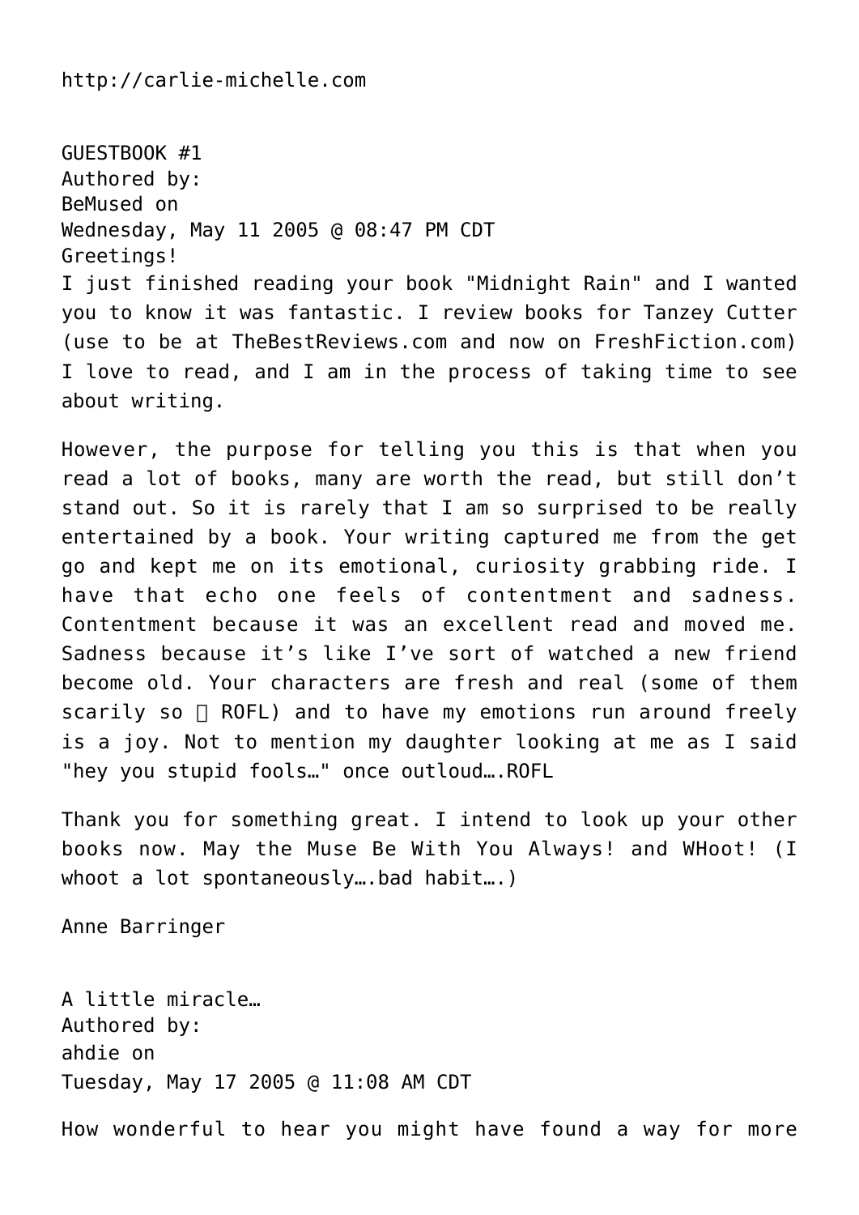http://carlie-michelle.com

GUESTBOOK #1
Authored by:
BeMused on
Wednesday, May 11 2005 @ 08:47 PM CDT
Greetings!
I just finished reading your book "Midnight Rain" and I wanted you to know it was fantastic. I review books for Tanzey Cutter (use to be at TheBestReviews.com and now on FreshFiction.com) I love to read, and I am in the process of taking time to see about writing.

However, the purpose for telling you this is that when you read a lot of books, many are worth the read, but still don't stand out. So it is rarely that I am so surprised to be really entertained by a book. Your writing captured me from the get go and kept me on its emotional, curiosity grabbing ride. I have that echo one feels of contentment and sadness. Contentment because it was an excellent read and moved me. Sadness because it's like I've sort of watched a new friend become old. Your characters are fresh and real (some of them scarily so  ROFL) and to have my emotions run around freely is a joy. Not to mention my daughter looking at me as I said "hey you stupid fools…" once outloud….ROFL

Thank you for something great. I intend to look up your other books now. May the Muse Be With You Always! and WHoot! (I whoot a lot spontaneously….bad habit….)

Anne Barringer

A little miracle…
Authored by:
ahdie on
Tuesday, May 17 2005 @ 11:08 AM CDT

How wonderful to hear you might have found a way for more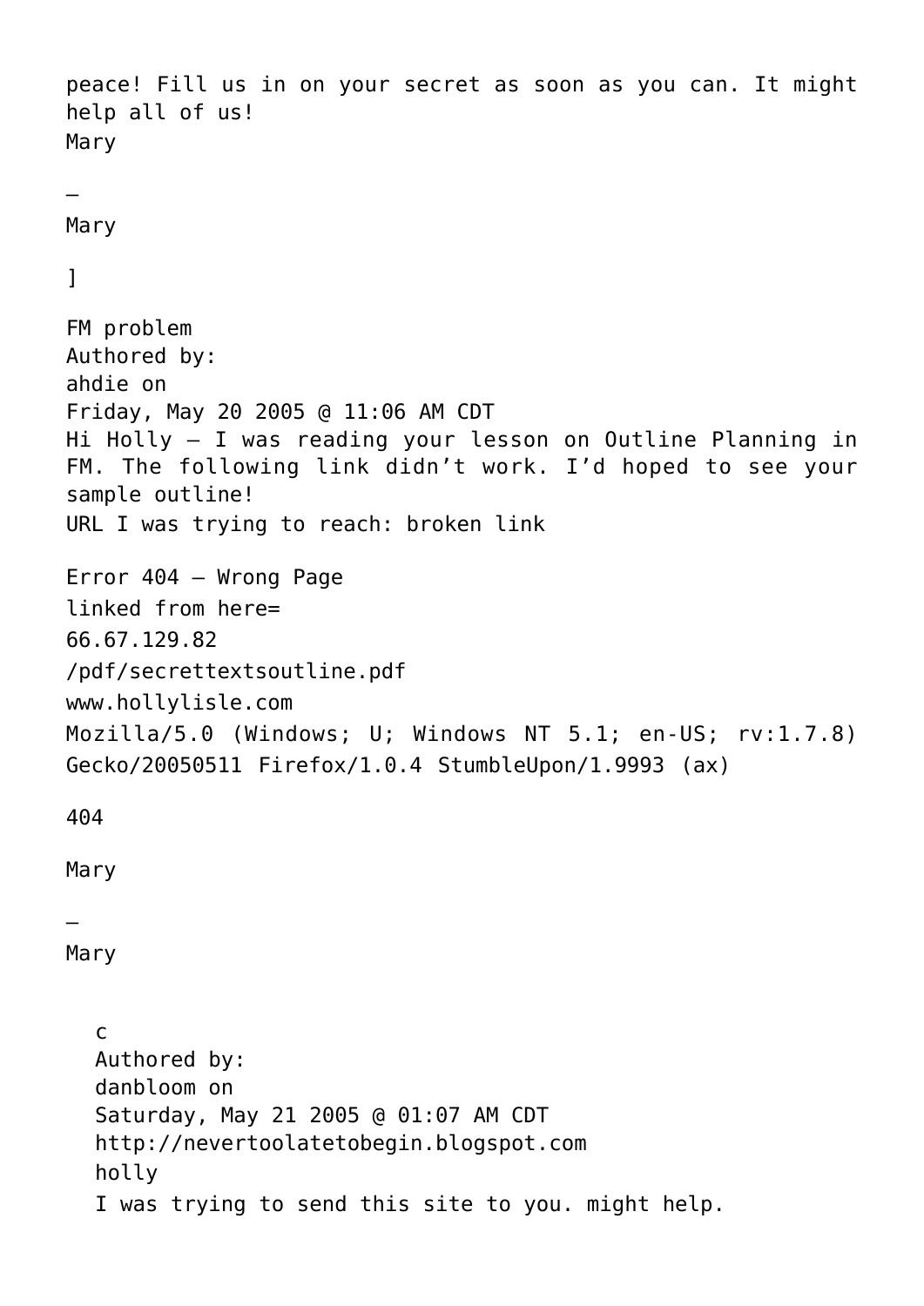peace! Fill us in on your secret as soon as you can. It might help all of us!
Mary

–

Mary

]

FM problem
Authored by:
ahdie on
Friday, May 20 2005 @ 11:06 AM CDT
Hi Holly – I was reading your lesson on Outline Planning in FM. The following link didn't work. I'd hoped to see your sample outline!
URL I was trying to reach: broken link

Error 404 – Wrong Page
linked from here=
66.67.129.82
/pdf/secrettextsoutline.pdf
www.hollylisle.com
Mozilla/5.0 (Windows; U; Windows NT 5.1; en-US; rv:1.7.8) Gecko/20050511 Firefox/1.0.4 StumbleUpon/1.9993 (ax)

404

Mary

–

Mary

> c
> Authored by:
> danbloom on
> Saturday, May 21 2005 @ 01:07 AM CDT
> http://nevertoolatetobegin.blogspot.com
> holly
> I was trying to send this site to you. might help.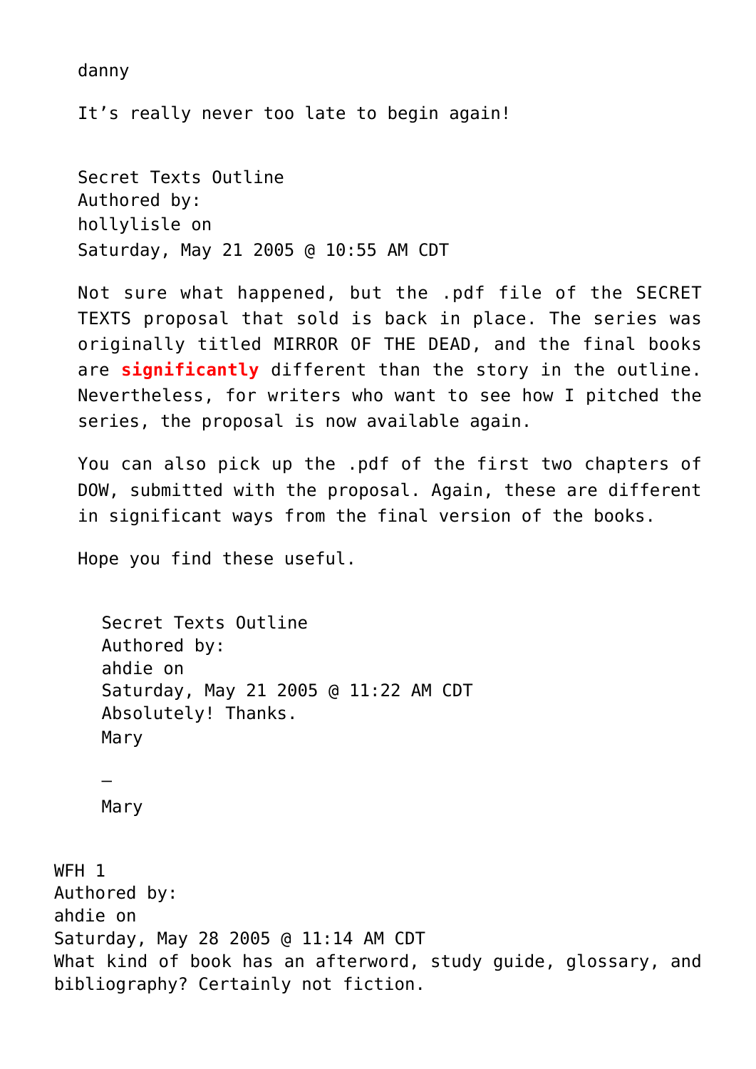danny

It’s really never too late to begin again!

Secret Texts Outline
Authored by:
hollylisle on
Saturday, May 21 2005 @ 10:55 AM CDT

Not sure what happened, but the .pdf file of the SECRET TEXTS proposal that sold is back in place. The series was originally titled MIRROR OF THE DEAD, and the final books are **significantly** different than the story in the outline. Nevertheless, for writers who want to see how I pitched the series, the proposal is now available again.

You can also pick up the .pdf of the first two chapters of DOW, submitted with the proposal. Again, these are different in significant ways from the final version of the books.

Hope you find these useful.

> Secret Texts Outline
> Authored by:
> ahdie on
> Saturday, May 21 2005 @ 11:22 AM CDT
> Absolutely! Thanks.
> Mary
>
> –
> Mary

WFH 1
Authored by:
ahdie on
Saturday, May 28 2005 @ 11:14 AM CDT
What kind of book has an afterword, study guide, glossary, and bibliography? Certainly not fiction.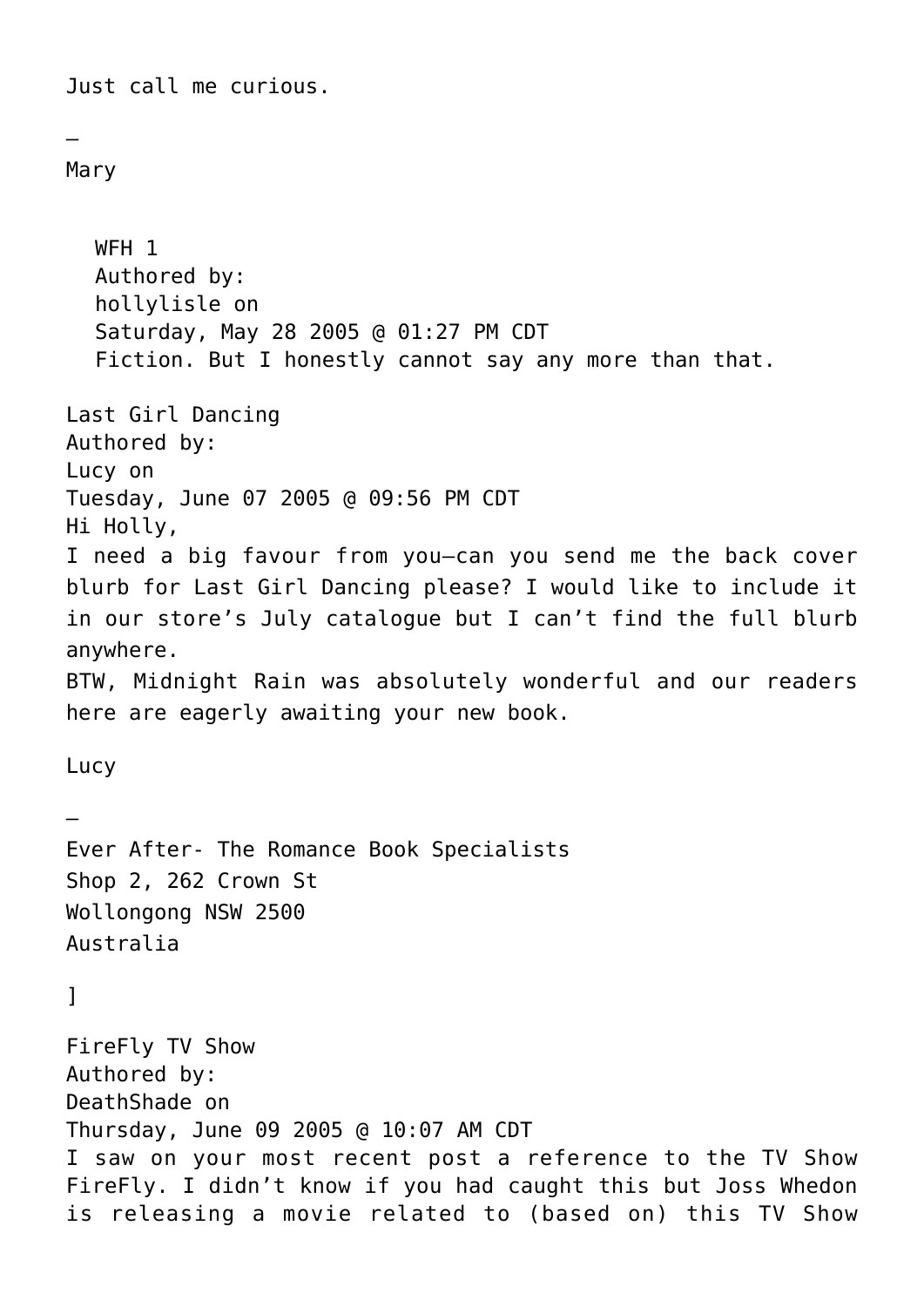Just call me curious.

–
Mary

> WFH 1
> Authored by:
> hollylisle on
> Saturday, May 28 2005 @ 01:27 PM CDT
> Fiction. But I honestly cannot say any more than that.

Last Girl Dancing
Authored by:
Lucy on
Tuesday, June 07 2005 @ 09:56 PM CDT
Hi Holly,
I need a big favour from you—can you send me the back cover blurb for Last Girl Dancing please? I would like to include it in our store's July catalogue but I can't find the full blurb anywhere.
BTW, Midnight Rain was absolutely wonderful and our readers here are eagerly awaiting your new book.

Lucy

–
Ever After- The Romance Book Specialists
Shop 2, 262 Crown St
Wollongong NSW 2500
Australia

]

FireFly TV Show
Authored by:
DeathShade on
Thursday, June 09 2005 @ 10:07 AM CDT
I saw on your most recent post a reference to the TV Show FireFly. I didn't know if you had caught this but Joss Whedon is releasing a movie related to (based on) this TV Show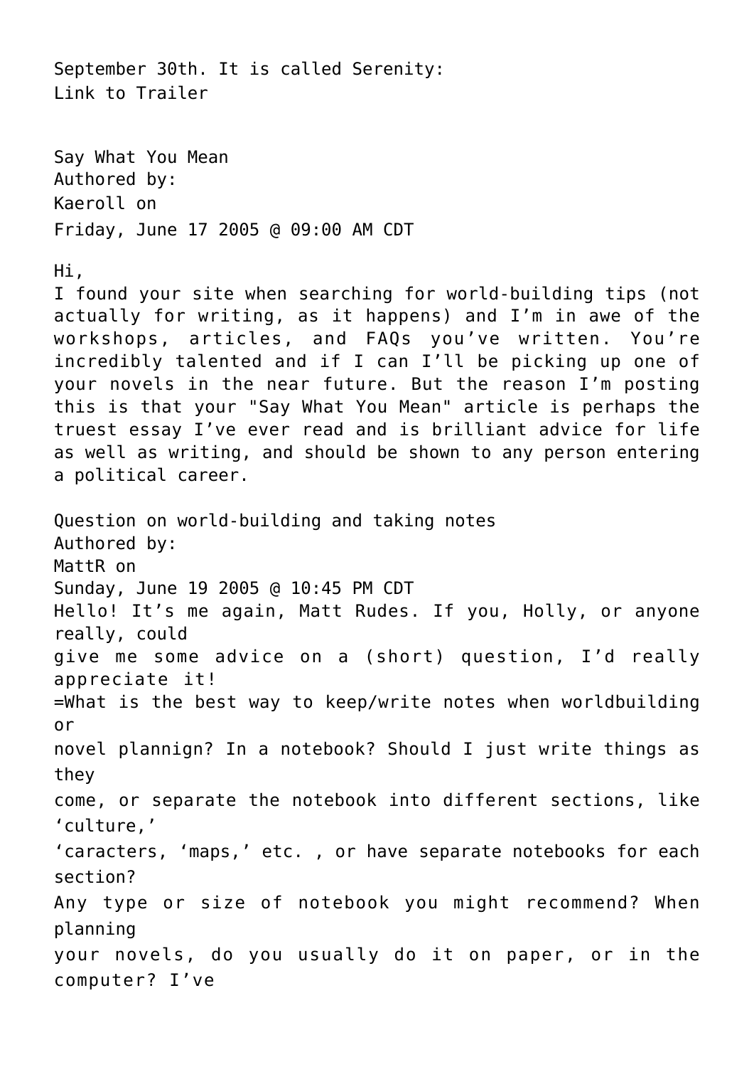September 30th. It is called Serenity:
Link to Trailer

Say What You Mean
Authored by:
Kaeroll on
Friday, June 17 2005 @ 09:00 AM CDT

Hi,
I found your site when searching for world-building tips (not actually for writing, as it happens) and I'm in awe of the workshops, articles, and FAQs you've written. You're incredibly talented and if I can I'll be picking up one of your novels in the near future. But the reason I'm posting this is that your "Say What You Mean" article is perhaps the truest essay I've ever read and is brilliant advice for life as well as writing, and should be shown to any person entering a political career.

Question on world-building and taking notes
Authored by:
MattR on
Sunday, June 19 2005 @ 10:45 PM CDT
Hello! It's me again, Matt Rudes. If you, Holly, or anyone really, could
give me some advice on a (short) question, I'd really appreciate it!
=What is the best way to keep/write notes when worldbuilding or
novel plannign? In a notebook? Should I just write things as they
come, or separate the notebook into different sections, like 'culture,'
'caracters, 'maps,' etc. , or have separate notebooks for each section?
Any type or size of notebook you might recommend? When planning
your novels, do you usually do it on paper, or in the computer? I've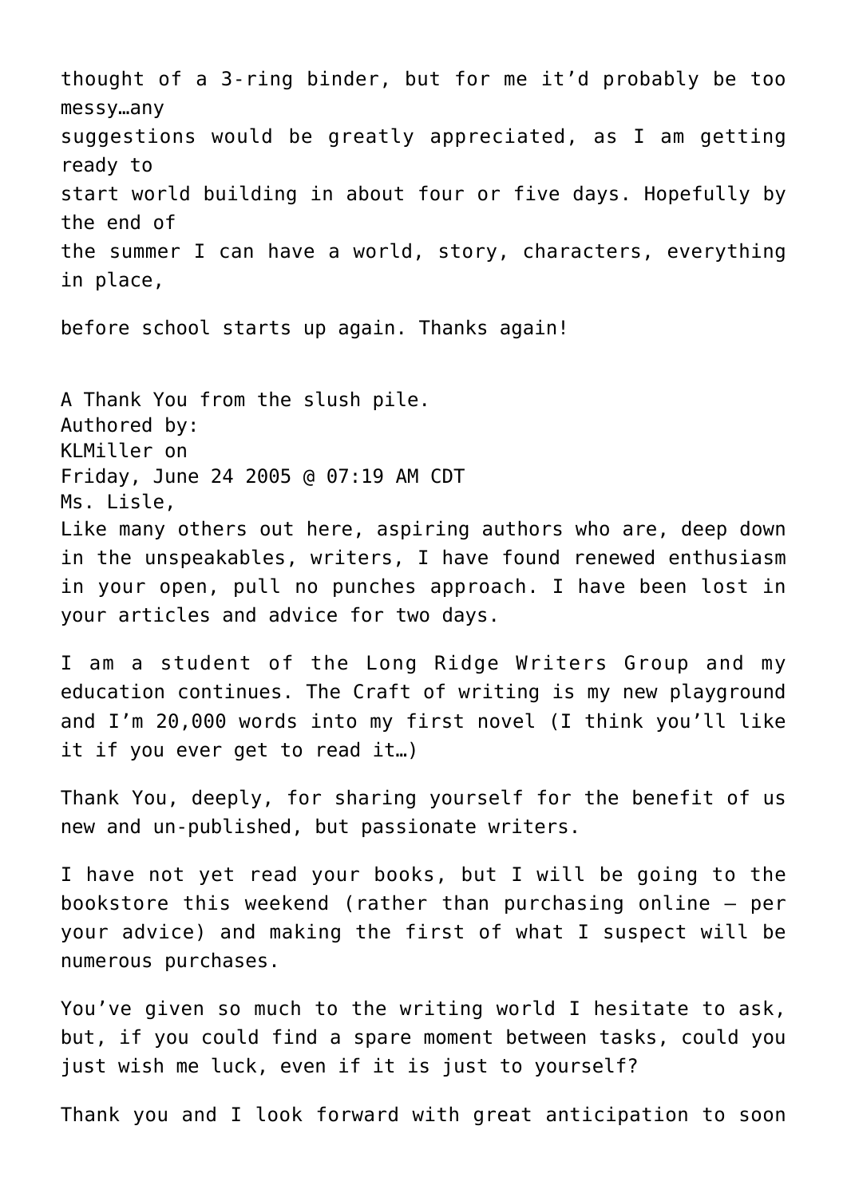thought of a 3-ring binder, but for me it'd probably be too messy…any suggestions would be greatly appreciated, as I am getting ready to start world building in about four or five days. Hopefully by the end of the summer I can have a world, story, characters, everything in place,

before school starts up again. Thanks again!

A Thank You from the slush pile.
Authored by:
KLMiller on
Friday, June 24 2005 @ 07:19 AM CDT
Ms. Lisle,
Like many others out here, aspiring authors who are, deep down in the unspeakables, writers, I have found renewed enthusiasm in your open, pull no punches approach. I have been lost in your articles and advice for two days.

I am a student of the Long Ridge Writers Group and my education continues. The Craft of writing is my new playground and I'm 20,000 words into my first novel (I think you'll like it if you ever get to read it…)

Thank You, deeply, for sharing yourself for the benefit of us new and un-published, but passionate writers.

I have not yet read your books, but I will be going to the bookstore this weekend (rather than purchasing online – per your advice) and making the first of what I suspect will be numerous purchases.

You've given so much to the writing world I hesitate to ask, but, if you could find a spare moment between tasks, could you just wish me luck, even if it is just to yourself?

Thank you and I look forward with great anticipation to soon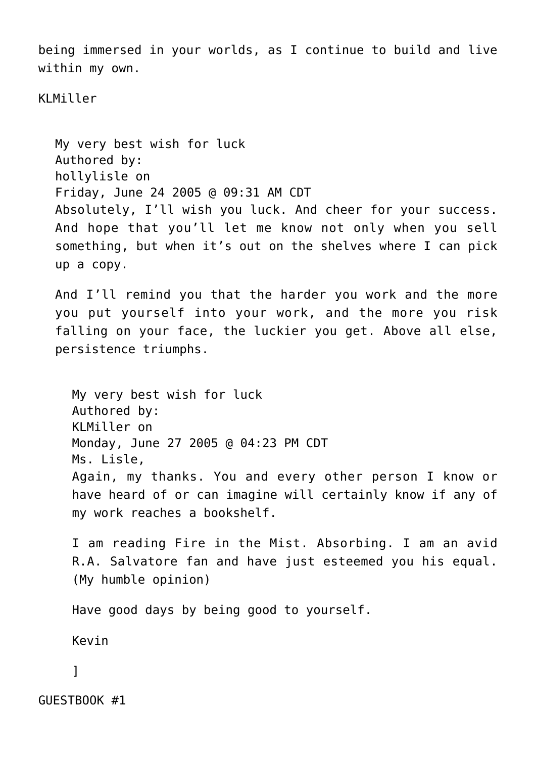being immersed in your worlds, as I continue to build and live within my own.

KLMiller

> My very best wish for luck
> Authored by:
> hollylisle on
> Friday, June 24 2005 @ 09:31 AM CDT
> Absolutely, I'll wish you luck. And cheer for your success. And hope that you'll let me know not only when you sell something, but when it's out on the shelves where I can pick up a copy.
>
> And I'll remind you that the harder you work and the more you put yourself into your work, and the more you risk falling on your face, the luckier you get. Above all else, persistence triumphs.
>
>> My very best wish for luck
>> Authored by:
>> KLMiller on
>> Monday, June 27 2005 @ 04:23 PM CDT
>> Ms. Lisle,
>> Again, my thanks. You and every other person I know or have heard of or can imagine will certainly know if any of my work reaches a bookshelf.
>>
>> I am reading Fire in the Mist. Absorbing. I am an avid R.A. Salvatore fan and have just esteemed you his equal. (My humble opinion)
>>
>> Have good days by being good to yourself.
>>
>> Kevin
>>
>> ]

GUESTBOOK #1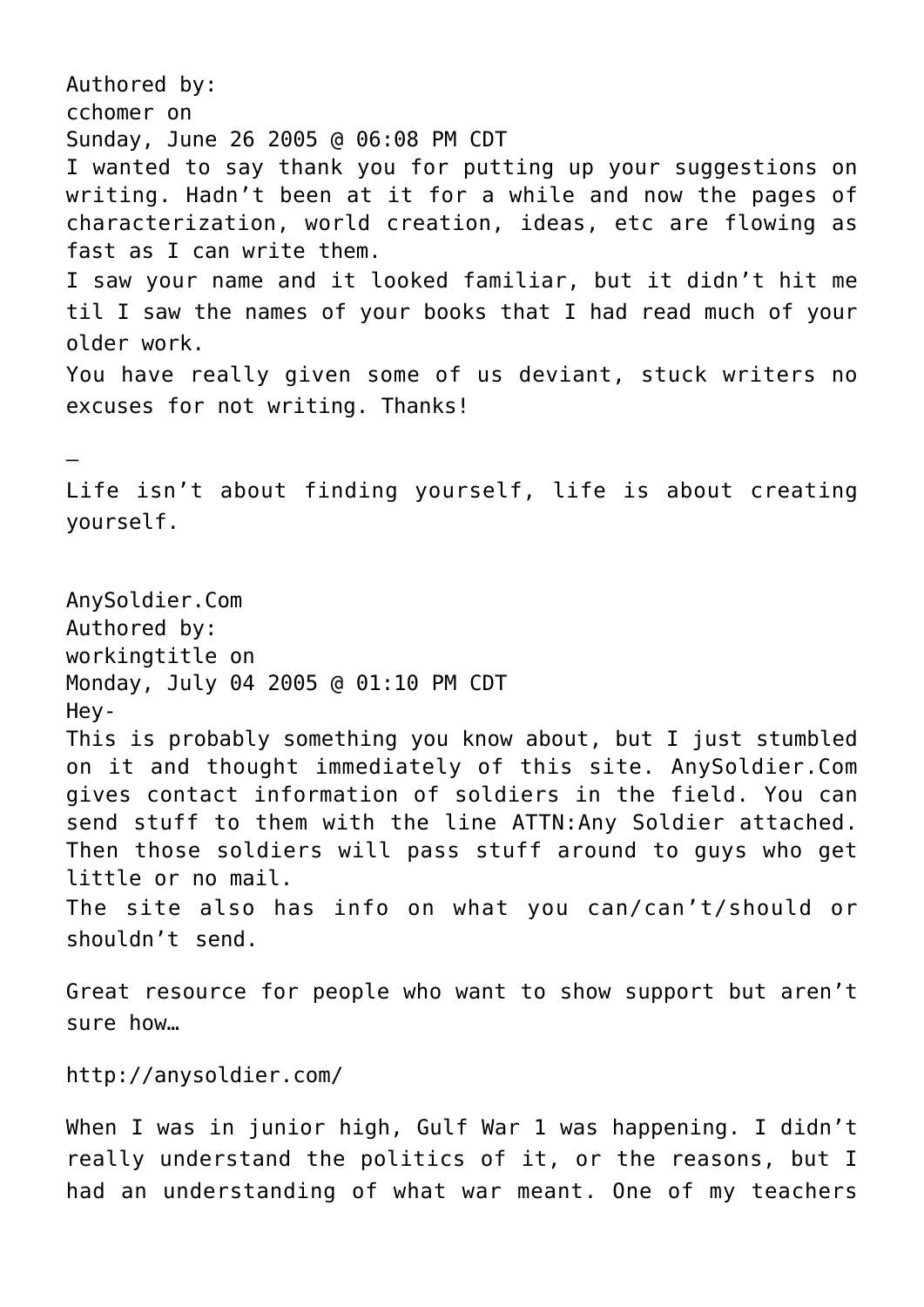Authored by:
cchomer on
Sunday, June 26 2005 @ 06:08 PM CDT

I wanted to say thank you for putting up your suggestions on writing. Hadn't been at it for a while and now the pages of characterization, world creation, ideas, etc are flowing as fast as I can write them.

I saw your name and it looked familiar, but it didn't hit me til I saw the names of your books that I had read much of your older work.

You have really given some of us deviant, stuck writers no excuses for not writing. Thanks!

—

Life isn't about finding yourself, life is about creating yourself.

AnySoldier.Com

Authored by:
workingtitle on
Monday, July 04 2005 @ 01:10 PM CDT

Hey-

This is probably something you know about, but I just stumbled on it and thought immediately of this site. AnySoldier.Com gives contact information of soldiers in the field. You can send stuff to them with the line ATTN:Any Soldier attached. Then those soldiers will pass stuff around to guys who get little or no mail.

The site also has info on what you can/can't/should or shouldn't send.

Great resource for people who want to show support but aren't sure how…

http://anysoldier.com/

When I was in junior high, Gulf War 1 was happening. I didn't really understand the politics of it, or the reasons, but I had an understanding of what war meant. One of my teachers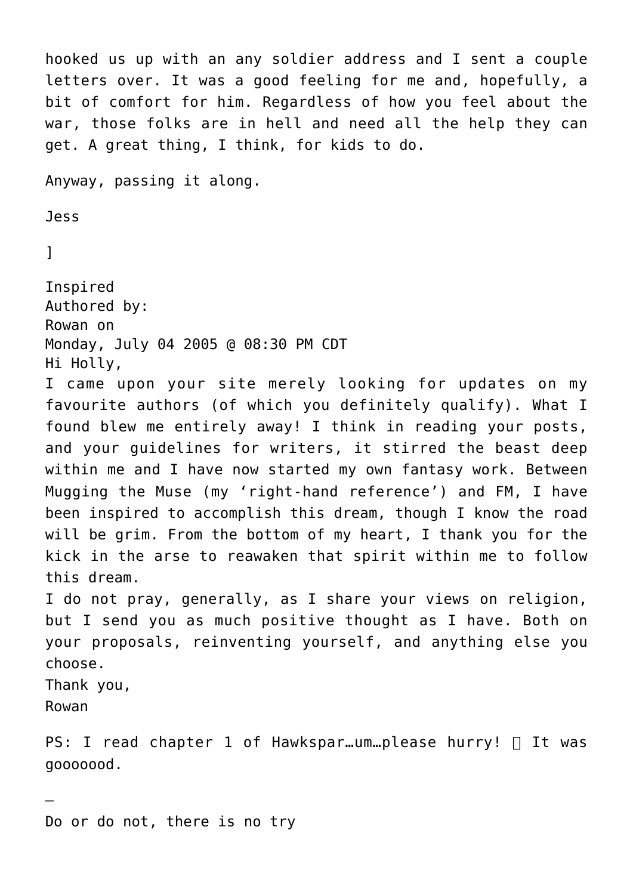hooked us up with an any soldier address and I sent a couple letters over. It was a good feeling for me and, hopefully, a bit of comfort for him. Regardless of how you feel about the war, those folks are in hell and need all the help they can get. A great thing, I think, for kids to do.

Anyway, passing it along.

Jess

]

Inspired
Authored by:
Rowan on
Monday, July 04 2005 @ 08:30 PM CDT
Hi Holly,
I came upon your site merely looking for updates on my favourite authors (of which you definitely qualify). What I found blew me entirely away! I think in reading your posts, and your guidelines for writers, it stirred the beast deep within me and I have now started my own fantasy work. Between Mugging the Muse (my 'right-hand reference') and FM, I have been inspired to accomplish this dream, though I know the road will be grim. From the bottom of my heart, I thank you for the kick in the arse to reawaken that spirit within me to follow this dream.
I do not pray, generally, as I share your views on religion, but I send you as much positive thought as I have. Both on your proposals, reinventing yourself, and anything else you choose.
Thank you,
Rowan

PS: I read chapter 1 of Hawkspar…um…please hurry! 🙂 It was goooood.

—

Do or do not, there is no try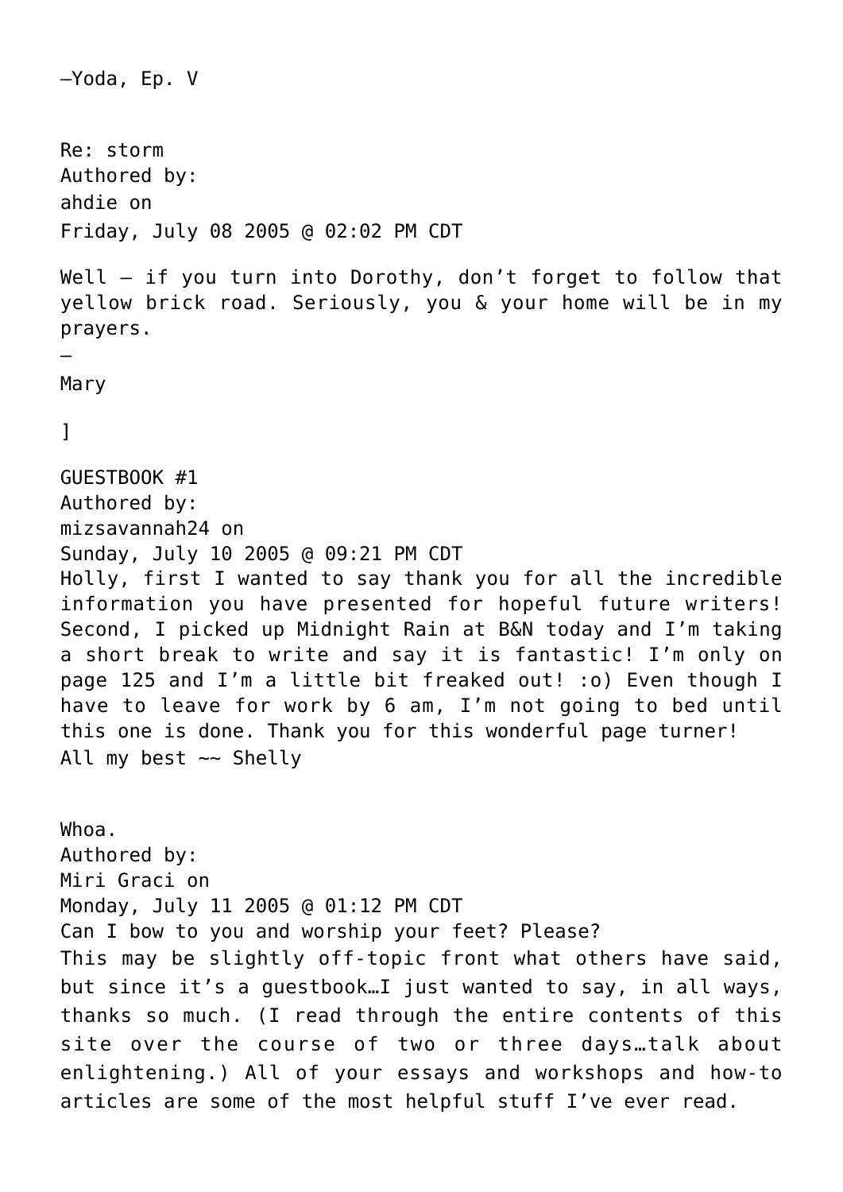—Yoda, Ep. V

Re: storm
Authored by:
ahdie on
Friday, July 08 2005 @ 02:02 PM CDT

Well – if you turn into Dorothy, don't forget to follow that yellow brick road. Seriously, you & your home will be in my prayers.
–
Mary

]

GUESTBOOK #1
Authored by:
mizsavannah24 on
Sunday, July 10 2005 @ 09:21 PM CDT
Holly, first I wanted to say thank you for all the incredible information you have presented for hopeful future writers! Second, I picked up Midnight Rain at B&N today and I'm taking a short break to write and say it is fantastic! I'm only on page 125 and I'm a little bit freaked out! :o) Even though I have to leave for work by 6 am, I'm not going to bed until this one is done. Thank you for this wonderful page turner!
All my best ~~ Shelly

Whoa.
Authored by:
Miri Graci on
Monday, July 11 2005 @ 01:12 PM CDT
Can I bow to you and worship your feet? Please?
This may be slightly off-topic front what others have said, but since it's a guestbook…I just wanted to say, in all ways, thanks so much. (I read through the entire contents of this site over the course of two or three days…talk about enlightening.) All of your essays and workshops and how-to articles are some of the most helpful stuff I've ever read.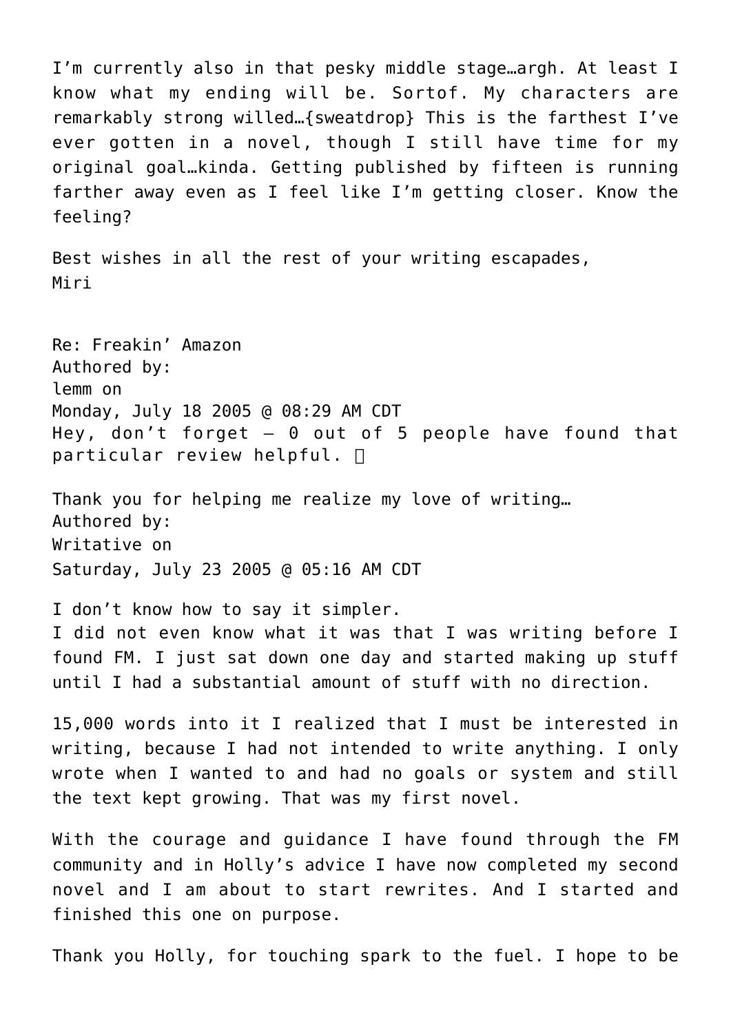I'm currently also in that pesky middle stage…argh. At least I know what my ending will be. Sortof. My characters are remarkably strong willed…{sweatdrop} This is the farthest I've ever gotten in a novel, though I still have time for my original goal…kinda. Getting published by fifteen is running farther away even as I feel like I'm getting closer. Know the feeling?

Best wishes in all the rest of your writing escapades,
Miri

Re: Freakin' Amazon
Authored by:
lemm on
Monday, July 18 2005 @ 08:29 AM CDT
Hey, don't forget – 0 out of 5 people have found that particular review helpful. 

Thank you for helping me realize my love of writing…
Authored by:
Writative on
Saturday, July 23 2005 @ 05:16 AM CDT

I don't know how to say it simpler.
I did not even know what it was that I was writing before I found FM. I just sat down one day and started making up stuff until I had a substantial amount of stuff with no direction.

15,000 words into it I realized that I must be interested in writing, because I had not intended to write anything. I only wrote when I wanted to and had no goals or system and still the text kept growing. That was my first novel.

With the courage and guidance I have found through the FM community and in Holly's advice I have now completed my second novel and I am about to start rewrites. And I started and finished this one on purpose.

Thank you Holly, for touching spark to the fuel. I hope to be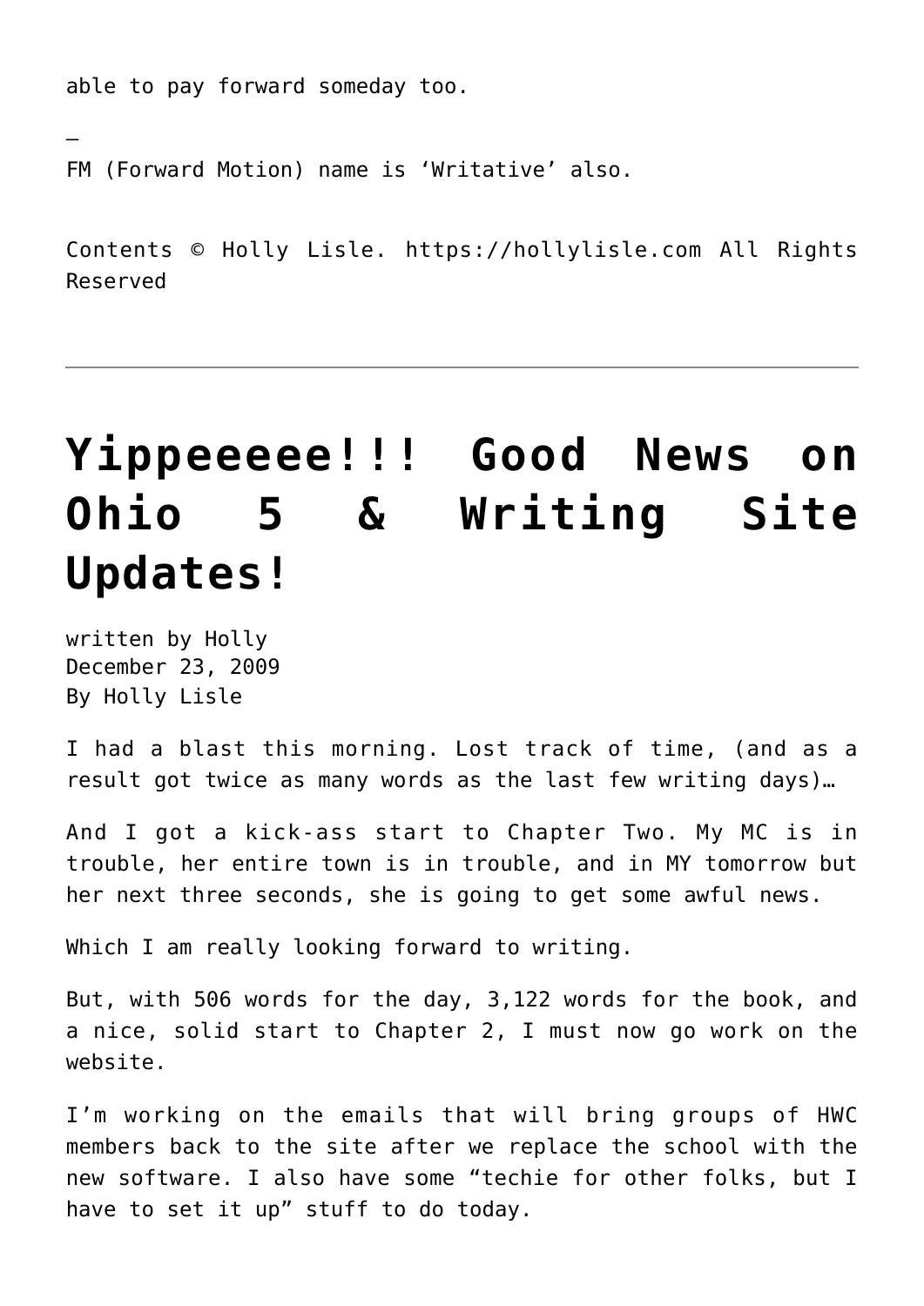able to pay forward someday too.

–

FM (Forward Motion) name is 'Writative' also.

Contents © Holly Lisle. https://hollylisle.com All Rights Reserved

---

# Yippeeeee!!! Good News on Ohio 5 & Writing Site Updates!

written by Holly
December 23, 2009
By Holly Lisle

I had a blast this morning. Lost track of time, (and as a result got twice as many words as the last few writing days)…

And I got a kick-ass start to Chapter Two. My MC is in trouble, her entire town is in trouble, and in MY tomorrow but her next three seconds, she is going to get some awful news.

Which I am really looking forward to writing.

But, with 506 words for the day, 3,122 words for the book, and a nice, solid start to Chapter 2, I must now go work on the website.

I'm working on the emails that will bring groups of HWC members back to the site after we replace the school with the new software. I also have some "techie for other folks, but I have to set it up" stuff to do today.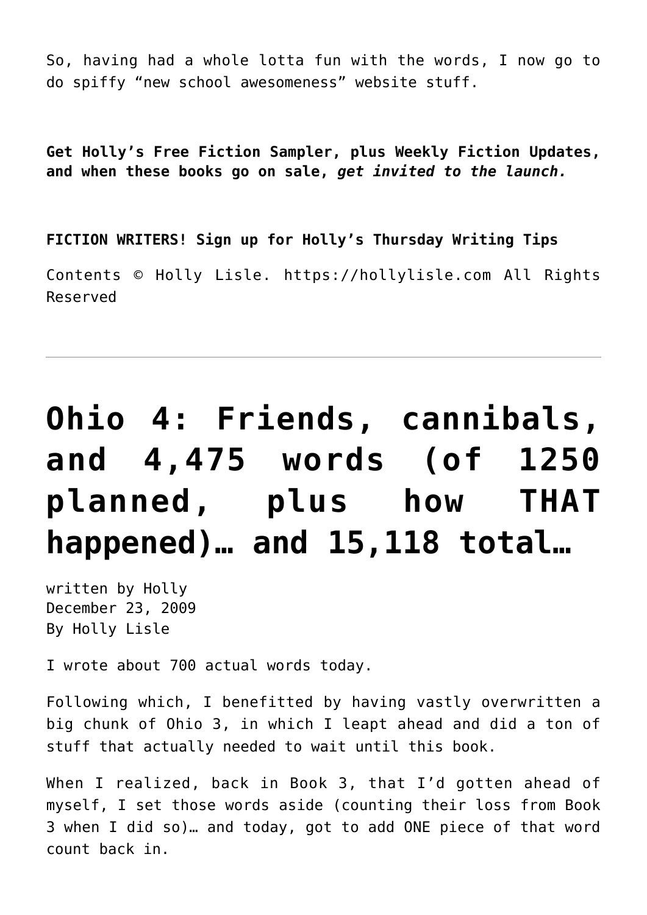So, having had a whole lotta fun with the words, I now go to do spiffy "new school awesomeness" website stuff.

**Get Holly's Free Fiction Sampler, plus Weekly Fiction Updates, and when these books go on sale, *get invited to the launch.***

**FICTION WRITERS! Sign up for Holly's Thursday Writing Tips**

Contents © Holly Lisle. https://hollylisle.com All Rights Reserved

---

# Ohio 4: Friends, cannibals, and 4,475 words (of 1250 planned, plus how THAT happened)… and 15,118 total…

written by Holly
December 23, 2009
By Holly Lisle

I wrote about 700 actual words today.

Following which, I benefitted by having vastly overwritten a big chunk of Ohio 3, in which I leapt ahead and did a ton of stuff that actually needed to wait until this book.

When I realized, back in Book 3, that I'd gotten ahead of myself, I set those words aside (counting their loss from Book 3 when I did so)… and today, got to add ONE piece of that word count back in.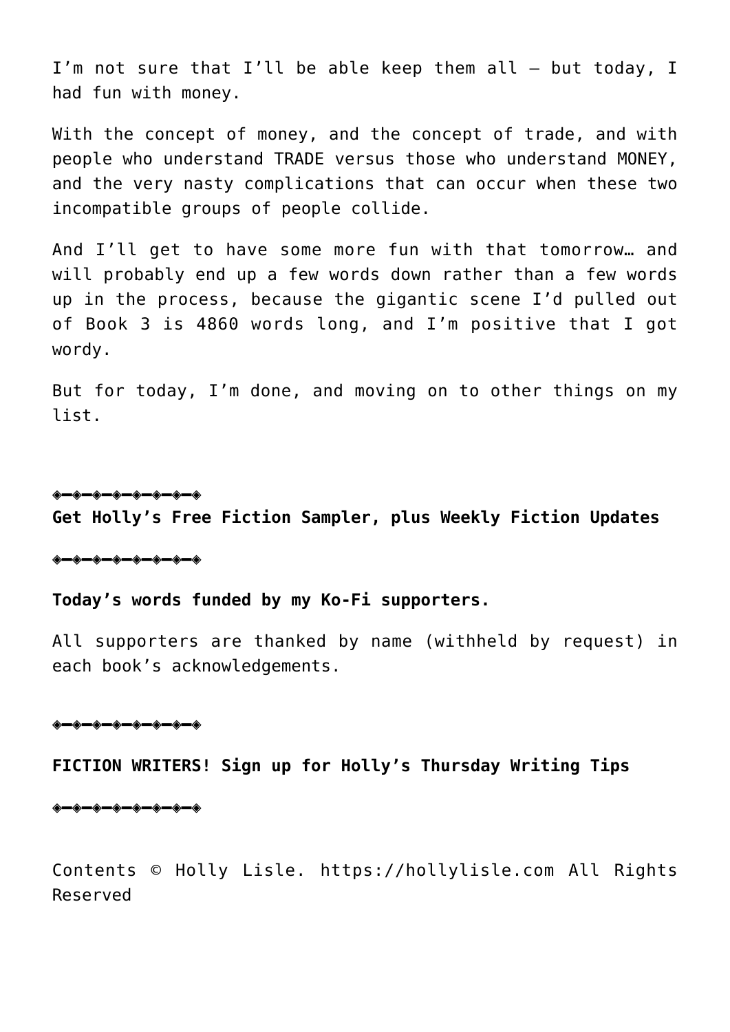I'm not sure that I'll be able keep them all — but today, I had fun with money.

With the concept of money, and the concept of trade, and with people who understand TRADE versus those who understand MONEY, and the very nasty complications that can occur when these two incompatible groups of people collide.

And I'll get to have some more fun with that tomorrow… and will probably end up a few words down rather than a few words up in the process, because the gigantic scene I'd pulled out of Book 3 is 4860 words long, and I'm positive that I got wordy.

But for today, I'm done, and moving on to other things on my list.

◈━◈━◈━◈━◈━◈━◈━◈

**Get Holly's Free Fiction Sampler, plus Weekly Fiction Updates**

◈━◈━◈━◈━◈━◈━◈━◈

**Today's words funded by my Ko-Fi supporters.**

All supporters are thanked by name (withheld by request) in each book's acknowledgements.

◈━◈━◈━◈━◈━◈━◈━◈

**FICTION WRITERS! Sign up for Holly's Thursday Writing Tips**

◈━◈━◈━◈━◈━◈━◈━◈

Contents © Holly Lisle. https://hollylisle.com All Rights Reserved